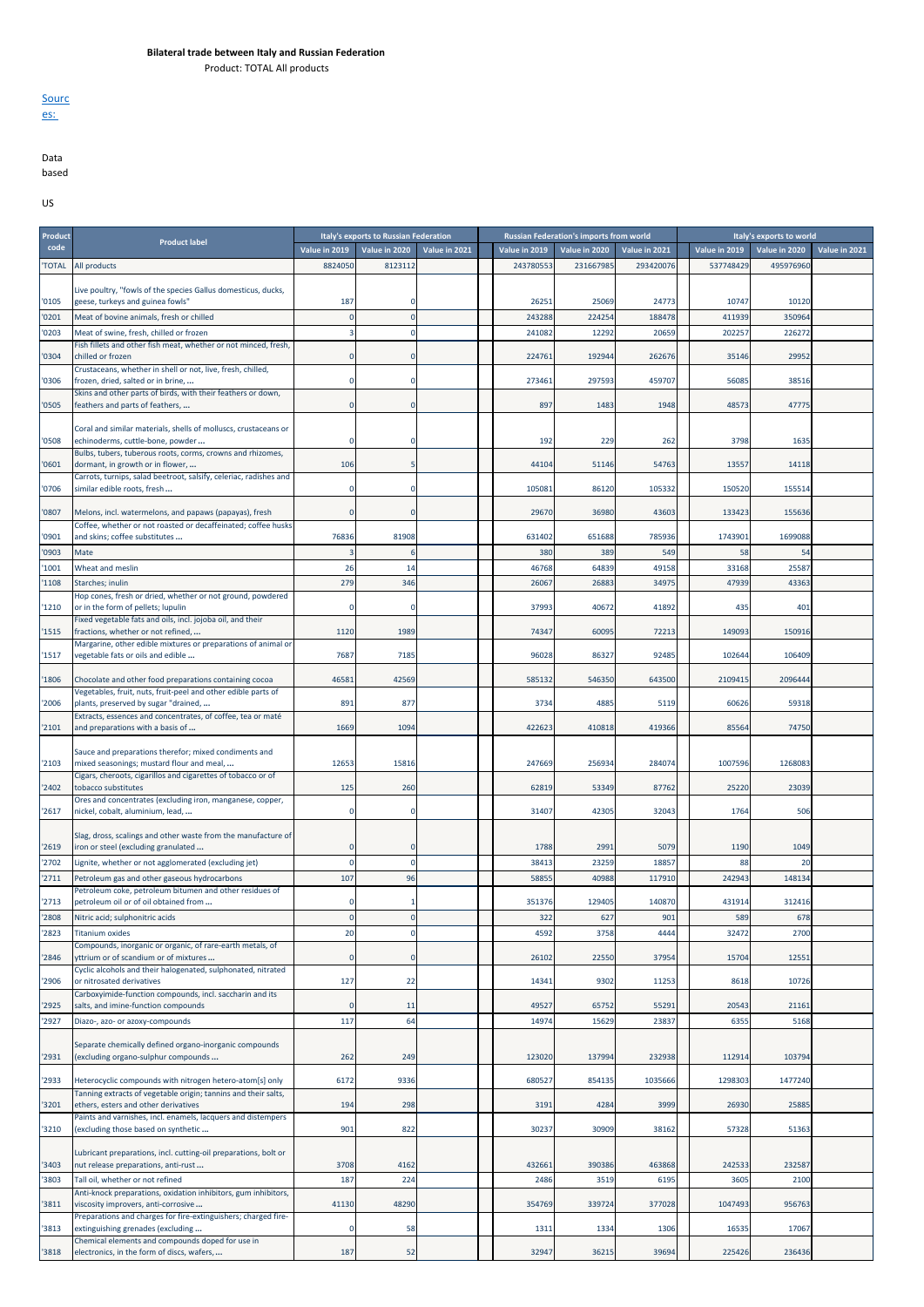**Bilateral trade between Italy and Russian Federation**

Product: TOTAL All products

Sourc
es:

Data
based

US

| Product code | Product label | Italy's exports to Russian Federation | | | Russian Federation's imports from world | | | Italy's exports to world | | |
|---|---|---|---|---|---|---|---|---|---|---|
| | | Value in 2019 | Value in 2020 | Value in 2021 | Value in 2019 | Value in 2020 | Value in 2021 | Value in 2019 | Value in 2020 | Value in 2021 |
| 'TOTAL | All products | 8824050 | 8123112 | | 243780553 | 231667985 | 293420076 | 537748429 | 495976960 | |
| '0105 | Live poultry, "fowls of the species Gallus domesticus, ducks, geese, turkeys and guinea fowls" | 187 | 0 | | 26251 | 25069 | 24773 | 10747 | 10120 | |
| '0201 | Meat of bovine animals, fresh or chilled | 0 | 0 | | 243288 | 224254 | 188478 | 411939 | 350964 | |
| '0203 | Meat of swine, fresh, chilled or frozen | 3 | 0 | | 241082 | 12292 | 20659 | 202257 | 226272 | |
| '0304 | Fish fillets and other fish meat, whether or not minced, fresh, chilled or frozen | 0 | 0 | | 224761 | 192944 | 262676 | 35146 | 29952 | |
| '0306 | Crustaceans, whether in shell or not, live, fresh, chilled, frozen, dried, salted or in brine, ... | 0 | 0 | | 273461 | 297593 | 459707 | 56085 | 38516 | |
| '0505 | Skins and other parts of birds, with their feathers or down, feathers and parts of feathers, ... | 0 | 0 | | 897 | 1483 | 1948 | 48573 | 47775 | |
| '0508 | Coral and similar materials, shells of molluscs, crustaceans or echinoderms, cuttle-bone, powder ... | 0 | 0 | | 192 | 229 | 262 | 3798 | 1635 | |
| '0601 | Bulbs, tubers, tuberous roots, corms, crowns and rhizomes, dormant, in growth or in flower, ... | 106 | 5 | | 44104 | 51146 | 54763 | 13557 | 14118 | |
| '0706 | Carrots, turnips, salad beetroot, salsify, celeriac, radishes and similar edible roots, fresh ... | 0 | 0 | | 105081 | 86120 | 105332 | 150520 | 155514 | |
| '0807 | Melons, incl. watermelons, and papaws (papayas), fresh | 0 | 0 | | 29670 | 36980 | 43603 | 133423 | 155636 | |
| '0901 | Coffee, whether or not roasted or decaffeinated; coffee husks and skins; coffee substitutes ... | 76836 | 81908 | | 631402 | 651688 | 785936 | 1743901 | 1699088 | |
| '0903 | Mate | 3 | 6 | | 380 | 389 | 549 | 58 | 54 | |
| '1001 | Wheat and meslin | 26 | 14 | | 46768 | 64839 | 49158 | 33168 | 25587 | |
| '1108 | Starches; inulin | 279 | 346 | | 26067 | 26883 | 34975 | 47939 | 43363 | |
| '1210 | Hop cones, fresh or dried, whether or not ground, powdered or in the form of pellets; lupulin | 0 | 0 | | 37993 | 40672 | 41892 | 435 | 401 | |
| '1515 | Fixed vegetable fats and oils, incl. jojoba oil, and their fractions, whether or not refined, ... | 1120 | 1989 | | 74347 | 60095 | 72213 | 149093 | 150916 | |
| '1517 | Margarine, other edible mixtures or preparations of animal or vegetable fats or oils and edible ... | 7687 | 7185 | | 96028 | 86327 | 92485 | 102644 | 106409 | |
| '1806 | Chocolate and other food preparations containing cocoa | 46581 | 42569 | | 585132 | 546350 | 643500 | 2109415 | 2096444 | |
| '2006 | Vegetables, fruit, nuts, fruit-peel and other edible parts of plants, preserved by sugar "drained, ... | 891 | 877 | | 3734 | 4885 | 5119 | 60626 | 59318 | |
| '2101 | Extracts, essences and concentrates, of coffee, tea or maté and preparations with a basis of ... | 1669 | 1094 | | 422623 | 410818 | 419366 | 85564 | 74750 | |
| '2103 | Sauce and preparations therefor; mixed condiments and mixed seasonings; mustard flour and meal, ... | 12653 | 15816 | | 247669 | 256934 | 284074 | 1007596 | 1268083 | |
| '2402 | Cigars, cheroots, cigarillos and cigarettes of tobacco or of tobacco substitutes | 125 | 260 | | 62819 | 53349 | 87762 | 25220 | 23039 | |
| '2617 | Ores and concentrates (excluding iron, manganese, copper, nickel, cobalt, aluminium, lead, ... | 0 | 0 | | 31407 | 42305 | 32043 | 1764 | 506 | |
| '2619 | Slag, dross, scalings and other waste from the manufacture of iron or steel (excluding granulated ... | 0 | 0 | | 1788 | 2991 | 5079 | 1190 | 1049 | |
| '2702 | Lignite, whether or not agglomerated (excluding jet) | 0 | 0 | | 38413 | 23259 | 18857 | 88 | 20 | |
| '2711 | Petroleum gas and other gaseous hydrocarbons | 107 | 96 | | 58855 | 40988 | 117910 | 242943 | 148134 | |
| '2713 | Petroleum coke, petroleum bitumen and other residues of petroleum oil or of oil obtained from ... | 0 | 1 | | 351376 | 129405 | 140870 | 431914 | 312416 | |
| '2808 | Nitric acid; sulphonitric acids | 0 | 0 | | 322 | 627 | 901 | 589 | 678 | |
| '2823 | Titanium oxides | 20 | 0 | | 4592 | 3758 | 4444 | 32472 | 2700 | |
| '2846 | Compounds, inorganic or organic, of rare-earth metals, of yttrium or of scandium or of mixtures ... | 0 | 0 | | 26102 | 22550 | 37954 | 15704 | 12551 | |
| '2906 | Cyclic alcohols and their halogenated, sulphonated, nitrated or nitrosated derivatives | 127 | 22 | | 14341 | 9302 | 11253 | 8618 | 10726 | |
| '2925 | Carboxyimide-function compounds, incl. saccharin and its salts, and imine-function compounds | 0 | 11 | | 49527 | 65752 | 55291 | 20543 | 21161 | |
| '2927 | Diazo-, azo- or azoxy-compounds | 117 | 64 | | 14974 | 15629 | 23837 | 6355 | 5168 | |
| '2931 | Separate chemically defined organo-inorganic compounds (excluding organo-sulphur compounds ... | 262 | 249 | | 123020 | 137994 | 232938 | 112914 | 103794 | |
| '2933 | Heterocyclic compounds with nitrogen hetero-atom[s] only | 6172 | 9336 | | 680527 | 854135 | 1035666 | 1298303 | 1477240 | |
| '3201 | Tanning extracts of vegetable origin; tannins and their salts, ethers, esters and other derivatives | 194 | 298 | | 3191 | 4284 | 3999 | 26930 | 25885 | |
| '3210 | Paints and varnishes, incl. enamels, lacquers and distempers (excluding those based on synthetic ... | 901 | 822 | | 30237 | 30909 | 38162 | 57328 | 51363 | |
| '3403 | Lubricant preparations, incl. cutting-oil preparations, bolt or nut release preparations, anti-rust ... | 3708 | 4162 | | 432661 | 390386 | 463868 | 242533 | 232587 | |
| '3803 | Tall oil, whether or not refined | 187 | 224 | | 2486 | 3519 | 6195 | 3605 | 2100 | |
| '3811 | Anti-knock preparations, oxidation inhibitors, gum inhibitors, viscosity improvers, anti-corrosive ... | 41130 | 48290 | | 354769 | 339724 | 377028 | 1047493 | 956763 | |
| '3813 | Preparations and charges for fire-extinguishers; charged fire-extinguishing grenades (excluding ... | 0 | 58 | | 1311 | 1334 | 1306 | 16535 | 17067 | |
| '3818 | Chemical elements and compounds doped for use in electronics, in the form of discs, wafers, ... | 187 | 52 | | 32947 | 36215 | 39694 | 225426 | 236436 | |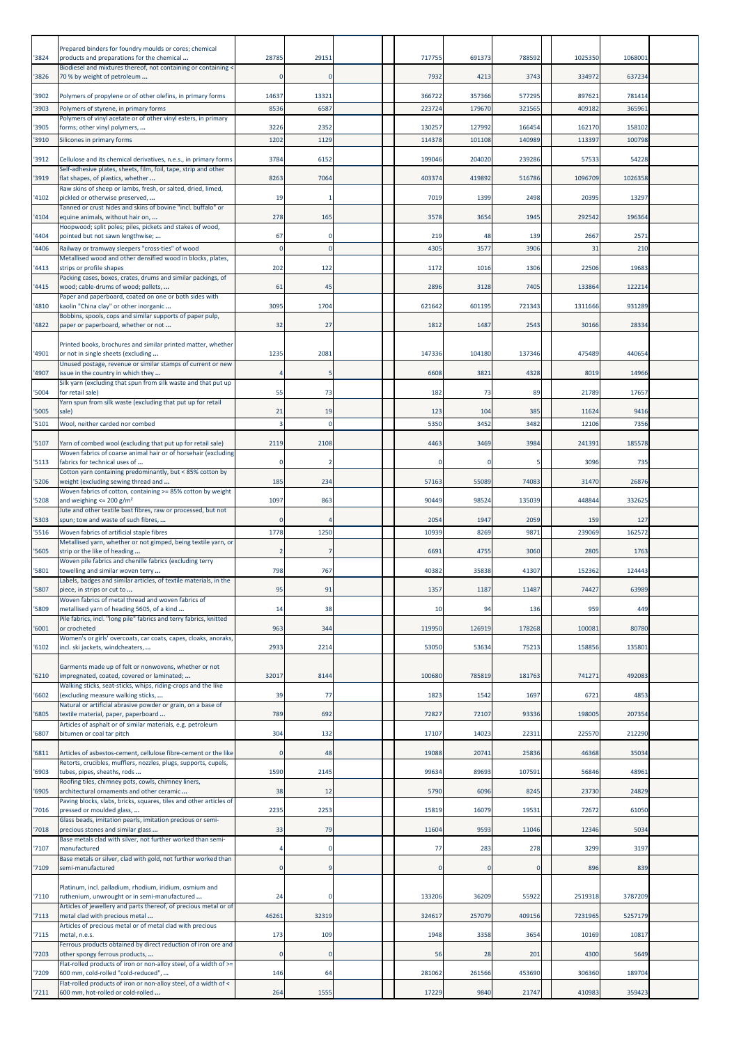| | | | | | | | | | | | | |
|---|---|---|---|---|---|---|---|---|---|---|---|---|
| '3824 | Prepared binders for foundry moulds or cores; chemical products and preparations for the chemical ... | 28785 | 29151 | | | 717755 | 691373 | 788592 | | 1025350 | 1068001 | |
| '3826 | Biodiesel and mixtures thereof, not containing or containing < 70 % by weight of petroleum ... | 0 | 0 | | | 7932 | 4213 | 3743 | | 334972 | 637234 | |
| '3902 | Polymers of propylene or of other olefins, in primary forms | 14637 | 13321 | | | 366722 | 357366 | 577295 | | 897621 | 781414 | |
| '3903 | Polymers of styrene, in primary forms | 8536 | 6587 | | | 223724 | 179670 | 321565 | | 409182 | 365961 | |
| '3905 | Polymers of vinyl acetate or of other vinyl esters, in primary forms; other vinyl polymers, ... | 3226 | 2352 | | | 130257 | 127992 | 166454 | | 162170 | 158102 | |
| '3910 | Silicones in primary forms | 1202 | 1129 | | | 114378 | 101108 | 140989 | | 113397 | 100798 | |
| '3912 | Cellulose and its chemical derivatives, n.e.s., in primary forms | 3784 | 6152 | | | 199046 | 204020 | 239286 | | 57533 | 54228 | |
| '3919 | Self-adhesive plates, sheets, film, foil, tape, strip and other flat shapes, of plastics, whether ... | 8263 | 7064 | | | 403374 | 419892 | 516786 | | 1096709 | 1026358 | |
| '4102 | Raw skins of sheep or lambs, fresh, or salted, dried, limed, pickled or otherwise preserved, ... | 19 | 1 | | | 7019 | 1399 | 2498 | | 20395 | 13297 | |
| '4104 | Tanned or crust hides and skins of bovine "incl. buffalo" or equine animals, without hair on, ... | 278 | 165 | | | 3578 | 3654 | 1945 | | 292542 | 196364 | |
| '4404 | Hoopwood; split poles; piles, pickets and stakes of wood, pointed but not sawn lengthwise; ... | 67 | 0 | | | 219 | 48 | 139 | | 2667 | 2571 | |
| '4406 | Railway or tramway sleepers "cross-ties" of wood | 0 | 0 | | | 4305 | 3577 | 3906 | | 31 | 210 | |
| '4413 | Metallised wood and other densified wood in blocks, plates, strips or profile shapes | 202 | 122 | | | 1172 | 1016 | 1306 | | 22506 | 19683 | |
| '4415 | Packing cases, boxes, crates, drums and similar packings, of wood; cable-drums of wood; pallets, ... | 61 | 45 | | | 2896 | 3128 | 7405 | | 133864 | 122214 | |
| '4810 | Paper and paperboard, coated on one or both sides with kaolin "China clay" or other inorganic ... | 3095 | 1704 | | | 621642 | 601195 | 721343 | | 1311666 | 931289 | |
| '4822 | Bobbins, spools, cops and similar supports of paper pulp, paper or paperboard, whether or not ... | 32 | 27 | | | 1812 | 1487 | 2543 | | 30166 | 28334 | |
| '4901 | Printed books, brochures and similar printed matter, whether or not in single sheets (excluding ... | 1235 | 2081 | | | 147336 | 104180 | 137346 | | 475489 | 440654 | |
| '4907 | Unused postage, revenue or similar stamps of current or new issue in the country in which they ... | 4 | 5 | | | 6608 | 3821 | 4328 | | 8019 | 14966 | |
| '5004 | Silk yarn (excluding that spun from silk waste and that put up for retail sale) | 55 | 73 | | | 182 | 73 | 89 | | 21789 | 17657 | |
| '5005 | Yarn spun from silk waste (excluding that put up for retail sale) | 21 | 19 | | | 123 | 104 | 385 | | 11624 | 9416 | |
| '5101 | Wool, neither carded nor combed | 3 | 0 | | | 5350 | 3452 | 3482 | | 12106 | 7356 | |
| '5107 | Yarn of combed wool (excluding that put up for retail sale) | 2119 | 2108 | | | 4463 | 3469 | 3984 | | 241391 | 185578 | |
| '5113 | Woven fabrics of coarse animal hair or of horsehair (excluding fabrics for technical uses of ... | 0 | 2 | | | 0 | 0 | 5 | | 3096 | 735 | |
| '5206 | Cotton yarn containing predominantly, but < 85% cotton by weight (excluding sewing thread and ... | 185 | 234 | | | 57163 | 55089 | 74083 | | 31470 | 26876 | |
| '5208 | Woven fabrics of cotton, containing >= 85% cotton by weight and weighing <= 200 g/m² | 1097 | 863 | | | 90449 | 98524 | 135039 | | 448844 | 332625 | |
| '5303 | Jute and other textile bast fibres, raw or processed, but not spun; tow and waste of such fibres, ... | 0 | 4 | | | 2054 | 1947 | 2059 | | 159 | 127 | |
| '5516 | Woven fabrics of artificial staple fibres | 1778 | 1250 | | | 10939 | 8269 | 9871 | | 239069 | 162572 | |
| '5605 | Metallised yarn, whether or not gimped, being textile yarn, or strip or the like of heading ... | 2 | 7 | | | 6691 | 4755 | 3060 | | 2805 | 1763 | |
| '5801 | Woven pile fabrics and chenille fabrics (excluding terry towelling and similar woven terry ... | 798 | 767 | | | 40382 | 35838 | 41307 | | 152362 | 124443 | |
| '5807 | Labels, badges and similar articles, of textile materials, in the piece, in strips or cut to ... | 95 | 91 | | | 1357 | 1187 | 11487 | | 74427 | 63989 | |
| '5809 | Woven fabrics of metal thread and woven fabrics of metallised yarn of heading 5605, of a kind ... | 14 | 38 | | | 10 | 94 | 136 | | 959 | 449 | |
| '6001 | Pile fabrics, incl. "long pile" fabrics and terry fabrics, knitted or crocheted | 963 | 344 | | | 119950 | 126919 | 178268 | | 100081 | 80780 | |
| '6102 | Women's or girls' overcoats, car coats, capes, cloaks, anoraks, incl. ski jackets, windcheaters, ... | 2933 | 2214 | | | 53050 | 53634 | 75213 | | 158856 | 135801 | |
| '6210 | Garments made up of felt or nonwovens, whether or not impregnated, coated, covered or laminated; ... | 32017 | 8144 | | | 100680 | 785819 | 181763 | | 741271 | 492083 | |
| '6602 | Walking sticks, seat-sticks, whips, riding-crops and the like (excluding measure walking sticks, ... | 39 | 77 | | | 1823 | 1542 | 1697 | | 6721 | 4853 | |
| '6805 | Natural or artificial abrasive powder or grain, on a base of textile material, paper, paperboard ... | 789 | 692 | | | 72827 | 72107 | 93336 | | 198005 | 207354 | |
| '6807 | Articles of asphalt or of similar materials, e.g. petroleum bitumen or coal tar pitch | 304 | 132 | | | 17107 | 14023 | 22311 | | 225570 | 212290 | |
| '6811 | Articles of asbestos-cement, cellulose fibre-cement or the like | 0 | 48 | | | 19088 | 20741 | 25836 | | 46368 | 35034 | |
| '6903 | Retorts, crucibles, mufflers, nozzles, plugs, supports, cupels, tubes, pipes, sheaths, rods ... | 1590 | 2145 | | | 99634 | 89693 | 107591 | | 56846 | 48961 | |
| '6905 | Roofing tiles, chimney pots, cowls, chimney liners, architectural ornaments and other ceramic ... | 38 | 12 | | | 5790 | 6096 | 8245 | | 23730 | 24829 | |
| '7016 | Paving blocks, slabs, bricks, squares, tiles and other articles of pressed or moulded glass, ... | 2235 | 2253 | | | 15819 | 16079 | 19531 | | 72672 | 61050 | |
| '7018 | Glass beads, imitation pearls, imitation precious or semi-precious stones and similar glass ... | 33 | 79 | | | 11604 | 9593 | 11046 | | 12346 | 5034 | |
| '7107 | Base metals clad with silver, not further worked than semi-manufactured | 4 | 0 | | | 77 | 283 | 278 | | 3299 | 3197 | |
| '7109 | Base metals or silver, clad with gold, not further worked than semi-manufactured | 0 | 9 | | | 0 | 0 | 0 | | 896 | 839 | |
| '7110 | Platinum, incl. palladium, rhodium, iridium, osmium and ruthenium, unwrought or in semi-manufactured ... | 24 | 0 | | | 133206 | 36209 | 55922 | | 2519318 | 3787209 | |
| '7113 | Articles of jewellery and parts thereof, of precious metal or of metal clad with precious metal ... | 46261 | 32319 | | | 324617 | 257079 | 409156 | | 7231965 | 5257179 | |
| '7115 | Articles of precious metal or of metal clad with precious metal, n.e.s. | 173 | 109 | | | 1948 | 3358 | 3654 | | 10169 | 10817 | |
| '7203 | Ferrous products obtained by direct reduction of iron ore and other spongy ferrous products, ... | 0 | 0 | | | 56 | 28 | 201 | | 4300 | 5649 | |
| '7209 | Flat-rolled products of iron or non-alloy steel, of a width of >= 600 mm, cold-rolled "cold-reduced", ... | 146 | 64 | | | 281062 | 261566 | 453690 | | 306360 | 189704 | |
| '7211 | Flat-rolled products of iron or non-alloy steel, of a width of < 600 mm, hot-rolled or cold-rolled ... | 264 | 1555 | | | 17229 | 9840 | 21747 | | 410983 | 359423 | |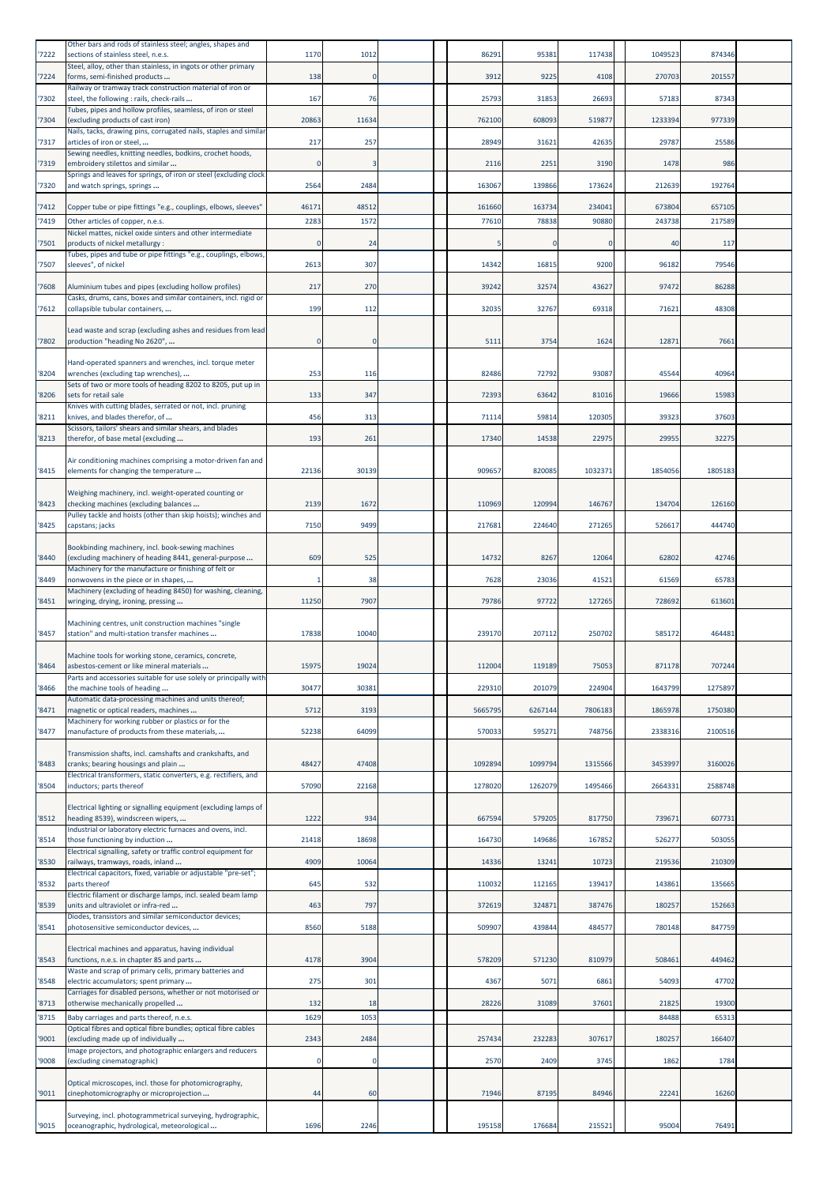| | | | | | | | | | | | | |
|---|---|---|---|---|---|---|---|---|---|---|---|---|
| '7222 | Other bars and rods of stainless steel; angles, shapes and sections of stainless steel, n.e.s. | 1170 | 1012 | | | 86291 | 95381 | 117438 | | 1049523 | 874346 | |
| '7224 | Steel, alloy, other than stainless, in ingots or other primary forms, semi-finished products ... | 138 | 0 | | | 3912 | 9225 | 4108 | | 270703 | 201557 | |
| '7302 | Railway or tramway track construction material of iron or steel, the following : rails, check-rails ... | 167 | 76 | | | 25793 | 31853 | 26693 | | 57183 | 87343 | |
| '7304 | Tubes, pipes and hollow profiles, seamless, of iron or steel (excluding products of cast iron) | 20863 | 11634 | | | 762100 | 608093 | 519877 | | 1233394 | 977339 | |
| '7317 | Nails, tacks, drawing pins, corrugated nails, staples and similar articles of iron or steel, ... | 217 | 257 | | | 28949 | 31621 | 42635 | | 29787 | 25586 | |
| '7319 | Sewing needles, knitting needles, bodkins, crochet hoods, embroidery stilettos and similar ... | 0 | 3 | | | 2116 | 2251 | 3190 | | 1478 | 986 | |
| '7320 | Springs and leaves for springs, of iron or steel (excluding clock and watch springs, springs ... | 2564 | 2484 | | | 163067 | 139866 | 173624 | | 212639 | 192764 | |
| '7412 | Copper tube or pipe fittings "e.g., couplings, elbows, sleeves" | 46171 | 48512 | | | 161660 | 163734 | 234041 | | 673804 | 657105 | |
| '7419 | Other articles of copper, n.e.s. | 2283 | 1572 | | | 77610 | 78838 | 90880 | | 243738 | 217589 | |
| '7501 | Nickel mattes, nickel oxide sinters and other intermediate products of nickel metallurgy : | 0 | 24 | | | 5 | 0 | 0 | | 40 | 117 | |
| '7507 | Tubes, pipes and tube or pipe fittings "e.g., couplings, elbows, sleeves", of nickel | 2613 | 307 | | | 14342 | 16815 | 9200 | | 96182 | 79546 | |
| '7608 | Aluminium tubes and pipes (excluding hollow profiles) | 217 | 270 | | | 39242 | 32574 | 43627 | | 97472 | 86288 | |
| '7612 | Casks, drums, cans, boxes and similar containers, incl. rigid or collapsible tubular containers, ... | 199 | 112 | | | 32035 | 32767 | 69318 | | 71621 | 48308 | |
| '7802 | Lead waste and scrap (excluding ashes and residues from lead production "heading No 2620", ... | 0 | 0 | | | 5111 | 3754 | 1624 | | 12871 | 7661 | |
| '8204 | Hand-operated spanners and wrenches, incl. torque meter wrenches (excluding tap wrenches), ... | 253 | 116 | | | 82486 | 72792 | 93087 | | 45544 | 40964 | |
| '8206 | Sets of two or more tools of heading 8202 to 8205, put up in sets for retail sale | 133 | 347 | | | 72393 | 63642 | 81016 | | 19666 | 15983 | |
| '8211 | Knives with cutting blades, serrated or not, incl. pruning knives, and blades therefor, of ... | 456 | 313 | | | 71114 | 59814 | 120305 | | 39323 | 37603 | |
| '8213 | Scissors, tailors' shears and similar shears, and blades therefor, of base metal (excluding ... | 193 | 261 | | | 17340 | 14538 | 22975 | | 29955 | 32275 | |
| '8415 | Air conditioning machines comprising a motor-driven fan and elements for changing the temperature ... | 22136 | 30139 | | | 909657 | 820085 | 1032371 | | 1854056 | 1805183 | |
| '8423 | Weighing machinery, incl. weight-operated counting or checking machines (excluding balances ... | 2139 | 1672 | | | 110969 | 120994 | 146767 | | 134704 | 126160 | |
| '8425 | Pulley tackle and hoists (other than skip hoists); winches and capstans; jacks | 7150 | 9499 | | | 217681 | 224640 | 271265 | | 526617 | 444740 | |
| '8440 | Bookbinding machinery, incl. book-sewing machines (excluding machinery of heading 8441, general-purpose ... | 609 | 525 | | | 14732 | 8267 | 12064 | | 62802 | 42746 | |
| '8449 | Machinery for the manufacture or finishing of felt or nonwovens in the piece or in shapes, ... | 1 | 38 | | | 7628 | 23036 | 41521 | | 61569 | 65783 | |
| '8451 | Machinery (excluding of heading 8450) for washing, cleaning, wringing, drying, ironing, pressing ... | 11250 | 7907 | | | 79786 | 97722 | 127265 | | 728692 | 613601 | |
| '8457 | Machining centres, unit construction machines "single station" and multi-station transfer machines ... | 17838 | 10040 | | | 239170 | 207112 | 250702 | | 585172 | 464481 | |
| '8464 | Machine tools for working stone, ceramics, concrete, asbestos-cement or like mineral materials ... | 15975 | 19024 | | | 112004 | 119189 | 75053 | | 871178 | 707244 | |
| '8466 | Parts and accessories suitable for use solely or principally with the machine tools of heading ... | 30477 | 30381 | | | 229310 | 201079 | 224904 | | 1643799 | 1275897 | |
| '8471 | Automatic data-processing machines and units thereof; magnetic or optical readers, machines ... | 5712 | 3193 | | | 5665795 | 6267144 | 7806183 | | 1865978 | 1750380 | |
| '8477 | Machinery for working rubber or plastics or for the manufacture of products from these materials, ... | 52238 | 64099 | | | 570033 | 595271 | 748756 | | 2338316 | 2100516 | |
| '8483 | Transmission shafts, incl. camshafts and crankshafts, and cranks; bearing housings and plain ... | 48427 | 47408 | | | 1092894 | 1099794 | 1315566 | | 3453997 | 3160026 | |
| '8504 | Electrical transformers, static converters, e.g. rectifiers, and inductors; parts thereof | 57090 | 22168 | | | 1278020 | 1262079 | 1495466 | | 2664331 | 2588748 | |
| '8512 | Electrical lighting or signalling equipment (excluding lamps of heading 8539), windscreen wipers, ... | 1222 | 934 | | | 667594 | 579205 | 817750 | | 739671 | 607731 | |
| '8514 | Industrial or laboratory electric furnaces and ovens, incl. those functioning by induction ... | 21418 | 18698 | | | 164730 | 149686 | 167852 | | 526277 | 503055 | |
| '8530 | Electrical signalling, safety or traffic control equipment for railways, tramways, roads, inland ... | 4909 | 10064 | | | 14336 | 13241 | 10723 | | 219536 | 210309 | |
| '8532 | Electrical capacitors, fixed, variable or adjustable "pre-set"; parts thereof | 645 | 532 | | | 110032 | 112165 | 139417 | | 143861 | 135665 | |
| '8539 | Electric filament or discharge lamps, incl. sealed beam lamp units and ultraviolet or infra-red ... | 463 | 797 | | | 372619 | 324871 | 387476 | | 180257 | 152663 | |
| '8541 | Diodes, transistors and similar semiconductor devices; photosensitive semiconductor devices, ... | 8560 | 5188 | | | 509907 | 439844 | 484577 | | 780148 | 847759 | |
| '8543 | Electrical machines and apparatus, having individual functions, n.e.s. in chapter 85 and parts ... | 4178 | 3904 | | | 578209 | 571230 | 810979 | | 508461 | 449462 | |
| '8548 | Waste and scrap of primary cells, primary batteries and electric accumulators; spent primary ... | 275 | 301 | | | 4367 | 5071 | 6861 | | 54093 | 47702 | |
| '8713 | Carriages for disabled persons, whether or not motorised or otherwise mechanically propelled ... | 132 | 18 | | | 28226 | 31089 | 37601 | | 21825 | 19300 | |
| '8715 | Baby carriages and parts thereof, n.e.s. | 1629 | 1053 | | | | | | | 84488 | 65313 | |
| '9001 | Optical fibres and optical fibre bundles; optical fibre cables (excluding made up of individually ... | 2343 | 2484 | | | 257434 | 232283 | 307617 | | 180257 | 166407 | |
| '9008 | Image projectors, and photographic enlargers and reducers (excluding cinematographic) | 0 | 0 | | | 2570 | 2409 | 3745 | | 1862 | 1784 | |
| '9011 | Optical microscopes, incl. those for photomicrography, cinephotomicrography or microprojection ... | 44 | 60 | | | 71946 | 87195 | 84946 | | 22241 | 16260 | |
| '9015 | Surveying, incl. photogrammetrical surveying, hydrographic, oceanographic, hydrological, meteorological ... | 1696 | 2246 | | | 195158 | 176684 | 215521 | | 95004 | 76491 | |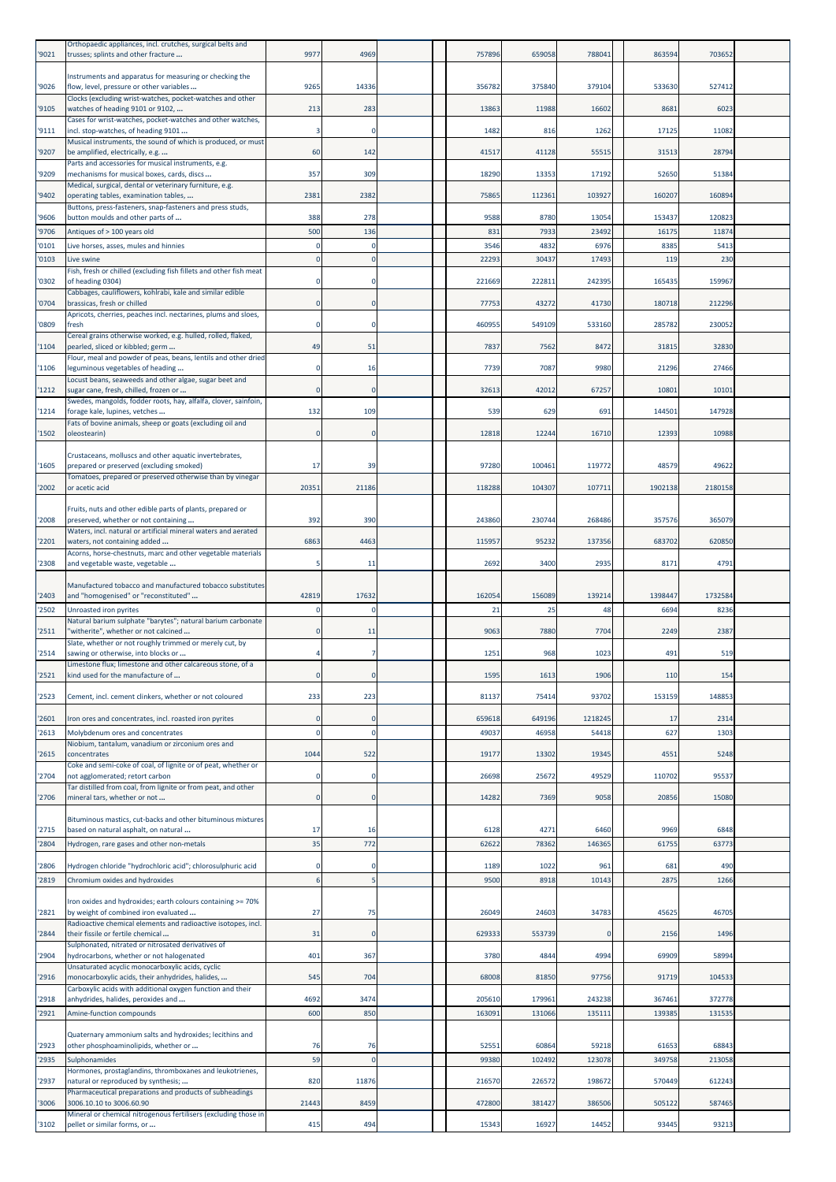| '9021 | Orthopaedic appliances, incl. crutches, surgical belts and trusses; splints and other fracture ... | 9977 | 4969 | | | 757896 | 659058 | 788041 | | 863594 | 703652 | |
|---|---|---|---|---|---|---|---|---|---|---|---|---|
| '9026 | Instruments and apparatus for measuring or checking the flow, level, pressure or other variables ... | 9265 | 14336 | | | 356782 | 375840 | 379104 | | 533630 | 527412 | |
| '9105 | Clocks (excluding wrist-watches, pocket-watches and other watches of heading 9101 or 9102, ... | 213 | 283 | | | 13863 | 11988 | 16602 | | 8681 | 6023 | |
| '9111 | Cases for wrist-watches, pocket-watches and other watches, incl. stop-watches, of heading 9101 ... | 3 | 0 | | | 1482 | 816 | 1262 | | 17125 | 11082 | |
| '9207 | Musical instruments, the sound of which is produced, or must be amplified, electrically, e.g. ... | 60 | 142 | | | 41517 | 41128 | 55515 | | 31513 | 28794 | |
| '9209 | Parts and accessories for musical instruments, e.g. mechanisms for musical boxes, cards, discs ... | 357 | 309 | | | 18290 | 13353 | 17192 | | 52650 | 51384 | |
| '9402 | Medical, surgical, dental or veterinary furniture, e.g. operating tables, examination tables, ... | 2381 | 2382 | | | 75865 | 112361 | 103927 | | 160207 | 160894 | |
| '9606 | Buttons, press-fasteners, snap-fasteners and press studs, button moulds and other parts of ... | 388 | 278 | | | 9588 | 8780 | 13054 | | 153437 | 120823 | |
| '9706 | Antiques of > 100 years old | 500 | 136 | | | 831 | 7933 | 23492 | | 16175 | 11874 | |
| '0101 | Live horses, asses, mules and hinnies | 0 | 0 | | | 3546 | 4832 | 6976 | | 8385 | 5413 | |
| '0103 | Live swine | 0 | 0 | | | 22293 | 30437 | 17493 | | 119 | 230 | |
| '0302 | Fish, fresh or chilled (excluding fish fillets and other fish meat of heading 0304) | 0 | 0 | | | 221669 | 222811 | 242395 | | 165435 | 159967 | |
| '0704 | Cabbages, cauliflowers, kohlrabi, kale and similar edible brassicas, fresh or chilled | 0 | 0 | | | 77753 | 43272 | 41730 | | 180718 | 212296 | |
| '0809 | Apricots, cherries, peaches incl. nectarines, plums and sloes, fresh | 0 | 0 | | | 460955 | 549109 | 533160 | | 285782 | 230052 | |
| '1104 | Cereal grains otherwise worked, e.g. hulled, rolled, flaked, pearled, sliced or kibbled; germ ... | 49 | 51 | | | 7837 | 7562 | 8472 | | 31815 | 32830 | |
| '1106 | Flour, meal and powder of peas, beans, lentils and other dried leguminous vegetables of heading ... | 0 | 16 | | | 7739 | 7087 | 9980 | | 21296 | 27466 | |
| '1212 | Locust beans, seaweeds and other algae, sugar beet and sugar cane, fresh, chilled, frozen or ... | 0 | 0 | | | 32613 | 42012 | 67257 | | 10801 | 10101 | |
| '1214 | Swedes, mangolds, fodder roots, hay, alfalfa, clover, sainfoin, forage kale, lupines, vetches ... | 132 | 109 | | | 539 | 629 | 691 | | 144501 | 147928 | |
| '1502 | Fats of bovine animals, sheep or goats (excluding oil and oleostearin) | 0 | 0 | | | 12818 | 12244 | 16710 | | 12393 | 10988 | |
| '1605 | Crustaceans, molluscs and other aquatic invertebrates, prepared or preserved (excluding smoked) | 17 | 39 | | | 97280 | 100461 | 119772 | | 48579 | 49622 | |
| '2002 | Tomatoes, prepared or preserved otherwise than by vinegar or acetic acid | 20351 | 21186 | | | 118288 | 104307 | 107711 | | 1902138 | 2180158 | |
| '2008 | Fruits, nuts and other edible parts of plants, prepared or preserved, whether or not containing ... | 392 | 390 | | | 243860 | 230744 | 268486 | | 357576 | 365079 | |
| '2201 | Waters, incl. natural or artificial mineral waters and aerated waters, not containing added ... | 6863 | 4463 | | | 115957 | 95232 | 137356 | | 683702 | 620850 | |
| '2308 | Acorns, horse-chestnuts, marc and other vegetable materials and vegetable waste, vegetable ... | 5 | 11 | | | 2692 | 3400 | 2935 | | 8171 | 4791 | |
| '2403 | Manufactured tobacco and manufactured tobacco substitutes and "homogenised" or "reconstituted" ... | 42819 | 17632 | | | 162054 | 156089 | 139214 | | 1398447 | 1732584 | |
| '2502 | Unroasted iron pyrites | 0 | 0 | | | 21 | 25 | 48 | | 6694 | 8236 | |
| '2511 | Natural barium sulphate "barytes"; natural barium carbonate "witherite", whether or not calcined ... | 0 | 11 | | | 9063 | 7880 | 7704 | | 2249 | 2387 | |
| '2514 | Slate, whether or not roughly trimmed or merely cut, by sawing or otherwise, into blocks or ... | 4 | 7 | | | 1251 | 968 | 1023 | | 491 | 519 | |
| '2521 | Limestone flux; limestone and other calcareous stone, of a kind used for the manufacture of ... | 0 | 0 | | | 1595 | 1613 | 1906 | | 110 | 154 | |
| '2523 | Cement, incl. cement clinkers, whether or not coloured | 233 | 223 | | | 81137 | 75414 | 93702 | | 153159 | 148853 | |
| '2601 | Iron ores and concentrates, incl. roasted iron pyrites | 0 | 0 | | | 659618 | 649196 | 1218245 | | 17 | 2314 | |
| '2613 | Molybdenum ores and concentrates | 0 | 0 | | | 49037 | 46958 | 54418 | | 627 | 1303 | |
| '2615 | Niobium, tantalum, vanadium or zirconium ores and concentrates | 1044 | 522 | | | 19177 | 13302 | 19345 | | 4551 | 5248 | |
| '2704 | Coke and semi-coke of coal, of lignite or of peat, whether or not agglomerated; retort carbon | 0 | 0 | | | 26698 | 25672 | 49529 | | 110702 | 95537 | |
| '2706 | Tar distilled from coal, from lignite or from peat, and other mineral tars, whether or not ... | 0 | 0 | | | 14282 | 7369 | 9058 | | 20856 | 15080 | |
| '2715 | Bituminous mastics, cut-backs and other bituminous mixtures based on natural asphalt, on natural ... | 17 | 16 | | | 6128 | 4271 | 6460 | | 9969 | 6848 | |
| '2804 | Hydrogen, rare gases and other non-metals | 35 | 772 | | | 62622 | 78362 | 146365 | | 61755 | 63773 | |
| '2806 | Hydrogen chloride "hydrochloric acid"; chlorosulphuric acid | 0 | 0 | | | 1189 | 1022 | 961 | | 681 | 490 | |
| '2819 | Chromium oxides and hydroxides | 6 | 5 | | | 9500 | 8918 | 10143 | | 2875 | 1266 | |
| '2821 | Iron oxides and hydroxides; earth colours containing >= 70% by weight of combined iron evaluated ... | 27 | 75 | | | 26049 | 24603 | 34783 | | 45625 | 46705 | |
| '2844 | Radioactive chemical elements and radioactive isotopes, incl. their fissile or fertile chemical ... | 31 | 0 | | | 629333 | 553739 | 0 | | 2156 | 1496 | |
| '2904 | Sulphonated, nitrated or nitrosated derivatives of hydrocarbons, whether or not halogenated | 401 | 367 | | | 3780 | 4844 | 4994 | | 69909 | 58994 | |
| '2916 | Unsaturated acyclic monocarboxylic acids, cyclic monocarboxylic acids, their anhydrides, halides, ... | 545 | 704 | | | 68008 | 81850 | 97756 | | 91719 | 104533 | |
| '2918 | Carboxylic acids with additional oxygen function and their anhydrides, halides, peroxides and ... | 4692 | 3474 | | | 205610 | 179961 | 243238 | | 367461 | 372778 | |
| '2921 | Amine-function compounds | 600 | 850 | | | 163091 | 131066 | 135111 | | 139385 | 131535 | |
| '2923 | Quaternary ammonium salts and hydroxides; lecithins and other phosphoaminolipids, whether or ... | 76 | 76 | | | 52551 | 60864 | 59218 | | 61653 | 68843 | |
| '2935 | Sulphonamides | 59 | 0 | | | 99380 | 102492 | 123078 | | 349758 | 213058 | |
| '2937 | Hormones, prostaglandins, thromboxanes and leukotrienes, natural or reproduced by synthesis; ... | 820 | 11876 | | | 216570 | 226572 | 198672 | | 570449 | 612243 | |
| '3006 | Pharmaceutical preparations and products of subheadings 3006.10.10 to 3006.60.90 | 21443 | 8459 | | | 472800 | 381427 | 386506 | | 505122 | 587465 | |
| '3102 | Mineral or chemical nitrogenous fertilisers (excluding those in pellet or similar forms, or ... | 415 | 494 | | | 15343 | 16927 | 14452 | | 93445 | 93213 | |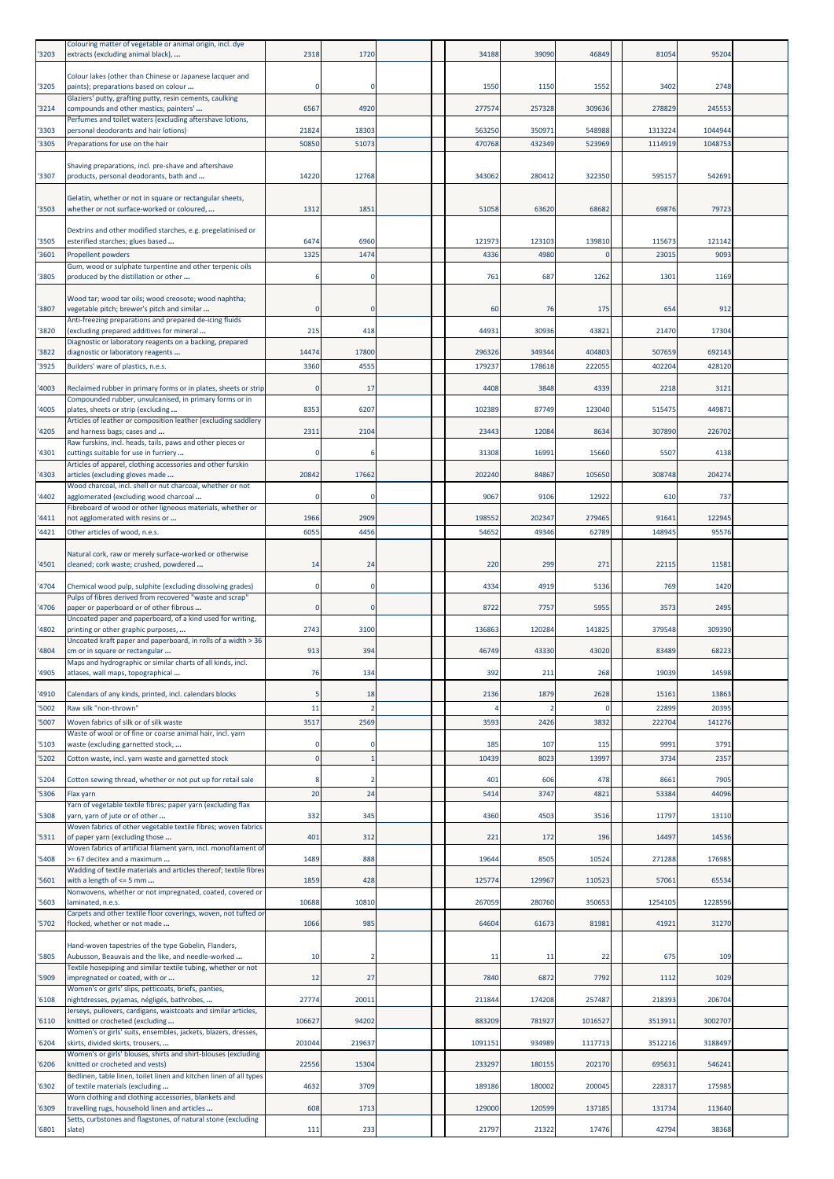| '3203 | Colouring matter of vegetable or animal origin, incl. dye extracts (excluding animal black), ... | 2318 | 1720 | | | 34188 | 39090 | 46849 | | 81054 | 95204 | |
|---|---|---|---|---|---|---|---|---|---|---|---|---|
| '3205 | Colour lakes (other than Chinese or Japanese lacquer and paints); preparations based on colour ... | 0 | 0 | | | 1550 | 1150 | 1552 | | 3402 | 2748 | |
| '3214 | Glaziers' putty, grafting putty, resin cements, caulking compounds and other mastics; painters' ... | 6567 | 4920 | | | 277574 | 257328 | 309636 | | 278829 | 245553 | |
| '3303 | Perfumes and toilet waters (excluding aftershave lotions, personal deodorants and hair lotions) | 21824 | 18303 | | | 563250 | 350971 | 548988 | | 1313224 | 1044944 | |
| '3305 | Preparations for use on the hair | 50850 | 51073 | | | 470768 | 432349 | 523969 | | 1114919 | 1048753 | |
| '3307 | Shaving preparations, incl. pre-shave and aftershave products, personal deodorants, bath and ... | 14220 | 12768 | | | 343062 | 280412 | 322350 | | 595157 | 542691 | |
| '3503 | Gelatin, whether or not in square or rectangular sheets, whether or not surface-worked or coloured, ... | 1312 | 1851 | | | 51058 | 63620 | 68682 | | 69876 | 79723 | |
| '3505 | Dextrins and other modified starches, e.g. pregelatinised or esterified starches; glues based ... | 6474 | 6960 | | | 121973 | 123103 | 139810 | | 115673 | 121142 | |
| '3601 | Propellent powders | 1325 | 1474 | | | 4336 | 4980 | 0 | | 23015 | 9093 | |
| '3805 | Gum, wood or sulphate turpentine and other terpenic oils produced by the distillation or other ... | 6 | 0 | | | 761 | 687 | 1262 | | 1301 | 1169 | |
| '3807 | Wood tar; wood tar oils; wood creosote; wood naphtha; vegetable pitch; brewer's pitch and similar ... | 0 | 0 | | | 60 | 76 | 175 | | 654 | 912 | |
| '3820 | Anti-freezing preparations and prepared de-icing fluids (excluding prepared additives for mineral ... | 215 | 418 | | | 44931 | 30936 | 43821 | | 21470 | 17304 | |
| '3822 | Diagnostic or laboratory reagents on a backing, prepared diagnostic or laboratory reagents ... | 14474 | 17800 | | | 296326 | 349344 | 404803 | | 507659 | 692143 | |
| '3925 | Builders' ware of plastics, n.e.s. | 3360 | 4555 | | | 179237 | 178618 | 222055 | | 402204 | 428120 | |
| '4003 | Reclaimed rubber in primary forms or in plates, sheets or strip | 0 | 17 | | | 4408 | 3848 | 4339 | | 2218 | 3121 | |
| '4005 | Compounded rubber, unvulcanised, in primary forms or in plates, sheets or strip (excluding ... | 8353 | 6207 | | | 102389 | 87749 | 123040 | | 515475 | 449871 | |
| '4205 | Articles of leather or composition leather (excluding saddlery and harness bags; cases and ... | 2311 | 2104 | | | 23443 | 12084 | 8634 | | 307890 | 226702 | |
| '4301 | Raw furskins, incl. heads, tails, paws and other pieces or cuttings suitable for use in furriery ... | 0 | 6 | | | 31308 | 16991 | 15660 | | 5507 | 4138 | |
| '4303 | Articles of apparel, clothing accessories and other furskin articles (excluding gloves made ... | 20842 | 17662 | | | 202240 | 84867 | 105650 | | 308748 | 204274 | |
| '4402 | Wood charcoal, incl. shell or nut charcoal, whether or not agglomerated (excluding wood charcoal ... | 0 | 0 | | | 9067 | 9106 | 12922 | | 610 | 737 | |
| '4411 | Fibreboard of wood or other ligneous materials, whether or not agglomerated with resins or ... | 1966 | 2909 | | | 198552 | 202347 | 279465 | | 91641 | 122945 | |
| '4421 | Other articles of wood, n.e.s. | 6055 | 4456 | | | 54652 | 49346 | 62789 | | 148945 | 95576 | |
| '4501 | Natural cork, raw or merely surface-worked or otherwise cleaned; cork waste; crushed, powdered ... | 14 | 24 | | | 220 | 299 | 271 | | 22115 | 11581 | |
| '4704 | Chemical wood pulp, sulphite (excluding dissolving grades) | 0 | 0 | | | 4334 | 4919 | 5136 | | 769 | 1420 | |
| '4706 | Pulps of fibres derived from recovered "waste and scrap" paper or paperboard or of other fibrous ... | 0 | 0 | | | 8722 | 7757 | 5955 | | 3573 | 2495 | |
| '4802 | Uncoated paper and paperboard, of a kind used for writing, printing or other graphic purposes, ... | 2743 | 3100 | | | 136863 | 120284 | 141825 | | 379548 | 309390 | |
| '4804 | Uncoated kraft paper and paperboard, in rolls of a width > 36 cm or in square or rectangular ... | 913 | 394 | | | 46749 | 43330 | 43020 | | 83489 | 68223 | |
| '4905 | Maps and hydrographic or similar charts of all kinds, incl. atlases, wall maps, topographical ... | 76 | 134 | | | 392 | 211 | 268 | | 19039 | 14598 | |
| '4910 | Calendars of any kinds, printed, incl. calendars blocks | 5 | 18 | | | 2136 | 1879 | 2628 | | 15161 | 13863 | |
| '5002 | Raw silk "non-thrown" | 11 | 2 | | | 4 | 2 | 0 | | 22899 | 20395 | |
| '5007 | Woven fabrics of silk or of silk waste | 3517 | 2569 | | | 3593 | 2426 | 3832 | | 222704 | 141276 | |
| '5103 | Waste of wool or of fine or coarse animal hair, incl. yarn waste (excluding garnetted stock, ... | 0 | 0 | | | 185 | 107 | 115 | | 9991 | 3791 | |
| '5202 | Cotton waste, incl. yarn waste and garnetted stock | 0 | 1 | | | 10439 | 8023 | 13997 | | 3734 | 2357 | |
| '5204 | Cotton sewing thread, whether or not put up for retail sale | 8 | 2 | | | 401 | 606 | 478 | | 8661 | 7905 | |
| '5306 | Flax yarn | 20 | 24 | | | 5414 | 3747 | 4821 | | 53384 | 44096 | |
| '5308 | Yarn of vegetable textile fibres; paper yarn (excluding flax yarn, yarn of jute or of other ... | 332 | 345 | | | 4360 | 4503 | 3516 | | 11797 | 13110 | |
| '5311 | Woven fabrics of other vegetable textile fibres; woven fabrics of paper yarn (excluding those ... | 401 | 312 | | | 221 | 172 | 196 | | 14497 | 14536 | |
| '5408 | Woven fabrics of artificial filament yarn, incl. monofilament of >= 67 decitex and a maximum ... | 1489 | 888 | | | 19644 | 8505 | 10524 | | 271288 | 176985 | |
| '5601 | Wadding of textile materials and articles thereof; textile fibres with a length of <= 5 mm ... | 1859 | 428 | | | 125774 | 129967 | 110523 | | 57061 | 65534 | |
| '5603 | Nonwovens, whether or not impregnated, coated, covered or laminated, n.e.s. | 10688 | 10810 | | | 267059 | 280760 | 350653 | | 1254105 | 1228596 | |
| '5702 | Carpets and other textile floor coverings, woven, not tufted or flocked, whether or not made ... | 1066 | 985 | | | 64604 | 61673 | 81981 | | 41921 | 31270 | |
| '5805 | Hand-woven tapestries of the type Gobelin, Flanders, Aubusson, Beauvais and the like, and needle-worked ... | 10 | 2 | | | 11 | 11 | 22 | | 675 | 109 | |
| '5909 | Textile hosepiping and similar textile tubing, whether or not impregnated or coated, with or ... | 12 | 27 | | | 7840 | 6872 | 7792 | | 1112 | 1029 | |
| '6108 | Women's or girls' slips, petticoats, briefs, panties, nightdresses, pyjamas, négligés, bathrobes, ... | 27774 | 20011 | | | 211844 | 174208 | 257487 | | 218393 | 206704 | |
| '6110 | Jerseys, pullovers, cardigans, waistcoats and similar articles, knitted or crocheted (excluding ... | 106627 | 94202 | | | 883209 | 781927 | 1016527 | | 3513911 | 3002707 | |
| '6204 | Women's or girls' suits, ensembles, jackets, blazers, dresses, skirts, divided skirts, trousers, ... | 201044 | 219637 | | | 1091151 | 934989 | 1117713 | | 3512216 | 3188497 | |
| '6206 | Women's or girls' blouses, shirts and shirt-blouses (excluding knitted or crocheted and vests) | 22556 | 15304 | | | 233297 | 180155 | 202170 | | 695631 | 546241 | |
| '6302 | Bedlinen, table linen, toilet linen and kitchen linen of all types of textile materials (excluding ... | 4632 | 3709 | | | 189186 | 180002 | 200045 | | 228317 | 175985 | |
| '6309 | Worn clothing and clothing accessories, blankets and travelling rugs, household linen and articles ... | 608 | 1713 | | | 129000 | 120599 | 137185 | | 131734 | 113640 | |
| '6801 | Setts, curbstones and flagstones, of natural stone (excluding slate) | 111 | 233 | | | 21797 | 21322 | 17476 | | 42794 | 38368 | |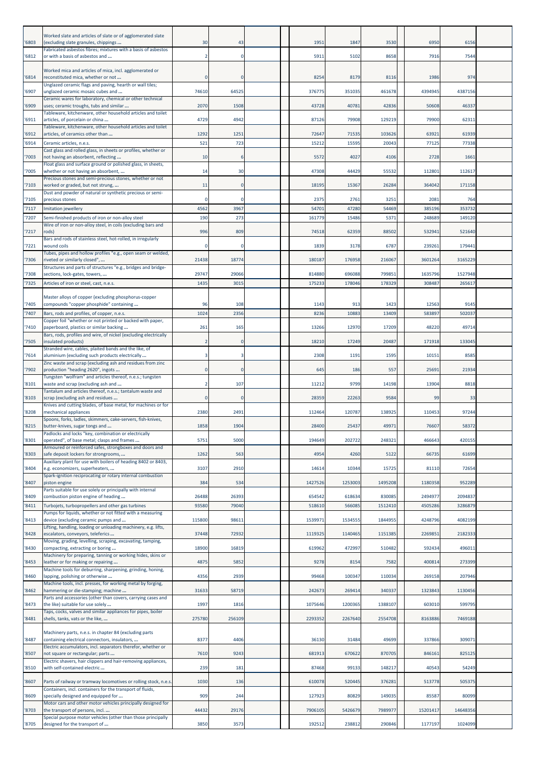| '6803 | Worked slate and articles of slate or of agglomerated slate (excluding slate granules, chippings ... | 30 | 43 | | | 1951 | 1847 | 3530 | | 6950 | 6156 | |
|---|---|---|---|---|---|---|---|---|---|---|---|---|
| '6812 | Fabricated asbestos fibres; mixtures with a basis of asbestos or with a basis of asbestos and ... | 2 | 0 | | | 5911 | 5102 | 8658 | | 7916 | 7544 | |
| '6814 | Worked mica and articles of mica, incl. agglomerated or reconstituted mica, whether or not ... | 0 | 0 | | | 8254 | 8179 | 8116 | | 1986 | 974 | |
| '6907 | Unglazed ceramic flags and paving, hearth or wall tiles; unglazed ceramic mosaic cubes and ... | 74610 | 64525 | | | 376775 | 351035 | 461678 | | 4394945 | 4387156 | |
| '6909 | Ceramic wares for laboratory, chemical or other technical uses; ceramic troughs, tubs and similar ... | 2070 | 1508 | | | 43728 | 40781 | 42836 | | 50608 | 46337 | |
| '6911 | Tableware, kitchenware, other household articles and toilet articles, of porcelain or china ... | 4729 | 4942 | | | 87126 | 79908 | 129219 | | 79900 | 62311 | |
| '6912 | Tableware, kitchenware, other household articles and toilet articles, of ceramics other than ... | 1292 | 1251 | | | 72647 | 71535 | 103626 | | 63921 | 61939 | |
| '6914 | Ceramic articles, n.e.s. | 521 | 723 | | | 15212 | 15595 | 20043 | | 77125 | 77338 | |
| '7003 | Cast glass and rolled glass, in sheets or profiles, whether or not having an absorbent, reflecting ... | 10 | 6 | | | 5572 | 4027 | 4106 | | 2728 | 1661 | |
| '7005 | Float glass and surface ground or polished glass, in sheets, whether or not having an absorbent, ... | 14 | 30 | | | 47308 | 44429 | 55532 | | 112801 | 112617 | |
| '7103 | Precious stones and semi-precious stones, whether or not worked or graded, but not strung, ... | 11 | 0 | | | 18195 | 15367 | 26284 | | 364042 | 171158 | |
| '7105 | Dust and powder of natural or synthetic precious or semi-precious stones | 0 | 0 | | | 2375 | 2761 | 3251 | | 2081 | 764 | |
| '7117 | Imitation jewellery | 4562 | 3967 | | | 54701 | 47280 | 54469 | | 385196 | 353732 | |
| '7207 | Semi-finished products of iron or non-alloy steel | 190 | 273 | | | 161779 | 15486 | 5371 | | 248689 | 149120 | |
| '7217 | Wire of iron or non-alloy steel, in coils (excluding bars and rods) | 996 | 809 | | | 74518 | 62359 | 88502 | | 532941 | 521640 | |
| '7221 | Bars and rods of stainless steel, hot-rolled, in irregularly wound coils | 0 | 0 | | | 1839 | 3178 | 6787 | | 239261 | 179441 | |
| '7306 | Tubes, pipes and hollow profiles "e.g., open seam or welded, riveted or similarly closed", ... | 21438 | 18774 | | | 180187 | 176958 | 216067 | | 3601264 | 3165229 | |
| '7308 | Structures and parts of structures "e.g., bridges and bridge-sections, lock-gates, towers, ... | 29747 | 29066 | | | 814880 | 696088 | 799851 | | 1635796 | 1527948 | |
| '7325 | Articles of iron or steel, cast, n.e.s. | 1435 | 3015 | | | 175233 | 178046 | 178329 | | 308487 | 265617 | |
| '7405 | Master alloys of copper (excluding phosphorus-copper compounds "copper phosphide" containing ... | 96 | 108 | | | 1143 | 913 | 1423 | | 12563 | 9145 | |
| '7407 | Bars, rods and profiles, of copper, n.e.s. | 1024 | 2356 | | | 8236 | 10883 | 13409 | | 583897 | 502037 | |
| '7410 | Copper foil "whether or not printed or backed with paper, paperboard, plastics or similar backing ... | 261 | 165 | | | 13266 | 12970 | 17209 | | 48220 | 49714 | |
| '7505 | Bars, rods, profiles and wire, of nickel (excluding electrically insulated products) | 2 | 0 | | | 18210 | 17249 | 20487 | | 171918 | 133045 | |
| '7614 | Stranded wire, cables, plaited bands and the like, of aluminium (excluding such products electrically ... | 3 | 3 | | | 2308 | 1191 | 1595 | | 10151 | 8585 | |
| '7902 | Zinc waste and scrap (excluding ash and residues from zinc production "heading 2620", ingots ... | 0 | 0 | | | 645 | 186 | 557 | | 25691 | 21934 | |
| '8101 | Tungsten "wolfram" and articles thereof, n.e.s.; tungsten waste and scrap (excluding ash and ... | 2 | 107 | | | 11212 | 9799 | 14198 | | 13904 | 8818 | |
| '8103 | Tantalum and articles thereof, n.e.s.; tantalum waste and scrap (excluding ash and residues ... | 0 | 0 | | | 28359 | 22263 | 9584 | | 99 | 33 | |
| '8208 | Knives and cutting blades, of base metal, for machines or for mechanical appliances | 2380 | 2491 | | | 112464 | 120787 | 138925 | | 110453 | 97244 | |
| '8215 | Spoons, forks, ladles, skimmers, cake-servers, fish-knives, butter-knives, sugar tongs and ... | 1858 | 1904 | | | 28400 | 25437 | 49971 | | 76607 | 58372 | |
| '8301 | Padlocks and locks "key, combination or electrically operated", of base metal; clasps and frames ... | 5751 | 5000 | | | 194649 | 202722 | 248321 | | 466643 | 420155 | |
| '8303 | Armoured or reinforced safes, strongboxes and doors and safe deposit lockers for strongrooms, ... | 1262 | 563 | | | 4954 | 4260 | 5122 | | 66735 | 61699 | |
| '8404 | Auxiliary plant for use with boilers of heading 8402 or 8403, e.g. economizers, superheaters, ... | 3107 | 2910 | | | 14614 | 10344 | 15725 | | 81110 | 72654 | |
| '8407 | Spark-ignition reciprocating or rotary internal combustion piston engine | 384 | 534 | | | 1427526 | 1253003 | 1495208 | | 1180358 | 952289 | |
| '8409 | Parts suitable for use solely or principally with internal combustion piston engine of heading ... | 26488 | 26393 | | | 654542 | 618634 | 830085 | | 2494977 | 2094837 | |
| '8411 | Turbojets, turbopropellers and other gas turbines | 93580 | 79040 | | | 518610 | 566085 | 1512410 | | 4505286 | 3286879 | |
| '8413 | Pumps for liquids, whether or not fitted with a measuring device (excluding ceramic pumps and ... | 115800 | 98611 | | | 1539971 | 1534555 | 1844955 | | 4248796 | 4082199 | |
| '8428 | Lifting, handling, loading or unloading machinery, e.g. lifts, escalators, conveyors, teleferics ... | 37448 | 72932 | | | 1119325 | 1140465 | 1151385 | | 2269851 | 2182333 | |
| '8430 | Moving, grading, levelling, scraping, excavating, tamping, compacting, extracting or boring ... | 18900 | 16819 | | | 619962 | 472997 | 510482 | | 592434 | 496011 | |
| '8453 | Machinery for preparing, tanning or working hides, skins or leather or for making or repairing ... | 4875 | 5852 | | | 9278 | 8154 | 7582 | | 400814 | 273399 | |
| '8460 | Machine tools for deburring, sharpening, grinding, honing, lapping, polishing or otherwise ... | 4356 | 2939 | | | 99468 | 100347 | 110034 | | 269158 | 207946 | |
| '8462 | Machine tools, incl. presses, for working metal by forging, hammering or die-stamping; machine ... | 31633 | 58719 | | | 242673 | 269414 | 340337 | | 1323843 | 1130456 | |
| '8473 | Parts and accessories (other than covers, carrying cases and the like) suitable for use solely ... | 1997 | 1816 | | | 1075646 | 1200365 | 1388107 | | 603010 | 599795 | |
| '8481 | Taps, cocks, valves and similar appliances for pipes, boiler shells, tanks, vats or the like, ... | 275780 | 256109 | | | 2293352 | 2267640 | 2554708 | | 8163886 | 7469188 | |
| '8487 | Machinery parts, n.e.s. in chapter 84 (excluding parts containing electrical connectors, insulators, ... | 8377 | 4406 | | | 36130 | 31484 | 49699 | | 337866 | 309071 | |
| '8507 | Electric accumulators, incl. separators therefor, whether or not square or rectangular; parts ... | 7610 | 9243 | | | 681913 | 670622 | 870705 | | 846161 | 825125 | |
| '8510 | Electric shavers, hair clippers and hair-removing appliances, with self-contained electric ... | 239 | 181 | | | 87468 | 99133 | 148217 | | 40543 | 54249 | |
| '8607 | Parts of railway or tramway locomotives or rolling stock, n.e.s. | 1030 | 136 | | | 610078 | 520445 | 376281 | | 513778 | 505375 | |
| '8609 | Containers, incl. containers for the transport of fluids, specially designed and equipped for ... | 909 | 244 | | | 127923 | 80829 | 149035 | | 85587 | 80099 | |
| '8703 | Motor cars and other motor vehicles principally designed for the transport of persons, incl. ... | 44432 | 29176 | | | 7906105 | 5426679 | 7989977 | | 15201417 | 14648356 | |
| '8705 | Special purpose motor vehicles (other than those principally designed for the transport of ... | 3850 | 3573 | | | 192512 | 238812 | 290846 | | 1177197 | 1024099 | |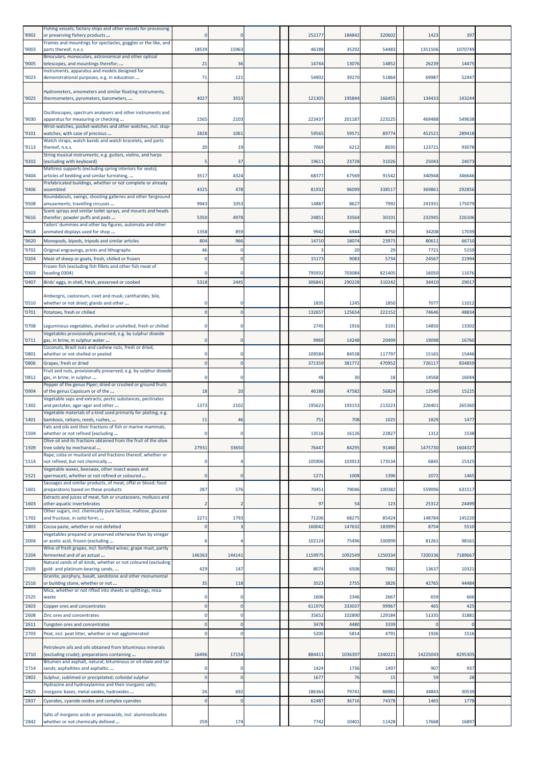| '8902 | Fishing vessels; factory ships and other vessels for processing or preserving fishery products ... | 0 | 0 | | | 252177 | 184842 | 320602 | | 1423 | 397 | |
|---|---|---|---|---|---|---|---|---|---|---|---|---|
| '9003 | Frames and mountings for spectacles, goggles or the like, and parts thereof, n.e.s. | 18539 | 15963 | | | 46188 | 35292 | 54483 | | 1351506 | 1070749 | |
| '9005 | Binoculars, monoculars, astronomical and other optical telescopes, and mountings therefor; ... | 21 | 36 | | | 14744 | 13076 | 14852 | | 26239 | 14475 | |
| '9023 | Instruments, apparatus and models designed for demonstrational purposes, e.g. in education ... | 71 | 121 | | | 54902 | 39270 | 51864 | | 69987 | 52447 | |
| '9025 | Hydrometers, areometers and similar floating instruments, thermometers, pyrometers, barometers, ... | 4027 | 3553 | | | 121305 | 195844 | 166455 | | 134433 | 143244 | |
| '9030 | Oscilloscopes, spectrum analysers and other instruments and apparatus for measuring or checking ... | 1565 | 2103 | | | 223437 | 201187 | 223225 | | 469488 | 549638 | |
| '9101 | Wrist-watches, pocket-watches and other watches, incl. stop-watches, with case of precious ... | 2828 | 1061 | | | 59565 | 59571 | 89774 | | 452521 | 289418 | |
| '9113 | Watch straps, watch bands and watch bracelets, and parts thereof, n.e.s. | 20 | 19 | | | 7069 | 6212 | 8035 | | 123721 | 93078 | |
| '9202 | String musical instruments, e.g. guitars, violins, and harps (excluding with keyboard) | 5 | 37 | | | 19611 | 23728 | 31026 | | 25043 | 24073 | |
| '9404 | Mattress supports (excluding spring interiors for seats); articles of bedding and similar furnishing, ... | 3517 | 4324 | | | 68377 | 67569 | 91542 | | 340948 | 346646 | |
| '9406 | Prefabricated buildings, whether or not complete or already assembled | 4325 | 478 | | | 81932 | 96099 | 338517 | | 369861 | 292856 | |
| '9508 | Roundabouts, swings, shooting galleries and other fairground amusements; travelling circuses ... | 9943 | 1053 | | | 14887 | 8627 | 7992 | | 241931 | 175079 | |
| '9616 | Scent sprays and similar toilet sprays, and mounts and heads therefor; powder puffs and pads ... | 5350 | 4978 | | | 24851 | 33564 | 30101 | | 232945 | 226106 | |
| '9618 | Tailors' dummies and other lay figures, automata and other animated displays used for shop ... | 1358 | 859 | | | 9942 | 6944 | 8750 | | 34208 | 17039 | |
| '9620 | Monopods, bipods, tripods and similar articles | 804 | 966 | | | 14710 | 18074 | 23973 | | 80611 | 66710 | |
| '9702 | Original engravings, prints and lithographs | 46 | 0 | | | 3 | 20 | 29 | | 7721 | 5159 | |
| '0204 | Meat of sheep or goats, fresh, chilled or frozen | 0 | 0 | | | 15173 | 9083 | 5734 | | 24567 | 21994 | |
| '0303 | Frozen fish (excluding fish fillets and other fish meat of heading 0304) | 0 | 0 | | | 795932 | 703084 | 821405 | | 16050 | 11076 | |
| '0407 | Birds' eggs, in shell, fresh, preserved or cooked | 5318 | 2445 | | | 306841 | 290228 | 310242 | | 34410 | 29017 | |
| '0510 | Ambergris, castoreum, civet and musk; cantharides; bile, whether or not dried; glands and other ... | 0 | 0 | | | 1835 | 1245 | 1850 | | 7077 | 11012 | |
| '0701 | Potatoes, fresh or chilled | 0 | 0 | | | 132657 | 125654 | 222152 | | 74646 | 48834 | |
| '0708 | Leguminous vegetables, shelled or unshelled, fresh or chilled | 0 | 0 | | | 2745 | 1916 | 3191 | | 14850 | 13302 | |
| '0711 | Vegetables provisionally preserved, e.g. by sulphur dioxide gas, in brine, in sulphur water ... | 0 | 0 | | | 9969 | 14248 | 20499 | | 19098 | 16760 | |
| '0801 | Coconuts, Brazil nuts and cashew nuts, fresh or dried, whether or not shelled or peeled | 0 | 0 | | | 109584 | 84538 | 117797 | | 15165 | 15446 | |
| '0806 | Grapes, fresh or dried | 0 | 0 | | | 371359 | 381772 | 470952 | | 726117 | 834859 | |
| '0812 | Fruit and nuts, provisionally preserved, e.g. by sulphur dioxide gas, in brine, in sulphur ... | 0 | 0 | | | 48 | 30 | 18 | | 14568 | 16044 | |
| '0904 | Pepper of the genus Piper; dried or crushed or ground fruits of the genus Capsicum or of the ... | 18 | 20 | | | 46188 | 47582 | 56824 | | 12540 | 15225 | |
| '1302 | Vegetable saps and extracts; pectic substances, pectinates and pectates; agar-agar and other ... | 1373 | 2102 | | | 195623 | 193153 | 213223 | | 226401 | 265360 | |
| '1401 | Vegetable materials of a kind used primarily for plaiting, e.g. bamboos, rattans, reeds, rushes, ... | 11 | 46 | | | 751 | 708 | 1025 | | 1829 | 1477 | |
| '1504 | Fats and oils and their fractions of fish or marine mammals, whether or not refined (excluding ... | 0 | 0 | | | 13516 | 16126 | 22827 | | 1312 | 1538 | |
| '1509 | Olive oil and its fractions obtained from the fruit of the olive tree solely by mechanical ... | 27931 | 33650 | | | 76447 | 84295 | 91460 | | 1475730 | 1604327 | |
| '1514 | Rape, colza or mustard oil and fractions thereof, whether or not refined, but not chemically ... | 0 | 4 | | | 105906 | 103913 | 173534 | | 6845 | 15325 | |
| '1521 | Vegetable waxes, beeswax, other insect waxes and spermaceti, whether or not refined or coloured ... | 0 | 0 | | | 1271 | 1008 | 1396 | | 2072 | 1465 | |
| '1601 | Sausages and similar products, of meat, offal or blood; food preparations based on these products | 287 | 576 | | | 70451 | 79046 | 100382 | | 559096 | 631517 | |
| '1603 | Extracts and juices of meat, fish or crustaceans, molluscs and other aquatic invertebrates | 2 | 2 | | | 97 | 54 | 123 | | 25312 | 24499 | |
| '1702 | Other sugars, incl. chemically pure lactose, maltose, glucose and fructose, in solid form; ... | 2271 | 1793 | | | 71206 | 68275 | 85424 | | 148784 | 145220 | |
| '1803 | Cocoa paste, whether or not defatted | 0 | 3 | | | 160042 | 147632 | 183995 | | 8754 | 5510 | |
| '2004 | Vegetables prepared or preserved otherwise than by vinegar or acetic acid, frozen (excluding ... | 6 | 4 | | | 102124 | 75496 | 100999 | | 81261 | 98161 | |
| '2204 | Wine of fresh grapes, incl. fortified wines; grape must, partly fermented and of an actual ... | 146363 | 144141 | | | 1159975 | 1092549 | 1250334 | | 7200336 | 7189667 | |
| '2505 | Natural sands of all kinds, whether or not coloured (excluding gold- and platinum-bearing sands, ... | 429 | 147 | | | 8074 | 6506 | 7882 | | 13637 | 10321 | |
| '2516 | Granite, porphyry, basalt, sandstone and other monumental or building stone, whether or not ... | 35 | 118 | | | 3523 | 2755 | 3826 | | 42765 | 44484 | |
| '2525 | Mica, whether or not rifted into sheets or splittings; mica waste | 0 | 0 | | | 1606 | 2346 | 2667 | | 659 | 666 | |
| '2603 | Copper ores and concentrates | 0 | 0 | | | 611970 | 333037 | 99967 | | 465 | 425 | |
| '2608 | Zinc ores and concentrates | 0 | 0 | | | 35652 | 102890 | 129184 | | 51335 | 31881 | |
| '2611 | Tungsten ores and concentrates | 0 | 0 | | | 3478 | 4480 | 3339 | | 0 | 0 | |
| '2703 | Peat, incl. peat litter, whether or not agglomerated | 0 | 0 | | | 5205 | 5814 | 4791 | | 1926 | 1516 | |
| '2710 | Petroleum oils and oils obtained from bituminous minerals (excluding crude); preparations containing ... | 16496 | 17154 | | | 884411 | 1036397 | 1340221 | | 14225043 | 8295305 | |
| '2714 | Bitumen and asphalt, natural; bituminous or oil-shale and tar sands; asphaltites and asphaltic ... | 0 | 0 | | | 1424 | 1736 | 1497 | | 907 | 937 | |
| '2802 | Sulphur, sublimed or precipitated; colloidal sulphur | 0 | 0 | | | 1677 | 76 | 15 | | 59 | 28 | |
| '2825 | Hydrazine and hydroxylamine and their inorganic salts; inorganic bases, metal oxides, hydroxides ... | 24 | 692 | | | 186364 | 79741 | 86981 | | 34843 | 30539 | |
| '2837 | Cyanides, cyanide oxides and complex cyanides | 0 | 0 | | | 62487 | 36716 | 74378 | | 1465 | 1778 | |
| '2842 | Salts of inorganic acids or peroxoacids, incl. aluminosilicates whether or not chemically defined ... | 259 | 174 | | | 7742 | 10401 | 11428 | | 17668 | 16897 | |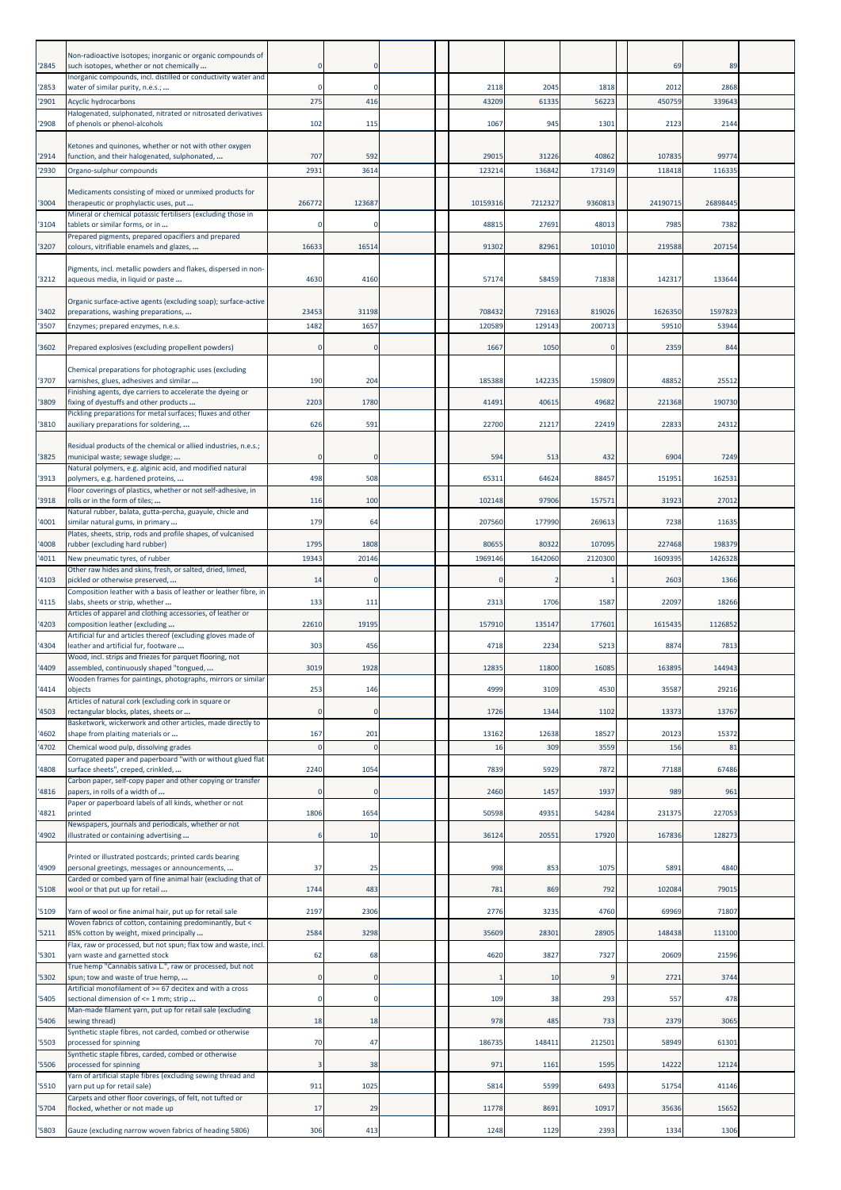| | | | | | | | | | | | | |
|---|---|---|---|---|---|---|---|---|---|---|---|---|
| '2845 | Non-radioactive isotopes; inorganic or organic compounds of such isotopes, whether or not chemically ... | 0 | 0 | | | | | | | 69 | 89 | |
| '2853 | Inorganic compounds, incl. distilled or conductivity water and water of similar purity, n.e.s.; ... | 0 | 0 | | | 2118 | 2045 | 1818 | | 2012 | 2868 | |
| '2901 | Acyclic hydrocarbons | 275 | 416 | | | 43209 | 61335 | 56223 | | 450759 | 339643 | |
| '2908 | Halogenated, sulphonated, nitrated or nitrosated derivatives of phenols or phenol-alcohols | 102 | 115 | | | 1067 | 945 | 1301 | | 2123 | 2144 | |
| '2914 | Ketones and quinones, whether or not with other oxygen function, and their halogenated, sulphonated, ... | 707 | 592 | | | 29015 | 31226 | 40862 | | 107835 | 99774 | |
| '2930 | Organo-sulphur compounds | 2931 | 3614 | | | 123214 | 136842 | 173149 | | 118418 | 116335 | |
| '3004 | Medicaments consisting of mixed or unmixed products for therapeutic or prophylactic uses, put ... | 266772 | 123687 | | | 10159316 | 7212327 | 9360813 | | 24190715 | 26898445 | |
| '3104 | Mineral or chemical potassic fertilisers (excluding those in tablets or similar forms, or in ... | 0 | 0 | | | 48815 | 27691 | 48013 | | 7985 | 7382 | |
| '3207 | Prepared pigments, prepared opacifiers and prepared colours, vitrifiable enamels and glazes, ... | 16633 | 16514 | | | 91302 | 82961 | 101010 | | 219588 | 207154 | |
| '3212 | Pigments, incl. metallic powders and flakes, dispersed in non-aqueous media, in liquid or paste ... | 4630 | 4160 | | | 57174 | 58459 | 71838 | | 142317 | 133644 | |
| '3402 | Organic surface-active agents (excluding soap); surface-active preparations, washing preparations, ... | 23453 | 31198 | | | 708432 | 729163 | 819026 | | 1626350 | 1597823 | |
| '3507 | Enzymes; prepared enzymes, n.e.s. | 1482 | 1657 | | | 120589 | 129143 | 200713 | | 59510 | 53944 | |
| '3602 | Prepared explosives (excluding propellent powders) | 0 | 0 | | | 1667 | 1050 | 0 | | 2359 | 844 | |
| '3707 | Chemical preparations for photographic uses (excluding varnishes, glues, adhesives and similar ... | 190 | 204 | | | 185388 | 142235 | 159809 | | 48852 | 25512 | |
| '3809 | Finishing agents, dye carriers to accelerate the dyeing or fixing of dyestuffs and other products ... | 2203 | 1780 | | | 41491 | 40615 | 49682 | | 221368 | 190730 | |
| '3810 | Pickling preparations for metal surfaces; fluxes and other auxiliary preparations for soldering, ... | 626 | 591 | | | 22700 | 21217 | 22419 | | 22833 | 24312 | |
| '3825 | Residual products of the chemical or allied industries, n.e.s.; municipal waste; sewage sludge; ... | 0 | 0 | | | 594 | 513 | 432 | | 6904 | 7249 | |
| '3913 | Natural polymers, e.g. alginic acid, and modified natural polymers, e.g. hardened proteins, ... | 498 | 508 | | | 65311 | 64624 | 88457 | | 151951 | 162531 | |
| '3918 | Floor coverings of plastics, whether or not self-adhesive, in rolls or in the form of tiles; ... | 116 | 100 | | | 102148 | 97906 | 157571 | | 31923 | 27012 | |
| '4001 | Natural rubber, balata, gutta-percha, guayule, chicle and similar natural gums, in primary ... | 179 | 64 | | | 207560 | 177990 | 269613 | | 7238 | 11635 | |
| '4008 | Plates, sheets, strip, rods and profile shapes, of vulcanised rubber (excluding hard rubber) | 1795 | 1808 | | | 80655 | 80322 | 107095 | | 227468 | 198379 | |
| '4011 | New pneumatic tyres, of rubber | 19343 | 20146 | | | 1969146 | 1642060 | 2120300 | | 1609395 | 1426328 | |
| '4103 | Other raw hides and skins, fresh, or salted, dried, limed, pickled or otherwise preserved, ... | 14 | 0 | | | 0 | 2 | 1 | | 2603 | 1366 | |
| '4115 | Composition leather with a basis of leather or leather fibre, in slabs, sheets or strip, whether ... | 133 | 111 | | | 2313 | 1706 | 1587 | | 22097 | 18266 | |
| '4203 | Articles of apparel and clothing accessories, of leather or composition leather (excluding ... | 22610 | 19195 | | | 157910 | 135147 | 177601 | | 1615435 | 1126852 | |
| '4304 | Artificial fur and articles thereof (excluding gloves made of leather and artificial fur, footware ... | 303 | 456 | | | 4718 | 2234 | 5213 | | 8874 | 7813 | |
| '4409 | Wood, incl. strips and friezes for parquet flooring, not assembled, continuously shaped "tongued, ... | 3019 | 1928 | | | 12835 | 11800 | 16085 | | 163895 | 144943 | |
| '4414 | Wooden frames for paintings, photographs, mirrors or similar objects | 253 | 146 | | | 4999 | 3109 | 4530 | | 35587 | 29216 | |
| '4503 | Articles of natural cork (excluding cork in square or rectangular blocks, plates, sheets or ... | 0 | 0 | | | 1726 | 1344 | 1102 | | 13373 | 13767 | |
| '4602 | Basketwork, wickerwork and other articles, made directly to shape from plaiting materials or ... | 167 | 201 | | | 13162 | 12638 | 18527 | | 20123 | 15372 | |
| '4702 | Chemical wood pulp, dissolving grades | 0 | 0 | | | 16 | 309 | 3559 | | 156 | 81 | |
| '4808 | Corrugated paper and paperboard "with or without glued flat surface sheets", creped, crinkled, ... | 2240 | 1054 | | | 7839 | 5929 | 7872 | | 77188 | 67486 | |
| '4816 | Carbon paper, self-copy paper and other copying or transfer papers, in rolls of a width of ... | 0 | 0 | | | 2460 | 1457 | 1937 | | 989 | 961 | |
| '4821 | Paper or paperboard labels of all kinds, whether or not printed | 1806 | 1654 | | | 50598 | 49351 | 54284 | | 231375 | 227053 | |
| '4902 | Newspapers, journals and periodicals, whether or not illustrated or containing advertising ... | 6 | 10 | | | 36124 | 20551 | 17920 | | 167836 | 128273 | |
| '4909 | Printed or illustrated postcards; printed cards bearing personal greetings, messages or announcements, ... | 37 | 25 | | | 998 | 853 | 1075 | | 5891 | 4840 | |
| '5108 | Carded or combed yarn of fine animal hair (excluding that of wool or that put up for retail ... | 1744 | 483 | | | 781 | 869 | 792 | | 102084 | 79015 | |
| '5109 | Yarn of wool or fine animal hair, put up for retail sale | 2197 | 2306 | | | 2776 | 3235 | 4760 | | 69969 | 71807 | |
| '5211 | Woven fabrics of cotton, containing predominantly, but < 85% cotton by weight, mixed principally ... | 2584 | 3298 | | | 35609 | 28301 | 28905 | | 148438 | 113100 | |
| '5301 | Flax, raw or processed, but not spun; flax tow and waste, incl. yarn waste and garnetted stock | 62 | 68 | | | 4620 | 3827 | 7327 | | 20609 | 21596 | |
| '5302 | True hemp "Cannabis sativa L.", raw or processed, but not spun; tow and waste of true hemp, ... | 0 | 0 | | | 1 | 10 | 9 | | 2721 | 3744 | |
| '5405 | Artificial monofilament of >= 67 decitex and with a cross sectional dimension of <= 1 mm; strip ... | 0 | 0 | | | 109 | 38 | 293 | | 557 | 478 | |
| '5406 | Man-made filament yarn, put up for retail sale (excluding sewing thread) | 18 | 18 | | | 978 | 485 | 733 | | 2379 | 3065 | |
| '5503 | Synthetic staple fibres, not carded, combed or otherwise processed for spinning | 70 | 47 | | | 186735 | 148411 | 212501 | | 58949 | 61301 | |
| '5506 | Synthetic staple fibres, carded, combed or otherwise processed for spinning | 3 | 38 | | | 971 | 1161 | 1595 | | 14222 | 12124 | |
| '5510 | Yarn of artificial staple fibres (excluding sewing thread and yarn put up for retail sale) | 911 | 1025 | | | 5814 | 5599 | 6493 | | 51754 | 41146 | |
| '5704 | Carpets and other floor coverings, of felt, not tufted or flocked, whether or not made up | 17 | 29 | | | 11778 | 8691 | 10917 | | 35636 | 15652 | |
| '5803 | Gauze (excluding narrow woven fabrics of heading 5806) | 306 | 413 | | | 1248 | 1129 | 2393 | | 1334 | 1306 | |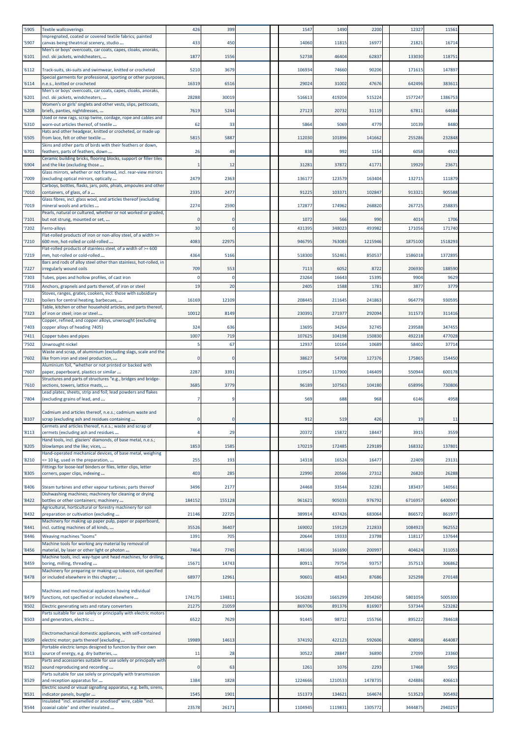| | | | | | | | | | | | |
|---|---|---|---|---|---|---|---|---|---|---|---|
| '5905 | Textile wallcoverings | 426 | 399 | | | 1547 | 1490 | 2200 | 12327 | 11561 | |
| '5907 | Impregnated, coated or covered textile fabrics; painted canvas being theatrical scenery, studio ... | 433 | 450 | | | 14060 | 11815 | 16977 | 21821 | 16714 | |
| '6101 | Men's or boys' overcoats, car coats, capes, cloaks, anoraks, incl. ski jackets, windcheaters, ... | 1877 | 1556 | | | 52738 | 46404 | 62837 | 133030 | 118751 | |
| '6112 | Track-suits, ski-suits and swimwear, knitted or crocheted | 5210 | 3679 | | | 106934 | 74660 | 90206 | 171615 | 147897 | |
| '6114 | Special garments for professional, sporting or other purposes, n.e.s., knitted or crocheted | 16319 | 6516 | | | 29024 | 31002 | 47676 | 642496 | 383611 | |
| '6201 | Men's or boys' overcoats, car coats, capes, cloaks, anoraks, incl. ski jackets, windcheaters, ... | 28288 | 30019 | | | 516613 | 419204 | 515224 | 1577247 | 1386753 | |
| '6208 | Women's or girls' singlets and other vests, slips, petticoats, briefs, panties, nightdresses, ... | 7619 | 5244 | | | 27123 | 20732 | 31119 | 67811 | 64684 | |
| '6310 | Used or new rags, scrap twine, cordage, rope and cables and worn-out articles thereof, of textile ... | 62 | 33 | | | 5864 | 5069 | 4779 | 10139 | 8480 | |
| '6505 | Hats and other headgear, knitted or crocheted, or made up from lace, felt or other textile ... | 5815 | 5887 | | | 112030 | 101896 | 141662 | 255286 | 232848 | |
| '6701 | Skins and other parts of birds with their feathers or down, feathers, parts of feathers, down ... | 26 | 49 | | | 838 | 992 | 1154 | 6058 | 4923 | |
| '6904 | Ceramic building bricks, flooring blocks, support or filler tiles and the like (excluding those ... | 1 | 12 | | | 31281 | 37872 | 41771 | 19929 | 23671 | |
| '7009 | Glass mirrors, whether or not framed, incl. rear-view mirrors (excluding optical mirrors, optically ... | 2479 | 2363 | | | 136177 | 123579 | 163404 | 132715 | 111879 | |
| '7010 | Carboys, bottles, flasks, jars, pots, phials, ampoules and other containers, of glass, of a ... | 2335 | 2477 | | | 91225 | 103371 | 102847 | 913321 | 905588 | |
| '7019 | Glass fibres, incl. glass wool, and articles thereof (excluding mineral wools and articles ... | 2274 | 2590 | | | 172877 | 174962 | 268820 | 267725 | 258835 | |
| '7101 | Pearls, natural or cultured, whether or not worked or graded, but not strung, mounted or set, ... | 0 | 0 | | | 1072 | 566 | 990 | 4014 | 1706 | |
| '7202 | Ferro-alloys | 30 | 0 | | | 431395 | 348023 | 493982 | 171056 | 171740 | |
| '7210 | Flat-rolled products of iron or non-alloy steel, of a width >= 600 mm, hot-rolled or cold-rolled ... | 4083 | 22975 | | | 946795 | 763083 | 1215946 | 1875100 | 1518293 | |
| '7219 | Flat-rolled products of stainless steel, of a width of >= 600 mm, hot-rolled or cold-rolled ... | 4364 | 5166 | | | 518300 | 552461 | 850537 | 1586018 | 1372895 | |
| '7227 | Bars and rods of alloy steel other than stainless, hot-rolled, in irregularly wound coils | 709 | 553 | | | 7113 | 6052 | 8722 | 206930 | 188590 | |
| '7303 | Tubes, pipes and hollow profiles, of cast iron | 0 | 0 | | | 23264 | 16643 | 15395 | 9904 | 9629 | |
| '7316 | Anchors, grapnels and parts thereof, of iron or steel | 19 | 20 | | | 2405 | 1588 | 1781 | 3877 | 3779 | |
| '7321 | Stoves, ranges, grates, cookers, incl. those with subsidiary boilers for central heating, barbecues, ... | 16169 | 12109 | | | 208445 | 211645 | 241863 | 964779 | 930595 | |
| '7323 | Table, kitchen or other household articles, and parts thereof, of iron or steel; iron or steel ... | 10012 | 8149 | | | 230391 | 271977 | 292094 | 311573 | 311416 | |
| '7403 | Copper, refined, and copper alloys, unwrought (excluding copper alloys of heading 7405) | 324 | 636 | | | 13695 | 34264 | 32745 | 239588 | 347455 | |
| '7411 | Copper tubes and pipes | 1007 | 719 | | | 107625 | 104198 | 150830 | 492218 | 477028 | |
| '7502 | Unwrought nickel | 5 | 67 | | | 12937 | 10164 | 10689 | 58402 | 37714 | |
| '7602 | Waste and scrap, of aluminium (excluding slags, scale and the like from iron and steel production, ... | 0 | 0 | | | 38627 | 54708 | 127376 | 175865 | 154450 | |
| '7607 | Aluminium foil, "whether or not printed or backed with paper, paperboard, plastics or similar ... | 2287 | 3391 | | | 119547 | 117900 | 146409 | 550944 | 600178 | |
| '7610 | Structures and parts of structures "e.g., bridges and bridge-sections, towers, lattice masts, ... | 3685 | 3779 | | | 96189 | 107563 | 104180 | 658996 | 730806 | |
| '7804 | Lead plates, sheets, strip and foil; lead powders and flakes (excluding grains of lead, and ... | 7 | 9 | | | 569 | 688 | 968 | 6146 | 4958 | |
| '8107 | Cadmium and articles thereof, n.e.s.; cadmium waste and scrap (excluding ash and residues containing ... | 0 | 0 | | | 912 | 519 | 426 | 19 | 11 | |
| '8113 | Cermets and articles thereof, n.e.s.; waste and scrap of cermets (excluding ash and residues ... | 4 | 29 | | | 20372 | 15872 | 18447 | 3915 | 3559 | |
| '8205 | Hand tools, incl. glaziers' diamonds, of base metal, n.e.s.; blowlamps and the like; vices, ... | 1853 | 1585 | | | 170219 | 172485 | 229189 | 168332 | 137801 | |
| '8210 | Hand-operated mechanical devices, of base metal, weighing <= 10 kg, used in the preparation, ... | 255 | 193 | | | 14318 | 16524 | 16477 | 22409 | 23131 | |
| '8305 | Fittings for loose-leaf binders or files, letter clips, letter corners, paper clips, indexing ... | 403 | 285 | | | 22990 | 20566 | 27312 | 26820 | 26288 | |
| '8406 | Steam turbines and other vapour turbines; parts thereof | 3496 | 2177 | | | 24468 | 33544 | 32281 | 183437 | 140561 | |
| '8422 | Dishwashing machines; machinery for cleaning or drying bottles or other containers; machinery ... | 184152 | 155128 | | | 961621 | 905033 | 976792 | 6716957 | 6400047 | |
| '8432 | Agricultural, horticultural or forestry machinery for soil preparation or cultivation (excluding ... | 21146 | 22725 | | | 389914 | 437426 | 683064 | 866572 | 861977 | |
| '8441 | Machinery for making up paper pulp, paper or paperboard, incl. cutting machines of all kinds, ... | 35526 | 36407 | | | 169002 | 159129 | 212833 | 1084923 | 962552 | |
| '8446 | Weaving machines "looms" | 1391 | 705 | | | 20644 | 19333 | 23798 | 118117 | 137644 | |
| '8456 | Machine tools for working any material by removal of material, by laser or other light or photon ... | 7464 | 7745 | | | 148166 | 161690 | 200997 | 404624 | 311053 | |
| '8459 | Machine tools, incl. way-type unit head machines, for drilling, boring, milling, threading ... | 15671 | 14743 | | | 80911 | 79754 | 93757 | 357513 | 306862 | |
| '8478 | Machinery for preparing or making up tobacco, not specified or included elsewhere in this chapter; ... | 68977 | 12961 | | | 90601 | 48343 | 87686 | 325298 | 270148 | |
| '8479 | Machines and mechanical appliances having individual functions, not specified or included elsewhere ... | 174175 | 134811 | | | 1616283 | 1665299 | 2054260 | 5801054 | 5005300 | |
| '8502 | Electric generating sets and rotary converters | 21275 | 21059 | | | 869706 | 891376 | 816907 | 537344 | 523282 | |
| '8503 | Parts suitable for use solely or principally with electric motors and generators, electric ... | 6522 | 7629 | | | 91445 | 98712 | 155766 | 895222 | 784618 | |
| '8509 | Electromechanical domestic appliances, with self-contained electric motor; parts thereof (excluding ... | 19989 | 14613 | | | 374192 | 422123 | 592606 | 408958 | 464087 | |
| '8513 | Portable electric lamps designed to function by their own source of energy, e.g. dry batteries, ... | 11 | 28 | | | 30522 | 28847 | 36890 | 27099 | 23360 | |
| '8522 | Parts and accessories suitable for use solely or principally with sound reproducing and recording ... | 0 | 63 | | | 1261 | 1076 | 2293 | 17468 | 5915 | |
| '8529 | Parts suitable for use solely or principally with transmission and reception apparatus for ... | 1384 | 1828 | | | 1224666 | 1210533 | 1478735 | 424886 | 406613 | |
| '8531 | Electric sound or visual signalling apparatus, e.g. bells, sirens, indicator panels, burglar ... | 1545 | 1901 | | | 151373 | 134621 | 164674 | 513523 | 305492 | |
| '8544 | Insulated "incl. enamelled or anodised" wire, cable "incl. coaxial cable" and other insulated ... | 23578 | 26171 | | | 1104945 | 1119831 | 1305772 | 3444875 | 2940257 | |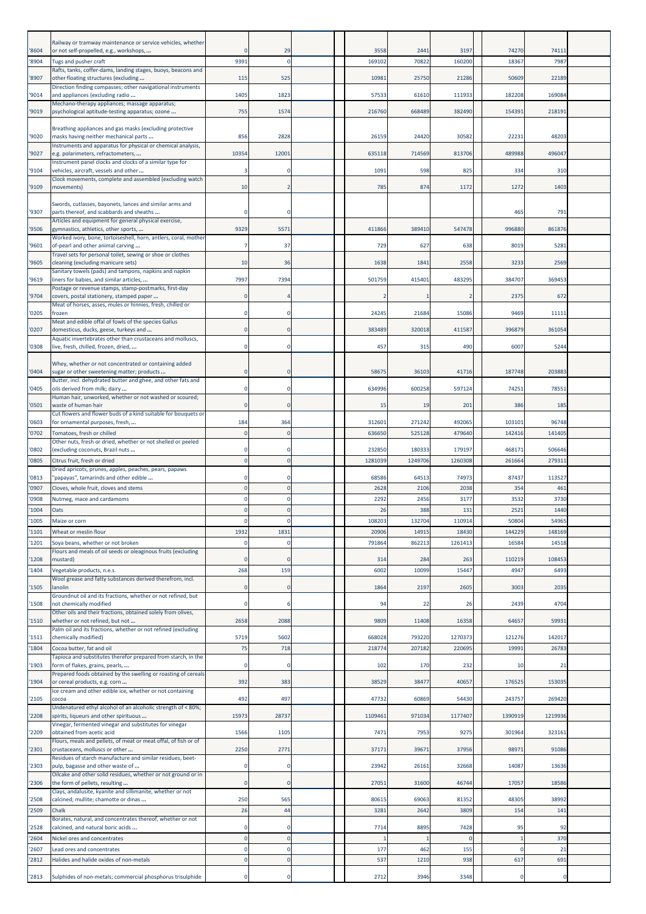| | | | | | | | | | | | | |
|---|---|---|---|---|---|---|---|---|---|---|---|---|
| '8604 | Railway or tramway maintenance or service vehicles, whether or not self-propelled, e.g., workshops, ... | 0 | 29 | | | 3558 | 2441 | 3197 | | 74270 | 74111 | |
| '8904 | Tugs and pusher craft | 9391 | 0 | | | 169102 | 70822 | 160200 | | 18367 | 7987 | |
| '8907 | Rafts, tanks, coffer-dams, landing stages, buoys, beacons and other floating structures (excluding ... | 115 | 525 | | | 10981 | 25750 | 21286 | | 50609 | 22189 | |
| '9014 | Direction finding compasses; other navigational instruments and appliances (excluding radio ... | 1405 | 1823 | | | 57533 | 61610 | 111933 | | 182208 | 169084 | |
| '9019 | Mechano-therapy appliances; massage apparatus; psychological aptitude-testing apparatus; ozone ... | 755 | 1574 | | | 216760 | 668489 | 382490 | | 154391 | 218191 | |
| '9020 | Breathing appliances and gas masks (excluding protective masks having neither mechanical parts ... | 856 | 2828 | | | 26159 | 24420 | 30582 | | 22231 | 48203 | |
| '9027 | Instruments and apparatus for physical or chemical analysis, e.g. polarimeters, refractometers, ... | 10354 | 12001 | | | 635118 | 714569 | 813706 | | 489988 | 496047 | |
| '9104 | Instrument panel clocks and clocks of a similar type for vehicles, aircraft, vessels and other ... | 3 | 0 | | | 1091 | 598 | 825 | | 334 | 310 | |
| '9109 | Clock movements, complete and assembled (excluding watch movements) | 10 | 2 | | | 785 | 874 | 1172 | | 1272 | 1403 | |
| '9307 | Swords, cutlasses, bayonets, lances and similar arms and parts thereof, and scabbards and sheaths ... | 0 | 0 | | | | | | | 465 | 791 | |
| '9506 | Articles and equipment for general physical exercise, gymnastics, athletics, other sports, ... | 9329 | 5571 | | | 411866 | 389410 | 547478 | | 996880 | 861876 | |
| '9601 | Worked ivory, bone, tortoiseshell, horn, antlers, coral, mother-of-pearl and other animal carving ... | 7 | 37 | | | 729 | 627 | 638 | | 8019 | 5281 | |
| '9605 | Travel sets for personal toilet, sewing or shoe or clothes cleaning (excluding manicure sets) | 10 | 36 | | | 1638 | 1841 | 2558 | | 3233 | 2569 | |
| '9619 | Sanitary towels (pads) and tampons, napkins and napkin liners for babies, and similar articles, ... | 7997 | 7394 | | | 501759 | 415401 | 483295 | | 384707 | 369453 | |
| '9704 | Postage or revenue stamps, stamp-postmarks, first-day covers, postal stationery, stamped paper ... | 0 | 4 | | | 2 | 1 | 2 | | 2375 | 672 | |
| '0205 | Meat of horses, asses, mules or hinnies, fresh, chilled or frozen | 0 | 0 | | | 24245 | 21684 | 15086 | | 9469 | 11111 | |
| '0207 | Meat and edible offal of fowls of the species Gallus domesticus, ducks, geese, turkeys and ... | 0 | 0 | | | 383489 | 320018 | 411587 | | 396879 | 361054 | |
| '0308 | Aquatic invertebrates other than crustaceans and molluscs, live, fresh, chilled, frozen, dried, ... | 0 | 0 | | | 457 | 315 | 490 | | 6007 | 5244 | |
| '0404 | Whey, whether or not concentrated or containing added sugar or other sweetening matter; products ... | 0 | 0 | | | 58675 | 36103 | 41716 | | 187748 | 203883 | |
| '0405 | Butter, incl. dehydrated butter and ghee, and other fats and oils derived from milk; dairy ... | 0 | 0 | | | 634996 | 600258 | 597124 | | 74251 | 78551 | |
| '0501 | Human hair, unworked, whether or not washed or scoured; waste of human hair | 0 | 0 | | | 15 | 19 | 201 | | 386 | 185 | |
| '0603 | Cut flowers and flower buds of a kind suitable for bouquets or for ornamental purposes, fresh, ... | 184 | 364 | | | 312601 | 271242 | 492065 | | 103101 | 96748 | |
| '0702 | Tomatoes, fresh or chilled | 0 | 0 | | | 636650 | 525128 | 479640 | | 142416 | 141405 | |
| '0802 | Other nuts, fresh or dried, whether or not shelled or peeled (excluding coconuts, Brazil nuts ... | 0 | 0 | | | 232850 | 180333 | 179197 | | 468171 | 506646 | |
| '0805 | Citrus fruit, fresh or dried | 0 | 0 | | | 1281039 | 1249706 | 1260308 | | 261664 | 279311 | |
| '0813 | Dried apricots, prunes, apples, peaches, pears, papaws "papayas", tamarinds and other edible ... | 0 | 0 | | | 68586 | 64513 | 74973 | | 87437 | 113527 | |
| '0907 | Cloves, whole fruit, cloves and stems | 0 | 0 | | | 2628 | 2106 | 2038 | | 354 | 461 | |
| '0908 | Nutmeg, mace and cardamoms | 0 | 0 | | | 2292 | 2456 | 3177 | | 3532 | 3730 | |
| '1004 | Oats | 0 | 0 | | | 26 | 388 | 131 | | 2521 | 1440 | |
| '1005 | Maize or corn | 0 | 0 | | | 108203 | 132704 | 110914 | | 50804 | 54965 | |
| '1101 | Wheat or meslin flour | 1932 | 1831 | | | 20906 | 14915 | 18430 | | 144229 | 148169 | |
| '1201 | Soya beans, whether or not broken | 0 | 0 | | | 791864 | 862213 | 1261413 | | 16584 | 14518 | |
| '1208 | Flours and meals of oil seeds or oleaginous fruits (excluding mustard) | 0 | 0 | | | 314 | 284 | 263 | | 110219 | 108453 | |
| '1404 | Vegetable products, n.e.s. | 268 | 159 | | | 6002 | 10099 | 15447 | | 4947 | 6493 | |
| '1505 | Wool grease and fatty substances derived therefrom, incl. lanolin | 0 | 0 | | | 1864 | 2197 | 2605 | | 3003 | 2035 | |
| '1508 | Groundnut oil and its fractions, whether or not refined, but not chemically modified | 0 | 6 | | | 94 | 22 | 26 | | 2439 | 4704 | |
| '1510 | Other oils and their fractions, obtained solely from olives, whether or not refined, but not ... | 2658 | 2088 | | | 9809 | 11408 | 16358 | | 64657 | 59931 | |
| '1511 | Palm oil and its fractions, whether or not refined (excluding chemically modified) | 5719 | 5602 | | | 668028 | 793220 | 1270373 | | 121276 | 142017 | |
| '1804 | Cocoa butter, fat and oil | 75 | 718 | | | 218774 | 207182 | 220695 | | 19991 | 26783 | |
| '1903 | Tapioca and substitutes therefor prepared from starch, in the form of flakes, grains, pearls, ... | 0 | 0 | | | 102 | 170 | 232 | | 10 | 21 | |
| '1904 | Prepared foods obtained by the swelling or roasting of cereals or cereal products, e.g. corn ... | 392 | 383 | | | 38529 | 38477 | 40657 | | 176525 | 153035 | |
| '2105 | Ice cream and other edible ice, whether or not containing cocoa | 492 | 497 | | | 47732 | 60869 | 54430 | | 243757 | 269420 | |
| '2208 | Undenatured ethyl alcohol of an alcoholic strength of < 80%; spirits, liqueurs and other spirituous ... | 15973 | 28737 | | | 1109461 | 971034 | 1177407 | | 1390919 | 1219936 | |
| '2209 | Vinegar, fermented vinegar and substitutes for vinegar obtained from acetic acid | 1566 | 1105 | | | 7471 | 7953 | 9275 | | 301964 | 323161 | |
| '2301 | Flours, meals and pellets, of meat or meat offal, of fish or of crustaceans, molluscs or other ... | 2250 | 2771 | | | 37171 | 39671 | 37956 | | 98971 | 91086 | |
| '2303 | Residues of starch manufacture and similar residues, beet-pulp, bagasse and other waste of ... | 0 | 0 | | | 23942 | 26161 | 32668 | | 14087 | 13636 | |
| '2306 | Oilcake and other solid residues, whether or not ground or in the form of pellets, resulting ... | 0 | 0 | | | 27051 | 31600 | 46744 | | 17057 | 18586 | |
| '2508 | Clays, andalusite, kyanite and sillimanite, whether or not calcined; mullite; chamotte or dinas ... | 250 | 565 | | | 80615 | 69063 | 81352 | | 48305 | 38992 | |
| '2509 | Chalk | 26 | 44 | | | 3281 | 2642 | 3809 | | 154 | 141 | |
| '2528 | Borates, natural, and concentrates thereof, whether or not calcined, and natural boric acids ... | 0 | 0 | | | 7714 | 8895 | 7428 | | 95 | 92 | |
| '2604 | Nickel ores and concentrates | 0 | 0 | | | 1 | 1 | 0 | | 1 | 370 | |
| '2607 | Lead ores and concentrates | 0 | 0 | | | 177 | 462 | 155 | | 0 | 21 | |
| '2812 | Halides and halide oxides of non-metals | 0 | 0 | | | 537 | 1210 | 938 | | 617 | 691 | |
| '2813 | Sulphides of non-metals; commercial phosphorus trisulphide | 0 | 0 | | | 2712 | 3946 | 3348 | | 0 | 0 | |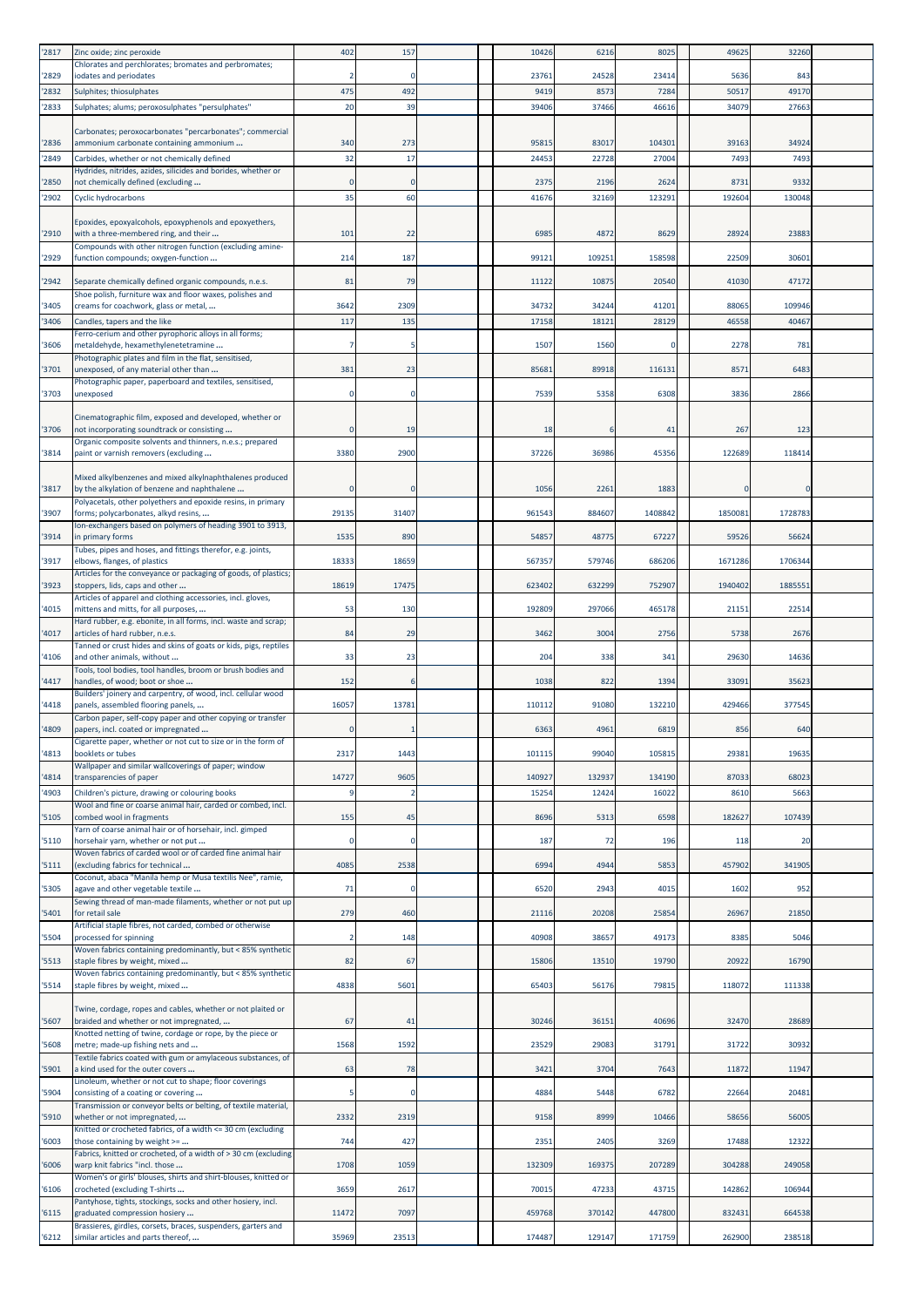| '2817 | Zinc oxide; zinc peroxide | 402 | 157 | | | 10426 | 6216 | 8025 | 49625 | 32260 | |
|---|---|---|---|---|---|---|---|---|---|---|---|
| '2829 | Chlorates and perchlorates; bromates and perbromates; iodates and periodates | 2 | 0 | | | 23761 | 24528 | 23414 | 5636 | 843 | |
| '2832 | Sulphites; thiosulphates | 475 | 492 | | | 9419 | 8573 | 7284 | 50517 | 49170 | |
| '2833 | Sulphates; alums; peroxosulphates "persulphates" | 20 | 39 | | | 39406 | 37466 | 46616 | 34079 | 27663 | |
| '2836 | Carbonates; peroxocarbonates "percarbonates"; commercial ammonium carbonate containing ammonium ... | 340 | 273 | | | 95815 | 83017 | 104301 | 39163 | 34924 | |
| '2849 | Carbides, whether or not chemically defined | 32 | 17 | | | 24453 | 22728 | 27004 | 7493 | 7493 | |
| '2850 | Hydrides, nitrides, azides, silicides and borides, whether or not chemically defined (excluding ... | 0 | 0 | | | 2375 | 2196 | 2624 | 8731 | 9332 | |
| '2902 | Cyclic hydrocarbons | 35 | 60 | | | 41676 | 32169 | 123291 | 192604 | 130048 | |
| '2910 | Epoxides, epoxyalcohols, epoxyphenols and epoxyethers, with a three-membered ring, and their ... | 101 | 22 | | | 6985 | 4872 | 8629 | 28924 | 23883 | |
| '2929 | Compounds with other nitrogen function (excluding amine-function compounds; oxygen-function ... | 214 | 187 | | | 99121 | 109251 | 158598 | 22509 | 30601 | |
| '2942 | Separate chemically defined organic compounds, n.e.s. | 81 | 79 | | | 11122 | 10875 | 20540 | 41030 | 47172 | |
| '3405 | Shoe polish, furniture wax and floor waxes, polishes and creams for coachwork, glass or metal, ... | 3642 | 2309 | | | 34732 | 34244 | 41201 | 88065 | 109946 | |
| '3406 | Candles, tapers and the like | 117 | 135 | | | 17158 | 18121 | 28129 | 46558 | 40467 | |
| '3606 | Ferro-cerium and other pyrophoric alloys in all forms; metaldehyde, hexamethylenetetramine ... | 7 | 5 | | | 1507 | 1560 | 0 | 2278 | 781 | |
| '3701 | Photographic plates and film in the flat, sensitised, unexposed, of any material other than ... | 381 | 23 | | | 85681 | 89918 | 116131 | 8571 | 6483 | |
| '3703 | Photographic paper, paperboard and textiles, sensitised, unexposed | 0 | 0 | | | 7539 | 5358 | 6308 | 3836 | 2866 | |
| '3706 | Cinematographic film, exposed and developed, whether or not incorporating soundtrack or consisting ... | 0 | 19 | | | 18 | 6 | 41 | 267 | 123 | |
| '3814 | Organic composite solvents and thinners, n.e.s.; prepared paint or varnish removers (excluding ... | 3380 | 2900 | | | 37226 | 36986 | 45356 | 122689 | 118414 | |
| '3817 | Mixed alkylbenzenes and mixed alkylnaphthalenes produced by the alkylation of benzene and naphthalene ... | 0 | 0 | | | 1056 | 2261 | 1883 | 0 | 0 | |
| '3907 | Polyacetals, other polyethers and epoxide resins, in primary forms; polycarbonates, alkyd resins, ... | 29135 | 31407 | | | 961543 | 884607 | 1408842 | 1850081 | 1728783 | |
| '3914 | Ion-exchangers based on polymers of heading 3901 to 3913, in primary forms | 1535 | 890 | | | 54857 | 48775 | 67227 | 59526 | 56624 | |
| '3917 | Tubes, pipes and hoses, and fittings therefor, e.g. joints, elbows, flanges, of plastics | 18333 | 18659 | | | 567357 | 579746 | 686206 | 1671286 | 1706344 | |
| '3923 | Articles for the conveyance or packaging of goods, of plastics; stoppers, lids, caps and other ... | 18619 | 17475 | | | 623402 | 632299 | 752907 | 1940402 | 1885551 | |
| '4015 | Articles of apparel and clothing accessories, incl. gloves, mittens and mitts, for all purposes, ... | 53 | 130 | | | 192809 | 297066 | 465178 | 21151 | 22514 | |
| '4017 | Hard rubber, e.g. ebonite, in all forms, incl. waste and scrap; articles of hard rubber, n.e.s. | 84 | 29 | | | 3462 | 3004 | 2756 | 5738 | 2676 | |
| '4106 | Tanned or crust hides and skins of goats or kids, pigs, reptiles and other animals, without ... | 33 | 23 | | | 204 | 338 | 341 | 29630 | 14636 | |
| '4417 | Tools, tool bodies, tool handles, broom or brush bodies and handles, of wood; boot or shoe ... | 152 | 6 | | | 1038 | 822 | 1394 | 33091 | 35623 | |
| '4418 | Builders' joinery and carpentry, of wood, incl. cellular wood panels, assembled flooring panels, ... | 16057 | 13781 | | | 110112 | 91080 | 132210 | 429466 | 377545 | |
| '4809 | Carbon paper, self-copy paper and other copying or transfer papers, incl. coated or impregnated ... | 0 | 1 | | | 6363 | 4961 | 6819 | 856 | 640 | |
| '4813 | Cigarette paper, whether or not cut to size or in the form of booklets or tubes | 2317 | 1443 | | | 101115 | 99040 | 105815 | 29381 | 19635 | |
| '4814 | Wallpaper and similar wallcoverings of paper; window transparencies of paper | 14727 | 9605 | | | 140927 | 132937 | 134190 | 87033 | 68023 | |
| '4903 | Children's picture, drawing or colouring books | 9 | 2 | | | 15254 | 12424 | 16022 | 8610 | 5663 | |
| '5105 | Wool and fine or coarse animal hair, carded or combed, incl. combed wool in fragments | 155 | 45 | | | 8696 | 5313 | 6598 | 182627 | 107439 | |
| '5110 | Yarn of coarse animal hair or of horsehair, incl. gimped horsehair yarn, whether or not put ... | 0 | 0 | | | 187 | 72 | 196 | 118 | 20 | |
| '5111 | Woven fabrics of carded wool or of carded fine animal hair (excluding fabrics for technical ... | 4085 | 2538 | | | 6994 | 4944 | 5853 | 457902 | 341905 | |
| '5305 | Coconut, abaca "Manila hemp or Musa textilis Nee", ramie, agave and other vegetable textile ... | 71 | 0 | | | 6520 | 2943 | 4015 | 1602 | 952 | |
| '5401 | Sewing thread of man-made filaments, whether or not put up for retail sale | 279 | 460 | | | 21116 | 20208 | 25854 | 26967 | 21850 | |
| '5504 | Artificial staple fibres, not carded, combed or otherwise processed for spinning | 2 | 148 | | | 40908 | 38657 | 49173 | 8385 | 5046 | |
| '5513 | Woven fabrics containing predominantly, but < 85% synthetic staple fibres by weight, mixed ... | 82 | 67 | | | 15806 | 13510 | 19790 | 20922 | 16790 | |
| '5514 | Woven fabrics containing predominantly, but < 85% synthetic staple fibres by weight, mixed ... | 4838 | 5601 | | | 65403 | 56176 | 79815 | 118072 | 111338 | |
| '5607 | Twine, cordage, ropes and cables, whether or not plaited or braided and whether or not impregnated, ... | 67 | 41 | | | 30246 | 36151 | 40696 | 32470 | 28689 | |
| '5608 | Knotted netting of twine, cordage or rope, by the piece or metre; made-up fishing nets and ... | 1568 | 1592 | | | 23529 | 29083 | 31791 | 31722 | 30932 | |
| '5901 | Textile fabrics coated with gum or amylaceous substances, of a kind used for the outer covers ... | 63 | 78 | | | 3421 | 3704 | 7643 | 11872 | 11947 | |
| '5904 | Linoleum, whether or not cut to shape; floor coverings consisting of a coating or covering ... | 5 | 0 | | | 4884 | 5448 | 6782 | 22664 | 20481 | |
| '5910 | Transmission or conveyor belts or belting, of textile material, whether or not impregnated, ... | 2332 | 2319 | | | 9158 | 8999 | 10466 | 58656 | 56005 | |
| '6003 | Knitted or crocheted fabrics, of a width <= 30 cm (excluding those containing by weight >= ... | 744 | 427 | | | 2351 | 2405 | 3269 | 17488 | 12322 | |
| '6006 | Fabrics, knitted or crocheted, of a width of > 30 cm (excluding warp knit fabrics "incl. those ... | 1708 | 1059 | | | 132309 | 169375 | 207289 | 304288 | 249058 | |
| '6106 | Women's or girls' blouses, shirts and shirt-blouses, knitted or crocheted (excluding T-shirts ... | 3659 | 2617 | | | 70015 | 47233 | 43715 | 142862 | 106944 | |
| '6115 | Pantyhose, tights, stockings, socks and other hosiery, incl. graduated compression hosiery ... | 11472 | 7097 | | | 459768 | 370142 | 447800 | 832431 | 664538 | |
| '6212 | Brassieres, girdles, corsets, braces, suspenders, garters and similar articles and parts thereof, ... | 35969 | 23513 | | | 174487 | 129147 | 171759 | 262900 | 238518 | |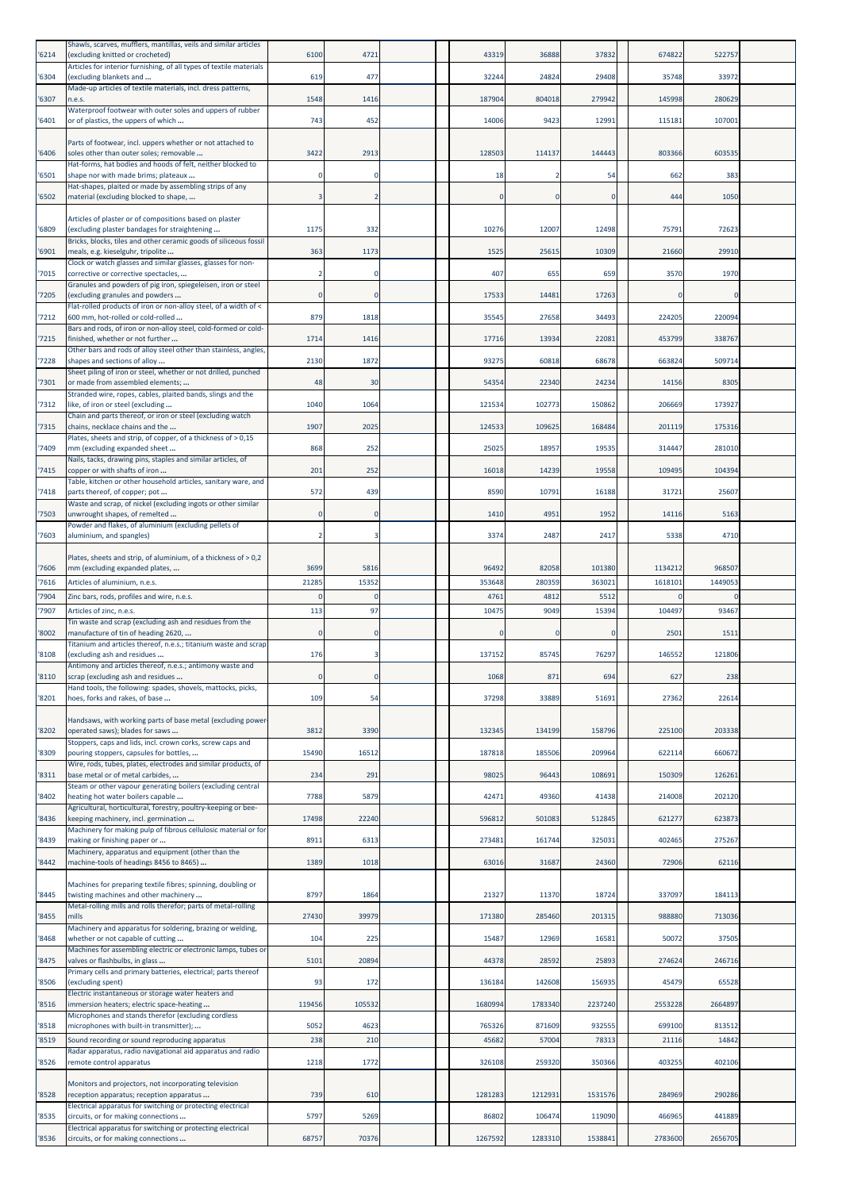| | | | | | | | | | | | | |
|---|---|---|---|---|---|---|---|---|---|---|---|---|
| '6214 | Shawls, scarves, mufflers, mantillas, veils and similar articles (excluding knitted or crocheted) | 6100 | 4721 | | | 43319 | 36888 | 37832 | | 674822 | 522757 | |
| '6304 | Articles for interior furnishing, of all types of textile materials (excluding blankets and ... | 619 | 477 | | | 32244 | 24824 | 29408 | | 35748 | 33972 | |
| '6307 | Made-up articles of textile materials, incl. dress patterns, n.e.s. | 1548 | 1416 | | | 187904 | 804018 | 279942 | | 145998 | 280629 | |
| '6401 | Waterproof footwear with outer soles and uppers of rubber or of plastics, the uppers of which ... | 743 | 452 | | | 14006 | 9423 | 12991 | | 115181 | 107001 | |
| '6406 | Parts of footwear, incl. uppers whether or not attached to soles other than outer soles; removable ... | 3422 | 2913 | | | 128503 | 114137 | 144443 | | 803366 | 603535 | |
| '6501 | Hat-forms, hat bodies and hoods of felt, neither blocked to shape nor with made brims; plateaux ... | 0 | 0 | | | 18 | 2 | 54 | | 662 | 383 | |
| '6502 | Hat-shapes, plaited or made by assembling strips of any material (excluding blocked to shape, ... | 3 | 2 | | | 0 | 0 | 0 | | 444 | 1050 | |
| '6809 | Articles of plaster or of compositions based on plaster (excluding plaster bandages for straightening ... | 1175 | 332 | | | 10276 | 12007 | 12498 | | 75791 | 72623 | |
| '6901 | Bricks, blocks, tiles and other ceramic goods of siliceous fossil meals, e.g. kieselguhr, tripolite ... | 363 | 1173 | | | 1525 | 25615 | 10309 | | 21660 | 29910 | |
| '7015 | Clock or watch glasses and similar glasses, glasses for non-corrective or corrective spectacles, ... | 2 | 0 | | | 407 | 655 | 659 | | 3570 | 1970 | |
| '7205 | Granules and powders of pig iron, spiegeleisen, iron or steel (excluding granules and powders ... | 0 | 0 | | | 17533 | 14481 | 17263 | | 0 | 0 | |
| '7212 | Flat-rolled products of iron or non-alloy steel, of a width of < 600 mm, hot-rolled or cold-rolled ... | 879 | 1818 | | | 35545 | 27658 | 34493 | | 224205 | 220094 | |
| '7215 | Bars and rods, of iron or non-alloy steel, cold-formed or cold-finished, whether or not further ... | 1714 | 1416 | | | 17716 | 13934 | 22081 | | 453799 | 338767 | |
| '7228 | Other bars and rods of alloy steel other than stainless, angles, shapes and sections of alloy ... | 2130 | 1872 | | | 93275 | 60818 | 68678 | | 663824 | 509714 | |
| '7301 | Sheet piling of iron or steel, whether or not drilled, punched or made from assembled elements; ... | 48 | 30 | | | 54354 | 22340 | 24234 | | 14156 | 8305 | |
| '7312 | Stranded wire, ropes, cables, plaited bands, slings and the like, of iron or steel (excluding ... | 1040 | 1064 | | | 121534 | 102773 | 150862 | | 206669 | 173927 | |
| '7315 | Chain and parts thereof, or iron or steel (excluding watch chains, necklace chains and the ... | 1907 | 2025 | | | 124533 | 109625 | 168484 | | 201119 | 175316 | |
| '7409 | Plates, sheets and strip, of copper, of a thickness of > 0,15 mm (excluding expanded sheet ... | 868 | 252 | | | 25025 | 18957 | 19535 | | 314447 | 281010 | |
| '7415 | Nails, tacks, drawing pins, staples and similar articles, of copper or with shafts of iron ... | 201 | 252 | | | 16018 | 14239 | 19558 | | 109495 | 104394 | |
| '7418 | Table, kitchen or other household articles, sanitary ware, and parts thereof, of copper; pot ... | 572 | 439 | | | 8590 | 10791 | 16188 | | 31721 | 25607 | |
| '7503 | Waste and scrap, of nickel (excluding ingots or other similar unwrought shapes, of remelted ... | 0 | 0 | | | 1410 | 4951 | 1952 | | 14116 | 5163 | |
| '7603 | Powder and flakes, of aluminium (excluding pellets of aluminium, and spangles) | 2 | 3 | | | 3374 | 2487 | 2417 | | 5338 | 4710 | |
| '7606 | Plates, sheets and strip, of aluminium, of a thickness of > 0,2 mm (excluding expanded plates, ... | 3699 | 5816 | | | 96492 | 82058 | 101380 | | 1134212 | 968507 | |
| '7616 | Articles of aluminium, n.e.s. | 21285 | 15352 | | | 353648 | 280359 | 363021 | | 1618101 | 1449053 | |
| '7904 | Zinc bars, rods, profiles and wire, n.e.s. | 0 | 0 | | | 4761 | 4812 | 5512 | | 0 | 0 | |
| '7907 | Articles of zinc, n.e.s. | 113 | 97 | | | 10475 | 9049 | 15394 | | 104497 | 93467 | |
| '8002 | Tin waste and scrap (excluding ash and residues from the manufacture of tin of heading 2620, ... | 0 | 0 | | | 0 | 0 | 0 | | 2501 | 1511 | |
| '8108 | Titanium and articles thereof, n.e.s.; titanium waste and scrap (excluding ash and residues ... | 176 | 3 | | | 137152 | 85745 | 76297 | | 146552 | 121806 | |
| '8110 | Antimony and articles thereof, n.e.s.; antimony waste and scrap (excluding ash and residues ... | 0 | 0 | | | 1068 | 871 | 694 | | 627 | 238 | |
| '8201 | Hand tools, the following: spades, shovels, mattocks, picks, hoes, forks and rakes, of base ... | 109 | 54 | | | 37298 | 33889 | 51691 | | 27362 | 22614 | |
| '8202 | Handsaws, with working parts of base metal (excluding power-operated saws); blades for saws ... | 3812 | 3390 | | | 132345 | 134199 | 158796 | | 225100 | 203338 | |
| '8309 | Stoppers, caps and lids, incl. crown corks, screw caps and pouring stoppers, capsules for bottles, ... | 15490 | 16512 | | | 187818 | 185506 | 209964 | | 622114 | 660672 | |
| '8311 | Wire, rods, tubes, plates, electrodes and similar products, of base metal or of metal carbides, ... | 234 | 291 | | | 98025 | 96443 | 108691 | | 150309 | 126261 | |
| '8402 | Steam or other vapour generating boilers (excluding central heating hot water boilers capable ... | 7788 | 5879 | | | 42471 | 49360 | 41438 | | 214008 | 202120 | |
| '8436 | Agricultural, horticultural, forestry, poultry-keeping or bee-keeping machinery, incl. germination ... | 17498 | 22240 | | | 596812 | 501083 | 512845 | | 621277 | 623873 | |
| '8439 | Machinery for making pulp of fibrous cellulosic material or for making or finishing paper or ... | 8911 | 6313 | | | 273481 | 161744 | 325031 | | 402465 | 275267 | |
| '8442 | Machinery, apparatus and equipment (other than the machine-tools of headings 8456 to 8465) ... | 1389 | 1018 | | | 63016 | 31687 | 24360 | | 72906 | 62116 | |
| '8445 | Machines for preparing textile fibres; spinning, doubling or twisting machines and other machinery ... | 8797 | 1864 | | | 21327 | 11370 | 18724 | | 337097 | 184113 | |
| '8455 | Metal-rolling mills and rolls therefor; parts of metal-rolling mills | 27430 | 39979 | | | 171380 | 285460 | 201315 | | 988880 | 713036 | |
| '8468 | Machinery and apparatus for soldering, brazing or welding, whether or not capable of cutting ... | 104 | 225 | | | 15487 | 12969 | 16581 | | 50072 | 37505 | |
| '8475 | Machines for assembling electric or electronic lamps, tubes or valves or flashbulbs, in glass ... | 5101 | 20894 | | | 44378 | 28592 | 25893 | | 274624 | 246716 | |
| '8506 | Primary cells and primary batteries, electrical; parts thereof (excluding spent) | 93 | 172 | | | 136184 | 142608 | 156935 | | 45479 | 65528 | |
| '8516 | Electric instantaneous or storage water heaters and immersion heaters; electric space-heating ... | 119456 | 105532 | | | 1680994 | 1783340 | 2237240 | | 2553228 | 2664897 | |
| '8518 | Microphones and stands therefor (excluding cordless microphones with built-in transmitter); ... | 5052 | 4623 | | | 765326 | 871609 | 932555 | | 699100 | 813512 | |
| '8519 | Sound recording or sound reproducing apparatus | 238 | 210 | | | 45682 | 57004 | 78313 | | 21116 | 14842 | |
| '8526 | Radar apparatus, radio navigational aid apparatus and radio remote control apparatus | 1218 | 1772 | | | 326108 | 259320 | 350366 | | 403255 | 402106 | |
| '8528 | Monitors and projectors, not incorporating television reception apparatus; reception apparatus ... | 739 | 610 | | | 1281283 | 1212931 | 1531576 | | 284969 | 290286 | |
| '8535 | Electrical apparatus for switching or protecting electrical circuits, or for making connections ... | 5797 | 5269 | | | 86802 | 106474 | 119090 | | 466965 | 441889 | |
| '8536 | Electrical apparatus for switching or protecting electrical circuits, or for making connections ... | 68757 | 70376 | | | 1267592 | 1283310 | 1538841 | | 2783600 | 2656705 | |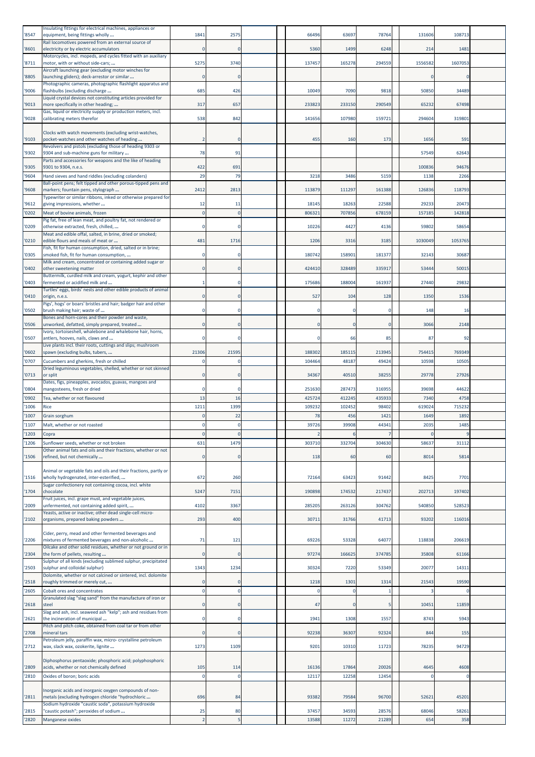| | | | | | | | | | | | | |
|---|---|---|---|---|---|---|---|---|---|---|---|---|
| '8547 | Insulating fittings for electrical machines, appliances or equipment, being fittings wholly ... | 1841 | 2575 | | | 66496 | 63697 | 78764 | | 131606 | 108713 | |
| '8601 | Rail locomotives powered from an external source of electricity or by electric accumulators | 0 | 0 | | | 5360 | 1499 | 6248 | | 214 | 1481 | |
| '8711 | Motorcycles, incl. mopeds, and cycles fitted with an auxiliary motor, with or without side-cars; ... | 5275 | 3740 | | | 137457 | 165278 | 294559 | | 1556582 | 1607053 | |
| '8805 | Aircraft launching gear (excluding motor winches for launching gliders); deck-arrestor or similar ... | 0 | 0 | | | | | | | 0 | 0 | |
| '9006 | Photographic cameras, photographic flashlight apparatus and flashbulbs (excluding discharge ... | 685 | 426 | | | 10049 | 7090 | 9818 | | 50850 | 34489 | |
| '9013 | Liquid crystal devices not constituting articles provided for more specifically in other heading; ... | 317 | 657 | | | 233823 | 233150 | 290549 | | 65232 | 67498 | |
| '9028 | Gas, liquid or electricity supply or production meters, incl. calibrating meters therefor | 538 | 842 | | | 141656 | 107980 | 159721 | | 294604 | 319801 | |
| '9103 | Clocks with watch movements (excluding wrist-watches, pocket-watches and other watches of heading ... | 2 | 0 | | | 455 | 160 | 173 | | 1656 | 591 | |
| '9302 | Revolvers and pistols (excluding those of heading 9303 or 9304 and sub-machine guns for military ... | 78 | 91 | | | | | | | 57549 | 62643 | |
| '9305 | Parts and accessories for weapons and the like of heading 9301 to 9304, n.e.s. | 422 | 691 | | | | | | | 100836 | 94676 | |
| '9604 | Hand sieves and hand riddles (excluding colanders) | 29 | 79 | | | 3218 | 3486 | 5159 | | 1138 | 2266 | |
| '9608 | Ball-point pens; felt tipped and other porous-tipped pens and markers; fountain pens, stylograph ... | 2412 | 2813 | | | 113879 | 111297 | 161388 | | 126836 | 118793 | |
| '9612 | Typewriter or similar ribbons, inked or otherwise prepared for giving impressions, whether ... | 12 | 11 | | | 18145 | 18263 | 22588 | | 29233 | 20473 | |
| '0202 | Meat of bovine animals, frozen | 0 | 0 | | | 806321 | 707856 | 678159 | | 157185 | 142818 | |
| '0209 | Pig fat, free of lean meat, and poultry fat, not rendered or otherwise extracted, fresh, chilled, ... | 0 | 0 | | | 10226 | 4427 | 4136 | | 59802 | 58654 | |
| '0210 | Meat and edible offal, salted, in brine, dried or smoked; edible flours and meals of meat or ... | 481 | 1716 | | | 1206 | 3316 | 3185 | | 1030049 | 1053765 | |
| '0305 | Fish, fit for human consumption, dried, salted or in brine; smoked fish, fit for human consumption, ... | 0 | 0 | | | 180742 | 158901 | 181377 | | 32143 | 30687 | |
| '0402 | Milk and cream, concentrated or containing added sugar or other sweetening matter | 0 | 0 | | | 424410 | 328489 | 335917 | | 53444 | 50015 | |
| '0403 | Buttermilk, curdled milk and cream, yogurt, kephir and other fermented or acidified milk and ... | 1 | 0 | | | 175686 | 188004 | 161937 | | 27440 | 29832 | |
| '0410 | Turtles' eggs, birds' nests and other edible products of animal origin, n.e.s. | 0 | 0 | | | 527 | 104 | 128 | | 1350 | 1536 | |
| '0502 | Pigs', hogs' or boars' bristles and hair; badger hair and other brush making hair; waste of ... | 0 | 0 | | | 0 | 0 | 0 | | 148 | 16 | |
| '0506 | Bones and horn-cores and their powder and waste, unworked, defatted, simply prepared, treated ... | 0 | 0 | | | 0 | 0 | 0 | | 3066 | 2148 | |
| '0507 | Ivory, tortoiseshell, whalebone and whalebone hair, horns, antlers, hooves, nails, claws and ... | 0 | 0 | | | 0 | 66 | 85 | | 87 | 92 | |
| '0602 | Live plants incl. their roots, cuttings and slips; mushroom spawn (excluding bulbs, tubers, ... | 21306 | 21595 | | | 188302 | 185115 | 213945 | | 754415 | 769349 | |
| '0707 | Cucumbers and gherkins, fresh or chilled | 0 | 0 | | | 104464 | 48187 | 49424 | | 10598 | 10505 | |
| '0713 | Dried leguminous vegetables, shelled, whether or not skinned or split | 0 | 0 | | | 34367 | 40510 | 38255 | | 29778 | 27926 | |
| '0804 | Dates, figs, pineapples, avocados, guavas, mangoes and mangosteens, fresh or dried | 0 | 0 | | | 251630 | 287473 | 316955 | | 39698 | 44622 | |
| '0902 | Tea, whether or not flavoured | 13 | 16 | | | 425724 | 412245 | 435933 | | 7340 | 4758 | |
| '1006 | Rice | 1211 | 1399 | | | 109232 | 102452 | 98402 | | 619024 | 715232 | |
| '1007 | Grain sorghum | 0 | 22 | | | 78 | 456 | 1421 | | 1649 | 1892 | |
| '1107 | Malt, whether or not roasted | 0 | 0 | | | 39726 | 39908 | 44341 | | 2035 | 1485 | |
| '1203 | Copra | 0 | 0 | | | 2 | 6 | 7 | | 0 | 9 | |
| '1206 | Sunflower seeds, whether or not broken | 631 | 1479 | | | 303710 | 332704 | 304630 | | 58637 | 31112 | |
| '1506 | Other animal fats and oils and their fractions, whether or not refined, but not chemically ... | 0 | 0 | | | 118 | 60 | 60 | | 8014 | 5814 | |
| '1516 | Animal or vegetable fats and oils and their fractions, partly or wholly hydrogenated, inter-esterified, ... | 672 | 260 | | | 72164 | 63423 | 91442 | | 8425 | 7701 | |
| '1704 | Sugar confectionery not containing cocoa, incl. white chocolate | 5247 | 7151 | | | 190898 | 174532 | 217437 | | 202713 | 197402 | |
| '2009 | Fruit juices, incl. grape must, and vegetable juices, unfermented, not containing added spirit, ... | 4102 | 3367 | | | 285205 | 263126 | 304762 | | 540850 | 528523 | |
| '2102 | Yeasts, active or inactive; other dead single-cell micro-organisms, prepared baking powders ... | 293 | 400 | | | 30711 | 31766 | 41713 | | 93202 | 116016 | |
| '2206 | Cider, perry, mead and other fermented beverages and mixtures of fermented beverages and non-alcoholic ... | 71 | 121 | | | 69226 | 53328 | 64077 | | 118838 | 206619 | |
| '2304 | Oilcake and other solid residues, whether or not ground or in the form of pellets, resulting ... | 0 | 0 | | | 97274 | 166625 | 374785 | | 35808 | 61166 | |
| '2503 | Sulphur of all kinds (excluding sublimed sulphur, precipitated sulphur and colloidal sulphur) | 1343 | 1234 | | | 30324 | 7220 | 53349 | | 20077 | 14311 | |
| '2518 | Dolomite, whether or not calcined or sintered, incl. dolomite roughly trimmed or merely cut, ... | 0 | 0 | | | 1218 | 1301 | 1314 | | 21543 | 19590 | |
| '2605 | Cobalt ores and concentrates | 0 | 0 | | | 0 | 0 | 1 | | 3 | 0 | |
| '2618 | Granulated slag "slag sand" from the manufacture of iron or steel | 0 | 0 | | | 47 | 0 | 5 | | 10451 | 11859 | |
| '2621 | Slag and ash, incl. seaweed ash "kelp"; ash and residues from the incineration of municipal ... | 0 | 0 | | | 1941 | 1308 | 1557 | | 8743 | 5943 | |
| '2708 | Pitch and pitch coke, obtained from coal tar or from other mineral tars | 0 | 0 | | | 92238 | 36307 | 92324 | | 844 | 155 | |
| '2712 | Petroleum jelly, paraffin wax, micro- crystalline petroleum wax, slack wax, ozokerite, lignite ... | 1273 | 1109 | | | 9201 | 10310 | 11723 | | 78235 | 94729 | |
| '2809 | Diphosphorus pentaoxide; phosphoric acid; polyphosphoric acids, whether or not chemically defined | 105 | 114 | | | 16136 | 17864 | 20026 | | 4645 | 4608 | |
| '2810 | Oxides of boron; boric acids | 0 | 0 | | | 12117 | 12258 | 12454 | | 0 | 0 | |
| '2811 | Inorganic acids and inorganic oxygen compounds of non-metals (excluding hydrogen chloride "hydrochloric ... | 696 | 84 | | | 93382 | 79584 | 96700 | | 52621 | 45201 | |
| '2815 | Sodium hydroxide "caustic soda", potassium hydroxide "caustic potash"; peroxides of sodium ... | 25 | 80 | | | 37457 | 34593 | 28576 | | 68046 | 58261 | |
| '2820 | Manganese oxides | 2 | 5 | | | 13588 | 11272 | 21289 | | 654 | 358 | |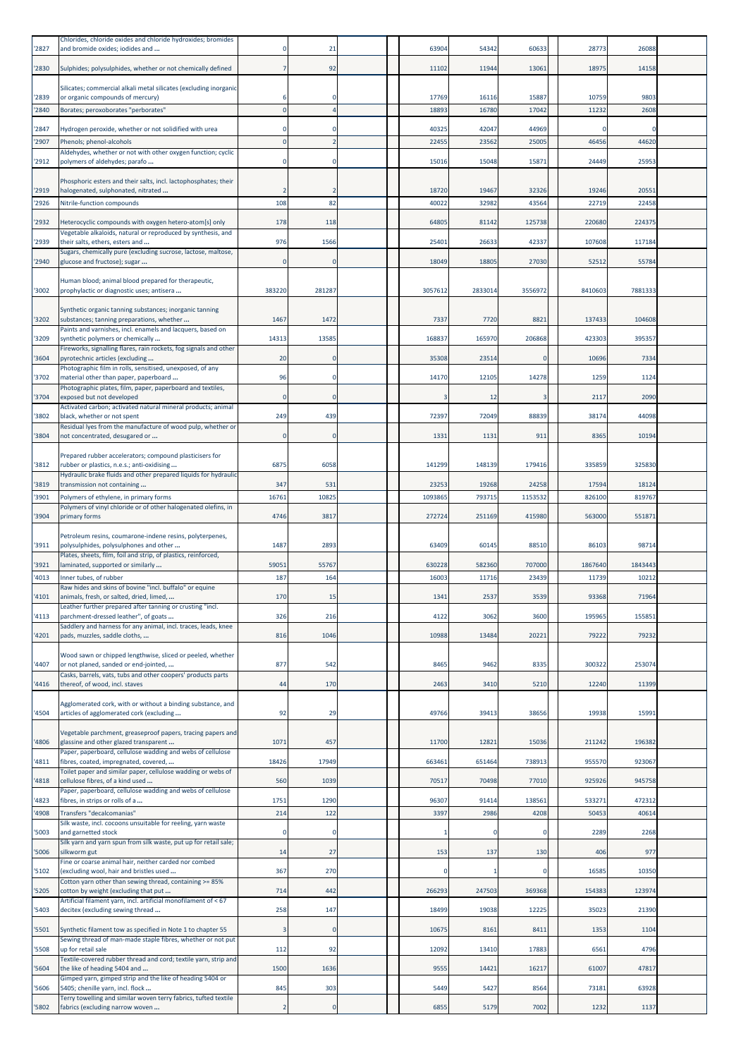| | | | | | | | | | | | |
|---|---|---|---|---|---|---|---|---|---|---|---|
| '2827 | Chlorides, chloride oxides and chloride hydroxides; bromides and bromide oxides; iodides and ... | 0 | 21 | | | 63904 | 54342 | 60633 | 28773 | 26088 | |
| '2830 | Sulphides; polysulphides, whether or not chemically defined | 7 | 92 | | | 11102 | 11944 | 13061 | 18975 | 14158 | |
| '2839 | Silicates; commercial alkali metal silicates (excluding inorganic or organic compounds of mercury) | 6 | 0 | | | 17769 | 16116 | 15887 | 10759 | 9803 | |
| '2840 | Borates; peroxoborates "perborates" | 0 | 4 | | | 18893 | 16780 | 17042 | 11232 | 2608 | |
| '2847 | Hydrogen peroxide, whether or not solidified with urea | 0 | 0 | | | 40325 | 42047 | 44969 | 0 | 0 | |
| '2907 | Phenols; phenol-alcohols | 0 | 2 | | | 22455 | 23562 | 25005 | 46456 | 44620 | |
| '2912 | Aldehydes, whether or not with other oxygen function; cyclic polymers of aldehydes; parafo ... | 0 | 0 | | | 15016 | 15048 | 15871 | 24449 | 25953 | |
| '2919 | Phosphoric esters and their salts, incl. lactophosphates; their halogenated, sulphonated, nitrated ... | 2 | 2 | | | 18720 | 19467 | 32326 | 19246 | 20551 | |
| '2926 | Nitrile-function compounds | 108 | 82 | | | 40022 | 32982 | 43564 | 22719 | 22458 | |
| '2932 | Heterocyclic compounds with oxygen hetero-atom[s] only | 178 | 118 | | | 64805 | 81142 | 125738 | 220680 | 224375 | |
| '2939 | Vegetable alkaloids, natural or reproduced by synthesis, and their salts, ethers, esters and ... | 976 | 1566 | | | 25401 | 26633 | 42337 | 107608 | 117184 | |
| '2940 | Sugars, chemically pure (excluding sucrose, lactose, maltose, glucose and fructose); sugar ... | 0 | 0 | | | 18049 | 18805 | 27030 | 52512 | 55784 | |
| '3002 | Human blood; animal blood prepared for therapeutic, prophylactic or diagnostic uses; antisera ... | 383220 | 281287 | | | 3057612 | 2833014 | 3556972 | 8410603 | 7881333 | |
| '3202 | Synthetic organic tanning substances; inorganic tanning substances; tanning preparations, whether ... | 1467 | 1472 | | | 7337 | 7720 | 8821 | 137433 | 104608 | |
| '3209 | Paints and varnishes, incl. enamels and lacquers, based on synthetic polymers or chemically ... | 14313 | 13585 | | | 168837 | 165970 | 206868 | 423303 | 395357 | |
| '3604 | Fireworks, signalling flares, rain rockets, fog signals and other pyrotechnic articles (excluding ... | 20 | 0 | | | 35308 | 23514 | 0 | 10696 | 7334 | |
| '3702 | Photographic film in rolls, sensitised, unexposed, of any material other than paper, paperboard ... | 96 | 0 | | | 14170 | 12105 | 14278 | 1259 | 1124 | |
| '3704 | Photographic plates, film, paper, paperboard and textiles, exposed but not developed | 0 | 0 | | | 3 | 12 | 3 | 2117 | 2090 | |
| '3802 | Activated carbon; activated natural mineral products; animal black, whether or not spent | 249 | 439 | | | 72397 | 72049 | 88839 | 38174 | 44098 | |
| '3804 | Residual lyes from the manufacture of wood pulp, whether or not concentrated, desugared or ... | 0 | 0 | | | 1331 | 1131 | 911 | 8365 | 10194 | |
| '3812 | Prepared rubber accelerators; compound plasticisers for rubber or plastics, n.e.s.; anti-oxidising ... | 6875 | 6058 | | | 141299 | 148139 | 179416 | 335859 | 325830 | |
| '3819 | Hydraulic brake fluids and other prepared liquids for hydraulic transmission not containing ... | 347 | 531 | | | 23253 | 19268 | 24258 | 17594 | 18124 | |
| '3901 | Polymers of ethylene, in primary forms | 16761 | 10825 | | | 1093865 | 793715 | 1153532 | 826100 | 819767 | |
| '3904 | Polymers of vinyl chloride or of other halogenated olefins, in primary forms | 4746 | 3817 | | | 272724 | 251169 | 415980 | 563000 | 551871 | |
| '3911 | Petroleum resins, coumarone-indene resins, polyterpenes, polysulphides, polysulphones and other ... | 1487 | 2893 | | | 63409 | 60145 | 88510 | 86103 | 98714 | |
| '3921 | Plates, sheets, film, foil and strip, of plastics, reinforced, laminated, supported or similarly ... | 59051 | 55767 | | | 630228 | 582360 | 707000 | 1867640 | 1843443 | |
| '4013 | Inner tubes, of rubber | 187 | 164 | | | 16003 | 11716 | 23439 | 11739 | 10212 | |
| '4101 | Raw hides and skins of bovine "incl. buffalo" or equine animals, fresh, or salted, dried, limed, ... | 170 | 15 | | | 1341 | 2537 | 3539 | 93368 | 71964 | |
| '4113 | Leather further prepared after tanning or crusting "incl. parchment-dressed leather", of goats ... | 326 | 216 | | | 4122 | 3062 | 3600 | 195965 | 155851 | |
| '4201 | Saddlery and harness for any animal, incl. traces, leads, knee pads, muzzles, saddle cloths, ... | 816 | 1046 | | | 10988 | 13484 | 20221 | 79222 | 79232 | |
| '4407 | Wood sawn or chipped lengthwise, sliced or peeled, whether or not planed, sanded or end-jointed, ... | 877 | 542 | | | 8465 | 9462 | 8335 | 300322 | 253074 | |
| '4416 | Casks, barrels, vats, tubs and other coopers' products parts thereof, of wood, incl. staves | 44 | 170 | | | 2463 | 3410 | 5210 | 12240 | 11399 | |
| '4504 | Agglomerated cork, with or without a binding substance, and articles of agglomerated cork (excluding ... | 92 | 29 | | | 49766 | 39413 | 38656 | 19938 | 15991 | |
| '4806 | Vegetable parchment, greaseproof papers, tracing papers and glassine and other glazed transparent ... | 1071 | 457 | | | 11700 | 12821 | 15036 | 211242 | 196382 | |
| '4811 | Paper, paperboard, cellulose wadding and webs of cellulose fibres, coated, impregnated, covered, ... | 18426 | 17949 | | | 663461 | 651464 | 738913 | 955570 | 923067 | |
| '4818 | Toilet paper and similar paper, cellulose wadding or webs of cellulose fibres, of a kind used ... | 560 | 1039 | | | 70517 | 70498 | 77010 | 925926 | 945758 | |
| '4823 | Paper, paperboard, cellulose wadding and webs of cellulose fibres, in strips or rolls of a ... | 1751 | 1290 | | | 96307 | 91414 | 138561 | 533271 | 472312 | |
| '4908 | Transfers "decalcomanias" | 214 | 122 | | | 3397 | 2986 | 4208 | 50453 | 40614 | |
| '5003 | Silk waste, incl. cocoons unsuitable for reeling, yarn waste and garnetted stock | 0 | 0 | | | 1 | 0 | 0 | 2289 | 2268 | |
| '5006 | Silk yarn and yarn spun from silk waste, put up for retail sale; silkworm gut | 14 | 27 | | | 153 | 137 | 130 | 406 | 977 | |
| '5102 | Fine or coarse animal hair, neither carded nor combed (excluding wool, hair and bristles used ... | 367 | 270 | | | 0 | 1 | 0 | 16585 | 10350 | |
| '5205 | Cotton yarn other than sewing thread, containing >= 85% cotton by weight (excluding that put ... | 714 | 442 | | | 266293 | 247503 | 369368 | 154383 | 123974 | |
| '5403 | Artificial filament yarn, incl. artificial monofilament of < 67 decitex (excluding sewing thread ... | 258 | 147 | | | 18499 | 19038 | 12225 | 35023 | 21390 | |
| '5501 | Synthetic filament tow as specified in Note 1 to chapter 55 | 3 | 0 | | | 10675 | 8161 | 8411 | 1353 | 1104 | |
| '5508 | Sewing thread of man-made staple fibres, whether or not put up for retail sale | 112 | 92 | | | 12092 | 13410 | 17883 | 6561 | 4796 | |
| '5604 | Textile-covered rubber thread and cord; textile yarn, strip and the like of heading 5404 and ... | 1500 | 1636 | | | 9555 | 14421 | 16217 | 61007 | 47817 | |
| '5606 | Gimped yarn, gimped strip and the like of heading 5404 or 5405; chenille yarn, incl. flock ... | 845 | 303 | | | 5449 | 5427 | 8564 | 73181 | 63928 | |
| '5802 | Terry towelling and similar woven terry fabrics, tufted textile fabrics (excluding narrow woven ... | 2 | 0 | | | 6855 | 5179 | 7002 | 1232 | 1137 | |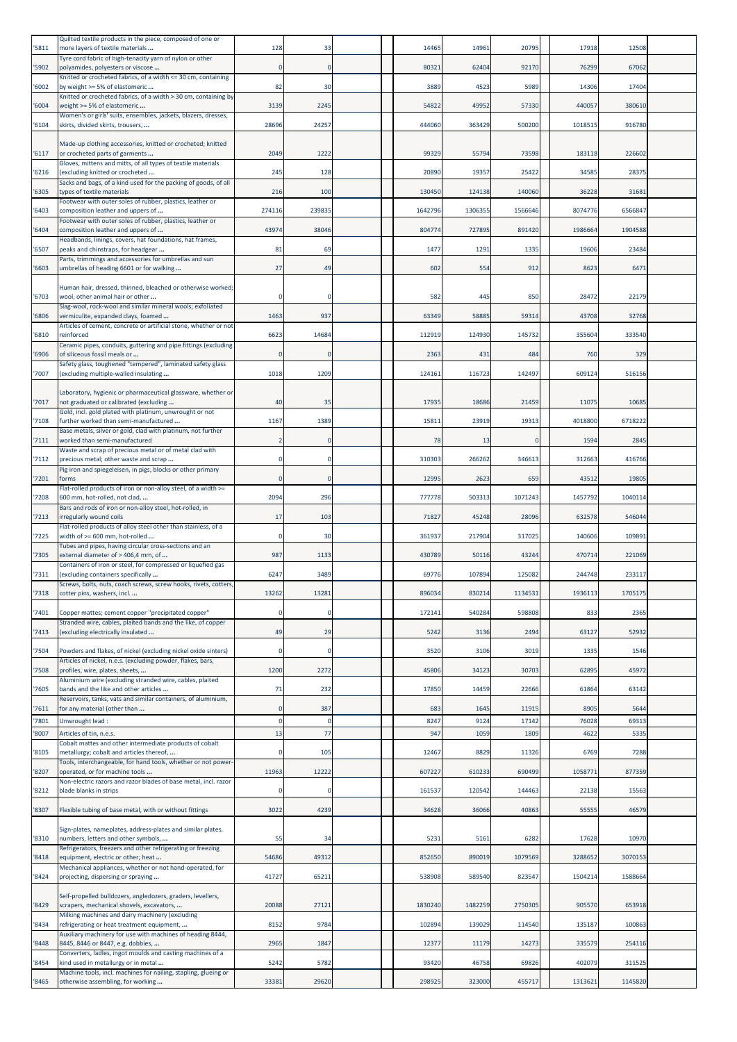| '5811 | Quilted textile products in the piece, composed of one or more layers of textile materials ... | 128 | 33 | | | 14465 | 14961 | 20795 | 17918 | 12508 | |
|---|---|---|---|---|---|---|---|---|---|---|---|
| '5902 | Tyre cord fabric of high-tenacity yarn of nylon or other polyamides, polyesters or viscose ... | 0 | 0 | | | 80321 | 62404 | 92170 | 76299 | 67062 | |
| '6002 | Knitted or crocheted fabrics, of a width <= 30 cm, containing by weight >= 5% of elastomeric ... | 82 | 30 | | | 3889 | 4523 | 5989 | 14306 | 17404 | |
| '6004 | Knitted or crocheted fabrics, of a width > 30 cm, containing by weight >= 5% of elastomeric ... | 3139 | 2245 | | | 54822 | 49952 | 57330 | 440057 | 380610 | |
| '6104 | Women's or girls' suits, ensembles, jackets, blazers, dresses, skirts, divided skirts, trousers, ... | 28696 | 24257 | | | 444060 | 363429 | 500200 | 1018515 | 916780 | |
| '6117 | Made-up clothing accessories, knitted or crocheted; knitted or crocheted parts of garments ... | 2049 | 1222 | | | 99329 | 55794 | 73598 | 183118 | 226602 | |
| '6216 | Gloves, mittens and mitts, of all types of textile materials (excluding knitted or crocheted ... | 245 | 128 | | | 20890 | 19357 | 25422 | 34585 | 28375 | |
| '6305 | Sacks and bags, of a kind used for the packing of goods, of all types of textile materials | 216 | 100 | | | 130450 | 124138 | 140060 | 36228 | 31681 | |
| '6403 | Footwear with outer soles of rubber, plastics, leather or composition leather and uppers of ... | 274116 | 239835 | | | 1642796 | 1306355 | 1566646 | 8074776 | 6566847 | |
| '6404 | Footwear with outer soles of rubber, plastics, leather or composition leather and uppers of ... | 43974 | 38046 | | | 804774 | 727895 | 891420 | 1986664 | 1904588 | |
| '6507 | Headbands, linings, covers, hat foundations, hat frames, peaks and chinstraps, for headgear ... | 81 | 69 | | | 1477 | 1291 | 1335 | 19606 | 23484 | |
| '6603 | Parts, trimmings and accessories for umbrellas and sun umbrellas of heading 6601 or for walking ... | 27 | 49 | | | 602 | 554 | 912 | 8623 | 6471 | |
| '6703 | Human hair, dressed, thinned, bleached or otherwise worked; wool, other animal hair or other ... | 0 | 0 | | | 582 | 445 | 850 | 28472 | 22179 | |
| '6806 | Slag-wool, rock-wool and similar mineral wools; exfoliated vermiculite, expanded clays, foamed ... | 1463 | 937 | | | 63349 | 58885 | 59314 | 43708 | 32768 | |
| '6810 | Articles of cement, concrete or artificial stone, whether or not reinforced | 6623 | 14684 | | | 112919 | 124930 | 145732 | 355604 | 333540 | |
| '6906 | Ceramic pipes, conduits, guttering and pipe fittings (excluding of siliceous fossil meals or ... | 0 | 0 | | | 2363 | 431 | 484 | 760 | 329 | |
| '7007 | Safety glass, toughened "tempered", laminated safety glass (excluding multiple-walled insulating ... | 1018 | 1209 | | | 124161 | 116723 | 142497 | 609124 | 516156 | |
| '7017 | Laboratory, hygienic or pharmaceutical glassware, whether or not graduated or calibrated (excluding ... | 40 | 35 | | | 17935 | 18686 | 21459 | 11075 | 10685 | |
| '7108 | Gold, incl. gold plated with platinum, unwrought or not further worked than semi-manufactured ... | 1167 | 1389 | | | 15811 | 23919 | 19313 | 4018800 | 6718222 | |
| '7111 | Base metals, silver or gold, clad with platinum, not further worked than semi-manufactured | 2 | 0 | | | 78 | 13 | 0 | 1594 | 2845 | |
| '7112 | Waste and scrap of precious metal or of metal clad with precious metal; other waste and scrap ... | 0 | 0 | | | 310303 | 266262 | 346613 | 312663 | 416766 | |
| '7201 | Pig iron and spiegeleisen, in pigs, blocks or other primary forms | 0 | 0 | | | 12995 | 2623 | 659 | 43512 | 19805 | |
| '7208 | Flat-rolled products of iron or non-alloy steel, of a width >= 600 mm, hot-rolled, not clad, ... | 2094 | 296 | | | 777778 | 503313 | 1071243 | 1457792 | 1040114 | |
| '7213 | Bars and rods of iron or non-alloy steel, hot-rolled, in irregularly wound coils | 17 | 103 | | | 71827 | 45248 | 28096 | 632578 | 546044 | |
| '7225 | Flat-rolled products of alloy steel other than stainless, of a width of >= 600 mm, hot-rolled ... | 0 | 30 | | | 361937 | 217904 | 317025 | 140606 | 109891 | |
| '7305 | Tubes and pipes, having circular cross-sections and an external diameter of > 406,4 mm, of ... | 987 | 1133 | | | 430789 | 50116 | 43244 | 470714 | 221069 | |
| '7311 | Containers of iron or steel, for compressed or liquefied gas (excluding containers specifically ... | 6247 | 3489 | | | 69776 | 107894 | 125082 | 244748 | 233117 | |
| '7318 | Screws, bolts, nuts, coach screws, screw hooks, rivets, cotters, cotter pins, washers, incl. ... | 13262 | 13281 | | | 896034 | 830214 | 1134531 | 1936113 | 1705175 | |
| '7401 | Copper mattes; cement copper "precipitated copper" | 0 | 0 | | | 172141 | 540284 | 598808 | 833 | 2365 | |
| '7413 | Stranded wire, cables, plaited bands and the like, of copper (excluding electrically insulated ... | 49 | 29 | | | 5242 | 3136 | 2494 | 63127 | 52932 | |
| '7504 | Powders and flakes, of nickel (excluding nickel oxide sinters) | 0 | 0 | | | 3520 | 3106 | 3019 | 1335 | 1546 | |
| '7508 | Articles of nickel, n.e.s. (excluding powder, flakes, bars, profiles, wire, plates, sheets, ... | 1200 | 2272 | | | 45806 | 34123 | 30703 | 62895 | 45972 | |
| '7605 | Aluminium wire (excluding stranded wire, cables, plaited bands and the like and other articles ... | 71 | 232 | | | 17850 | 14459 | 22666 | 61864 | 63142 | |
| '7611 | Reservoirs, tanks, vats and similar containers, of aluminium, for any material (other than ... | 0 | 387 | | | 683 | 1645 | 11915 | 8905 | 5644 | |
| '7801 | Unwrought lead : | 0 | 0 | | | 8247 | 9124 | 17142 | 76028 | 69313 | |
| '8007 | Articles of tin, n.e.s. | 13 | 77 | | | 947 | 1059 | 1809 | 4622 | 5335 | |
| '8105 | Cobalt mattes and other intermediate products of cobalt metallurgy; cobalt and articles thereof, ... | 0 | 105 | | | 12467 | 8829 | 11326 | 6769 | 7288 | |
| '8207 | Tools, interchangeable, for hand tools, whether or not power-operated, or for machine tools ... | 11963 | 12222 | | | 607227 | 610233 | 690499 | 1058771 | 877359 | |
| '8212 | Non-electric razors and razor blades of base metal, incl. razor blade blanks in strips | 0 | 0 | | | 161537 | 120542 | 144463 | 22138 | 15563 | |
| '8307 | Flexible tubing of base metal, with or without fittings | 3022 | 4239 | | | 34628 | 36066 | 40863 | 55555 | 46579 | |
| '8310 | Sign-plates, nameplates, address-plates and similar plates, numbers, letters and other symbols, ... | 55 | 34 | | | 5231 | 5161 | 6282 | 17628 | 10970 | |
| '8418 | Refrigerators, freezers and other refrigerating or freezing equipment, electric or other; heat ... | 54686 | 49312 | | | 852650 | 890019 | 1079569 | 3288652 | 3070153 | |
| '8424 | Mechanical appliances, whether or not hand-operated, for projecting, dispersing or spraying ... | 41727 | 65211 | | | 538908 | 589540 | 823547 | 1504214 | 1588664 | |
| '8429 | Self-propelled bulldozers, angledozers, graders, levellers, scrapers, mechanical shovels, excavators, ... | 20088 | 27121 | | | 1830240 | 1482259 | 2750305 | 905570 | 653918 | |
| '8434 | Milking machines and dairy machinery (excluding refrigerating or heat treatment equipment, ... | 8152 | 9784 | | | 102894 | 139029 | 114540 | 135187 | 100863 | |
| '8448 | Auxiliary machinery for use with machines of heading 8444, 8445, 8446 or 8447, e.g. dobbies, ... | 2965 | 1847 | | | 12377 | 11179 | 14273 | 335579 | 254116 | |
| '8454 | Converters, ladles, ingot moulds and casting machines of a kind used in metallurgy or in metal ... | 5242 | 5782 | | | 93420 | 46758 | 69826 | 402079 | 311525 | |
| '8465 | Machine tools, incl. machines for nailing, stapling, glueing or otherwise assembling, for working ... | 33381 | 29620 | | | 298925 | 323000 | 455717 | 1313621 | 1145820 | |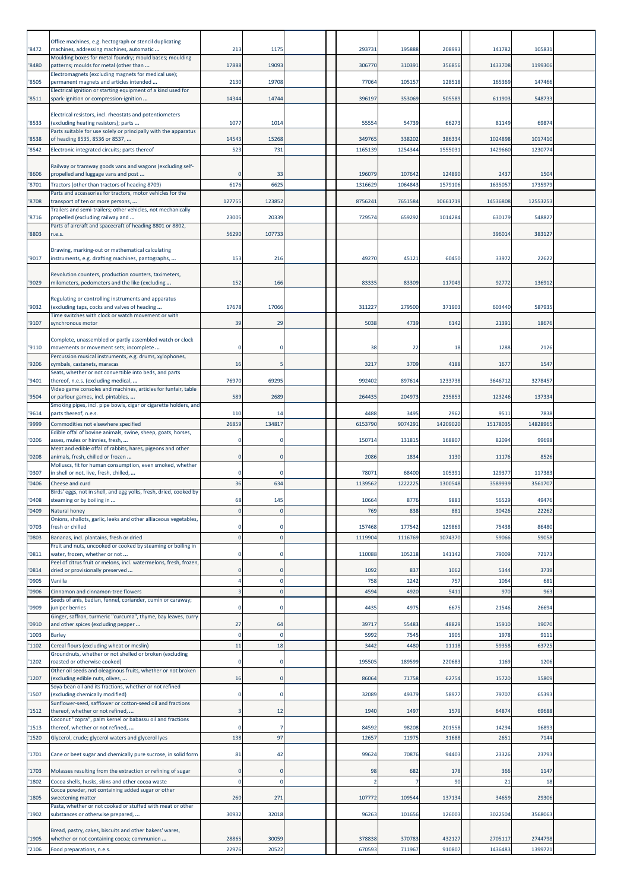| '8472 | Office machines, e.g. hectograph or stencil duplicating machines, addressing machines, automatic ... | 213 | 1175 | | | 293731 | 195888 | 208993 | | 141782 | 105831 | |
|---|---|---|---|---|---|---|---|---|---|---|---|---|
| '8480 | Moulding boxes for metal foundry; mould bases; moulding patterns; moulds for metal (other than ... | 17888 | 19093 | | | 306770 | 310391 | 356856 | | 1433708 | 1199306 | |
| '8505 | Electromagnets (excluding magnets for medical use); permanent magnets and articles intended ... | 2130 | 19708 | | | 77064 | 105157 | 128518 | | 165369 | 147466 | |
| '8511 | Electrical ignition or starting equipment of a kind used for spark-ignition or compression-ignition ... | 14344 | 14744 | | | 396197 | 353069 | 505589 | | 611903 | 548733 | |
| '8533 | Electrical resistors, incl. rheostats and potentiometers (excluding heating resistors); parts ... | 1077 | 1014 | | | 55554 | 54739 | 66273 | | 81149 | 69874 | |
| '8538 | Parts suitable for use solely or principally with the apparatus of heading 8535, 8536 or 8537, ... | 14543 | 15268 | | | 349765 | 338202 | 386334 | | 1024898 | 1017410 | |
| '8542 | Electronic integrated circuits; parts thereof | 523 | 731 | | | 1165139 | 1254344 | 1555031 | | 1429660 | 1230774 | |
| '8606 | Railway or tramway goods vans and wagons (excluding self-propelled and luggage vans and post ... | 0 | 33 | | | 196079 | 107642 | 124890 | | 2437 | 1504 | |
| '8701 | Tractors (other than tractors of heading 8709) | 6176 | 6625 | | | 1316629 | 1064843 | 1579106 | | 1635057 | 1735979 | |
| '8708 | Parts and accessories for tractors, motor vehicles for the transport of ten or more persons, ... | 127755 | 123852 | | | 8756241 | 7651584 | 10661719 | | 14536808 | 12553253 | |
| '8716 | Trailers and semi-trailers; other vehicles, not mechanically propelled (excluding railway and ... | 23005 | 20339 | | | 729574 | 659292 | 1014284 | | 630179 | 548827 | |
| '8803 | Parts of aircraft and spacecraft of heading 8801 or 8802, n.e.s. | 56290 | 107733 | | | | | | | 396014 | 383127 | |
| '9017 | Drawing, marking-out or mathematical calculating instruments, e.g. drafting machines, pantographs, ... | 153 | 216 | | | 49270 | 45121 | 60450 | | 33972 | 22622 | |
| '9029 | Revolution counters, production counters, taximeters, milometers, pedometers and the like (excluding ... | 152 | 166 | | | 83335 | 83309 | 117049 | | 92772 | 136912 | |
| '9032 | Regulating or controlling instruments and apparatus (excluding taps, cocks and valves of heading ... | 17678 | 17066 | | | 311227 | 279500 | 371903 | | 603440 | 587935 | |
| '9107 | Time switches with clock or watch movement or with synchronous motor | 39 | 29 | | | 5038 | 4739 | 6142 | | 21391 | 18676 | |
| '9110 | Complete, unassembled or partly assembled watch or clock movements or movement sets; incomplete ... | 0 | 0 | | | 38 | 22 | 18 | | 1288 | 2126 | |
| '9206 | Percussion musical instruments, e.g. drums, xylophones, cymbals, castanets, maracas | 16 | 5 | | | 3217 | 3709 | 4188 | | 1677 | 1547 | |
| '9401 | Seats, whether or not convertible into beds, and parts thereof, n.e.s. (excluding medical, ... | 76970 | 69295 | | | 992402 | 897614 | 1233738 | | 3646712 | 3278457 | |
| '9504 | Video game consoles and machines, articles for funfair, table or parlour games, incl. pintables, ... | 589 | 2689 | | | 264435 | 204973 | 235853 | | 123246 | 137334 | |
| '9614 | Smoking pipes, incl. pipe bowls, cigar or cigarette holders, and parts thereof, n.e.s. | 110 | 14 | | | 4488 | 3495 | 2962 | | 9511 | 7838 | |
| '9999 | Commodities not elsewhere specified | 26859 | 134817 | | | 6153790 | 9074291 | 14209020 | | 15178035 | 14828965 | |
| '0206 | Edible offal of bovine animals, swine, sheep, goats, horses, asses, mules or hinnies, fresh, ... | 0 | 0 | | | 150714 | 131815 | 168807 | | 82094 | 99698 | |
| '0208 | Meat and edible offal of rabbits, hares, pigeons and other animals, fresh, chilled or frozen ... | 0 | 0 | | | 2086 | 1834 | 1130 | | 11176 | 8526 | |
| '0307 | Molluscs, fit for human consumption, even smoked, whether in shell or not, live, fresh, chilled, ... | 0 | 0 | | | 78071 | 68400 | 105391 | | 129377 | 117383 | |
| '0406 | Cheese and curd | 36 | 634 | | | 1139562 | 1222225 | 1300548 | | 3589939 | 3561707 | |
| '0408 | Birds' eggs, not in shell, and egg yolks, fresh, dried, cooked by steaming or boiling in ... | 68 | 145 | | | 10664 | 8776 | 9883 | | 56529 | 49476 | |
| '0409 | Natural honey | 0 | 0 | | | 769 | 838 | 881 | | 30426 | 22262 | |
| '0703 | Onions, shallots, garlic, leeks and other alliaceous vegetables, fresh or chilled | 0 | 0 | | | 157468 | 177542 | 129869 | | 75438 | 86480 | |
| '0803 | Bananas, incl. plantains, fresh or dried | 0 | 0 | | | 1119904 | 1116769 | 1074370 | | 59066 | 59058 | |
| '0811 | Fruit and nuts, uncooked or cooked by steaming or boiling in water, frozen, whether or not ... | 0 | 0 | | | 110088 | 105218 | 141142 | | 79009 | 72173 | |
| '0814 | Peel of citrus fruit or melons, incl. watermelons, fresh, frozen, dried or provisionally preserved ... | 0 | 0 | | | 1092 | 837 | 1062 | | 5344 | 3739 | |
| '0905 | Vanilla | 4 | 0 | | | 758 | 1242 | 757 | | 1064 | 681 | |
| '0906 | Cinnamon and cinnamon-tree flowers | 3 | 0 | | | 4594 | 4920 | 5411 | | 970 | 963 | |
| '0909 | Seeds of anis, badian, fennel, coriander, cumin or caraway; juniper berries | 0 | 0 | | | 4435 | 4975 | 6675 | | 21546 | 26694 | |
| '0910 | Ginger, saffron, turmeric "curcuma", thyme, bay leaves, curry and other spices (excluding pepper ... | 27 | 64 | | | 39717 | 55483 | 48829 | | 15910 | 19070 | |
| '1003 | Barley | 0 | 0 | | | 5992 | 7545 | 1905 | | 1978 | 9111 | |
| '1102 | Cereal flours (excluding wheat or meslin) | 11 | 18 | | | 3442 | 4480 | 11118 | | 59358 | 63725 | |
| '1202 | Groundnuts, whether or not shelled or broken (excluding roasted or otherwise cooked) | 0 | 0 | | | 195505 | 189599 | 220683 | | 1169 | 1206 | |
| '1207 | Other oil seeds and oleaginous fruits, whether or not broken (excluding edible nuts, olives, ... | 16 | 0 | | | 86064 | 71758 | 62754 | | 15720 | 15809 | |
| '1507 | Soya-bean oil and its fractions, whether or not refined (excluding chemically modified) | 0 | 0 | | | 32089 | 49379 | 58977 | | 79707 | 65393 | |
| '1512 | Sunflower-seed, safflower or cotton-seed oil and fractions thereof, whether or not refined, ... | 3 | 12 | | | 1940 | 1497 | 1579 | | 64874 | 69688 | |
| '1513 | Coconut "copra", palm kernel or babassu oil and fractions thereof, whether or not refined, ... | 0 | 7 | | | 84592 | 98208 | 201558 | | 14294 | 16893 | |
| '1520 | Glycerol, crude; glycerol waters and glycerol lyes | 138 | 97 | | | 12657 | 11975 | 31688 | | 2651 | 7144 | |
| '1701 | Cane or beet sugar and chemically pure sucrose, in solid form | 81 | 42 | | | 99624 | 70876 | 94403 | | 23326 | 23793 | |
| '1703 | Molasses resulting from the extraction or refining of sugar | 0 | 0 | | | 98 | 682 | 178 | | 366 | 1147 | |
| '1802 | Cocoa shells, husks, skins and other cocoa waste | 0 | 0 | | | 2 | 7 | 90 | | 21 | 18 | |
| '1805 | Cocoa powder, not containing added sugar or other sweetening matter | 260 | 271 | | | 107772 | 109544 | 137134 | | 34659 | 29306 | |
| '1902 | Pasta, whether or not cooked or stuffed with meat or other substances or otherwise prepared, ... | 30932 | 32018 | | | 96263 | 101656 | 126003 | | 3022504 | 3568063 | |
| '1905 | Bread, pastry, cakes, biscuits and other bakers' wares, whether or not containing cocoa; communion ... | 28865 | 30059 | | | 378838 | 370783 | 432127 | | 2705117 | 2744798 | |
| '2106 | Food preparations, n.e.s. | 22976 | 20522 | | | 670593 | 711967 | 910807 | | 1436483 | 1399721 | |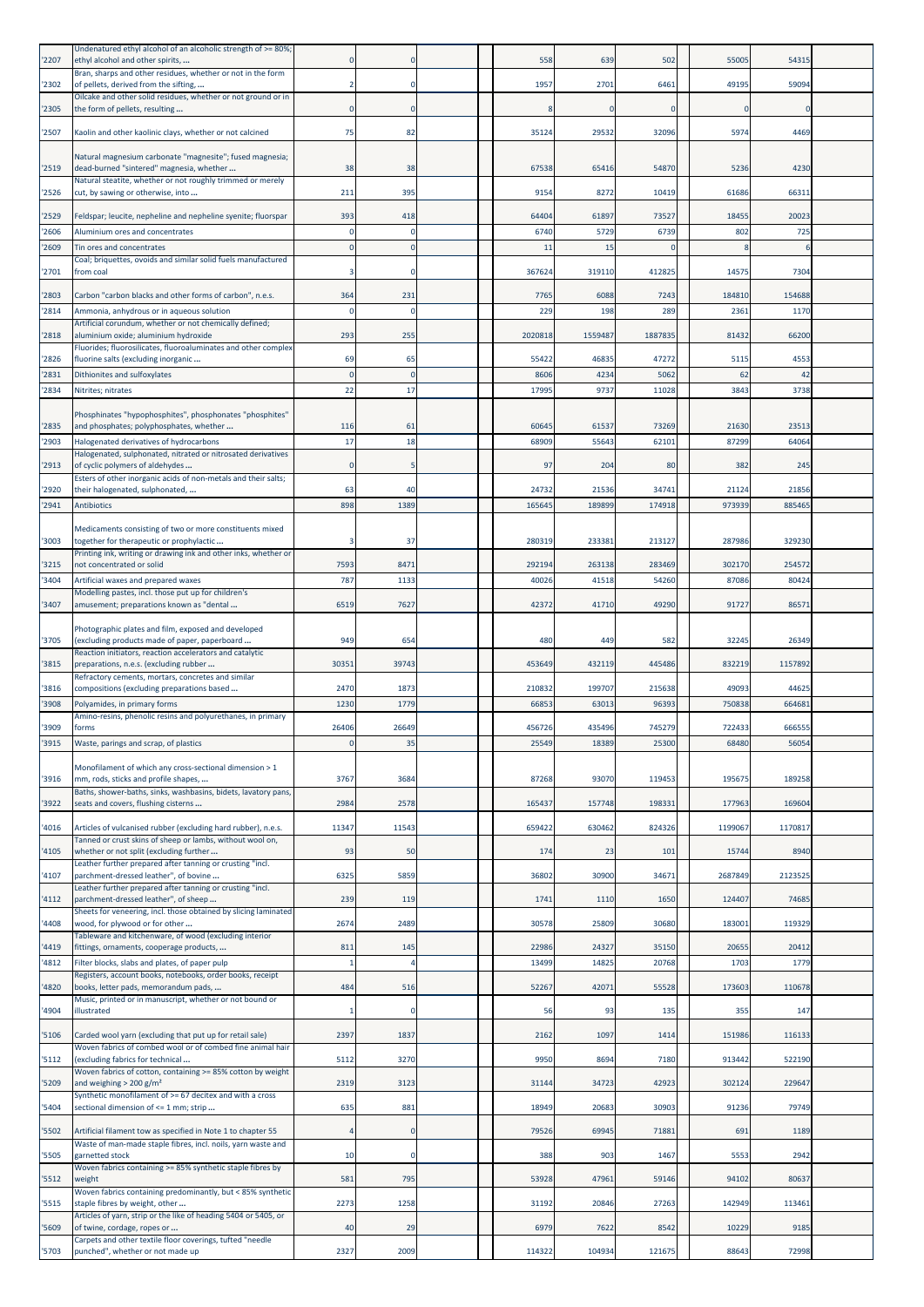| '2207 | Undenatured ethyl alcohol of an alcoholic strength of >= 80%; ethyl alcohol and other spirits, ... | 0 | 0 | | | 558 | 639 | 502 | | 55005 | 54315 | |
|---|---|---|---|---|---|---|---|---|---|---|---|---|
| '2302 | Bran, sharps and other residues, whether or not in the form of pellets, derived from the sifting, ... | 2 | 0 | | | 1957 | 2701 | 6461 | | 49195 | 59094 | |
| '2305 | Oilcake and other solid residues, whether or not ground or in the form of pellets, resulting ... | 0 | 0 | | | 8 | 0 | 0 | | 0 | 0 | |
| '2507 | Kaolin and other kaolinic clays, whether or not calcined | 75 | 82 | | | 35124 | 29532 | 32096 | | 5974 | 4469 | |
| '2519 | Natural magnesium carbonate "magnesite"; fused magnesia; dead-burned "sintered" magnesia, whether ... | 38 | 38 | | | 67538 | 65416 | 54870 | | 5236 | 4230 | |
| '2526 | Natural steatite, whether or not roughly trimmed or merely cut, by sawing or otherwise, into ... | 211 | 395 | | | 9154 | 8272 | 10419 | | 61686 | 66311 | |
| '2529 | Feldspar; leucite, nepheline and nepheline syenite; fluorspar | 393 | 418 | | | 64404 | 61897 | 73527 | | 18455 | 20023 | |
| '2606 | Aluminium ores and concentrates | 0 | 0 | | | 6740 | 5729 | 6739 | | 802 | 725 | |
| '2609 | Tin ores and concentrates | 0 | 0 | | | 11 | 15 | 0 | | 8 | 6 | |
| '2701 | Coal; briquettes, ovoids and similar solid fuels manufactured from coal | 3 | 0 | | | 367624 | 319110 | 412825 | | 14575 | 7304 | |
| '2803 | Carbon "carbon blacks and other forms of carbon", n.e.s. | 364 | 231 | | | 7765 | 6088 | 7243 | | 184810 | 154688 | |
| '2814 | Ammonia, anhydrous or in aqueous solution | 0 | 0 | | | 229 | 198 | 289 | | 2361 | 1170 | |
| '2818 | Artificial corundum, whether or not chemically defined; aluminium oxide; aluminium hydroxide | 293 | 255 | | | 2020818 | 1559487 | 1887835 | | 81432 | 66200 | |
| '2826 | Fluorides; fluorosilicates, fluoroaluminates and other complex fluorine salts (excluding inorganic ... | 69 | 65 | | | 55422 | 46835 | 47272 | | 5115 | 4553 | |
| '2831 | Dithionites and sulfoxylates | 0 | 0 | | | 8606 | 4234 | 5062 | | 62 | 42 | |
| '2834 | Nitrites; nitrates | 22 | 17 | | | 17995 | 9737 | 11028 | | 3843 | 3738 | |
| '2835 | Phosphinates "hypophosphites", phosphonates "phosphites" and phosphates; polyphosphates, whether ... | 116 | 61 | | | 60645 | 61537 | 73269 | | 21630 | 23513 | |
| '2903 | Halogenated derivatives of hydrocarbons | 17 | 18 | | | 68909 | 55643 | 62101 | | 87299 | 64064 | |
| '2913 | Halogenated, sulphonated, nitrated or nitrosated derivatives of cyclic polymers of aldehydes ... | 0 | 5 | | | 97 | 204 | 80 | | 382 | 245 | |
| '2920 | Esters of other inorganic acids of non-metals and their salts; their halogenated, sulphonated, ... | 63 | 40 | | | 24732 | 21536 | 34741 | | 21124 | 21856 | |
| '2941 | Antibiotics | 898 | 1389 | | | 165645 | 189899 | 174918 | | 973939 | 885465 | |
| '3003 | Medicaments consisting of two or more constituents mixed together for therapeutic or prophylactic ... | 3 | 37 | | | 280319 | 233381 | 213127 | | 287986 | 329230 | |
| '3215 | Printing ink, writing or drawing ink and other inks, whether or not concentrated or solid | 7593 | 8471 | | | 292194 | 263138 | 283469 | | 302170 | 254572 | |
| '3404 | Artificial waxes and prepared waxes | 787 | 1133 | | | 40026 | 41518 | 54260 | | 87086 | 80424 | |
| '3407 | Modelling pastes, incl. those put up for children's amusement; preparations known as "dental ... | 6519 | 7627 | | | 42372 | 41710 | 49290 | | 91727 | 86571 | |
| '3705 | Photographic plates and film, exposed and developed (excluding products made of paper, paperboard ... | 949 | 654 | | | 480 | 449 | 582 | | 32245 | 26349 | |
| '3815 | Reaction initiators, reaction accelerators and catalytic preparations, n.e.s. (excluding rubber ... | 30351 | 39743 | | | 453649 | 432119 | 445486 | | 832219 | 1157892 | |
| '3816 | Refractory cements, mortars, concretes and similar compositions (excluding preparations based ... | 2470 | 1873 | | | 210832 | 199707 | 215638 | | 49093 | 44625 | |
| '3908 | Polyamides, in primary forms | 1230 | 1779 | | | 66853 | 63013 | 96393 | | 750838 | 664681 | |
| '3909 | Amino-resins, phenolic resins and polyurethanes, in primary forms | 26406 | 26649 | | | 456726 | 435496 | 745279 | | 722433 | 666555 | |
| '3915 | Waste, parings and scrap, of plastics | 0 | 35 | | | 25549 | 18389 | 25300 | | 68480 | 56054 | |
| '3916 | Monofilament of which any cross-sectional dimension > 1 mm, rods, sticks and profile shapes, ... | 3767 | 3684 | | | 87268 | 93070 | 119453 | | 195675 | 189258 | |
| '3922 | Baths, shower-baths, sinks, washbasins, bidets, lavatory pans, seats and covers, flushing cisterns ... | 2984 | 2578 | | | 165437 | 157748 | 198331 | | 177963 | 169604 | |
| '4016 | Articles of vulcanised rubber (excluding hard rubber), n.e.s. | 11347 | 11543 | | | 659422 | 630462 | 824326 | | 1199067 | 1170817 | |
| '4105 | Tanned or crust skins of sheep or lambs, without wool on, whether or not split (excluding further ... | 93 | 50 | | | 174 | 23 | 101 | | 15744 | 8940 | |
| '4107 | Leather further prepared after tanning or crusting "incl. parchment-dressed leather", of bovine ... | 6325 | 5859 | | | 36802 | 30900 | 34671 | | 2687849 | 2123525 | |
| '4112 | Leather further prepared after tanning or crusting "incl. parchment-dressed leather", of sheep ... | 239 | 119 | | | 1741 | 1110 | 1650 | | 124407 | 74685 | |
| '4408 | Sheets for veneering, incl. those obtained by slicing laminated wood, for plywood or for other ... | 2674 | 2489 | | | 30578 | 25809 | 30680 | | 183001 | 119329 | |
| '4419 | Tableware and kitchenware, of wood (excluding interior fittings, ornaments, cooperage products, ... | 811 | 145 | | | 22986 | 24327 | 35150 | | 20655 | 20412 | |
| '4812 | Filter blocks, slabs and plates, of paper pulp | 1 | 4 | | | 13499 | 14825 | 20768 | | 1703 | 1779 | |
| '4820 | Registers, account books, notebooks, order books, receipt books, letter pads, memorandum pads, ... | 484 | 516 | | | 52267 | 42071 | 55528 | | 173603 | 110678 | |
| '4904 | Music, printed or in manuscript, whether or not bound or illustrated | 1 | 0 | | | 56 | 93 | 135 | | 355 | 147 | |
| '5106 | Carded wool yarn (excluding that put up for retail sale) | 2397 | 1837 | | | 2162 | 1097 | 1414 | | 151986 | 116133 | |
| '5112 | Woven fabrics of combed wool or of combed fine animal hair (excluding fabrics for technical ... | 5112 | 3270 | | | 9950 | 8694 | 7180 | | 913442 | 522190 | |
| '5209 | Woven fabrics of cotton, containing >= 85% cotton by weight and weighing > 200 g/m² | 2319 | 3123 | | | 31144 | 34723 | 42923 | | 302124 | 229647 | |
| '5404 | Synthetic monofilament of >= 67 decitex and with a cross sectional dimension of <= 1 mm; strip ... | 635 | 881 | | | 18949 | 20683 | 30903 | | 91236 | 79749 | |
| '5502 | Artificial filament tow as specified in Note 1 to chapter 55 | 4 | 0 | | | 79526 | 69945 | 71881 | | 691 | 1189 | |
| '5505 | Waste of man-made staple fibres, incl. noils, yarn waste and garnetted stock | 10 | 0 | | | 388 | 903 | 1467 | | 5553 | 2942 | |
| '5512 | Woven fabrics containing >= 85% synthetic staple fibres by weight | 581 | 795 | | | 53928 | 47961 | 59146 | | 94102 | 80637 | |
| '5515 | Woven fabrics containing predominantly, but < 85% synthetic staple fibres by weight, other ... | 2273 | 1258 | | | 31192 | 20846 | 27263 | | 142949 | 113461 | |
| '5609 | Articles of yarn, strip or the like of heading 5404 or 5405, or of twine, cordage, ropes or ... | 40 | 29 | | | 6979 | 7622 | 8542 | | 10229 | 9185 | |
| '5703 | Carpets and other textile floor coverings, tufted "needle punched", whether or not made up | 2327 | 2009 | | | 114322 | 104934 | 121675 | | 88643 | 72998 | |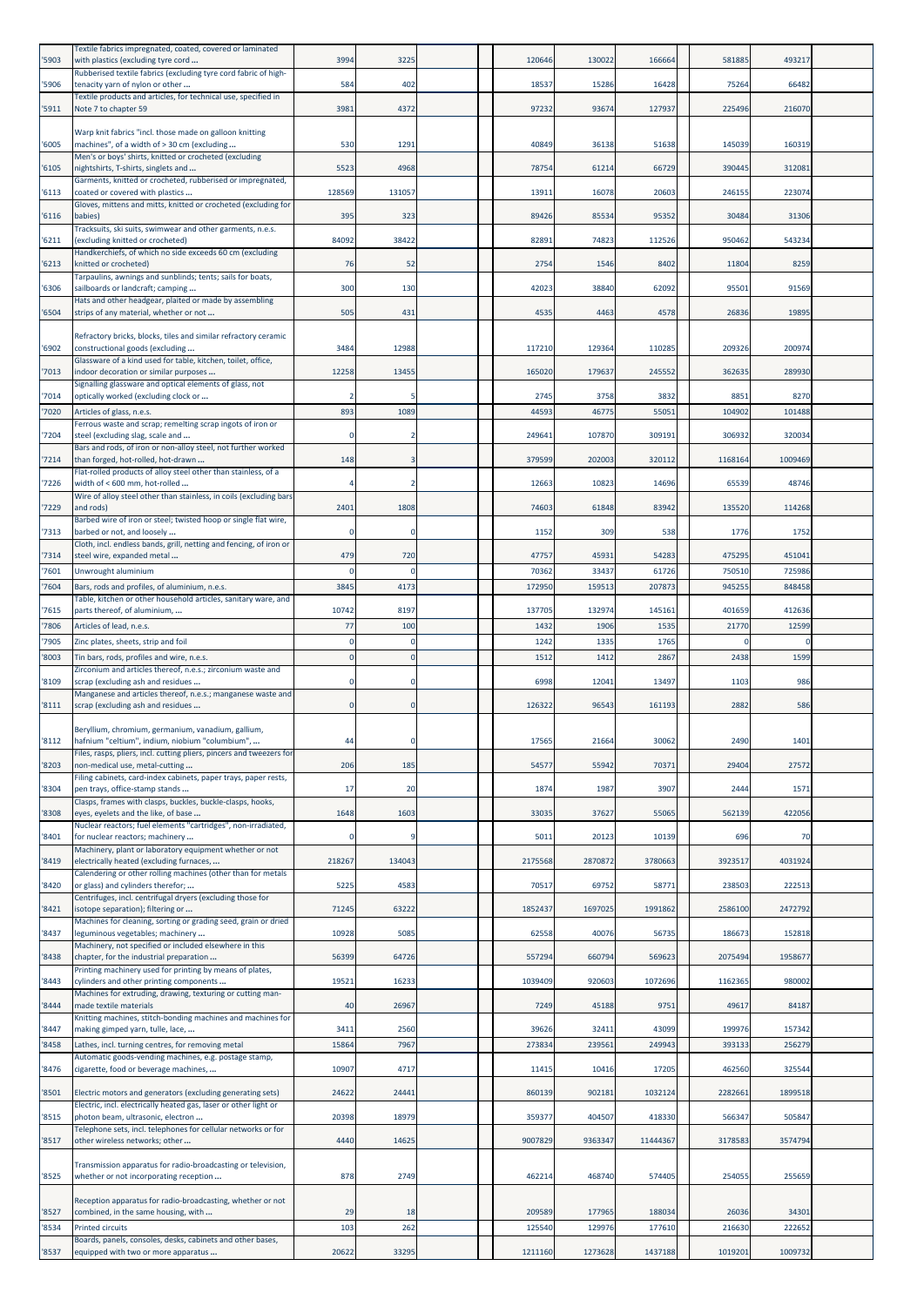| | | | | | | | | | | | |
|---|---|---|---|---|---|---|---|---|---|---|---|
| '5903 | Textile fabrics impregnated, coated, covered or laminated with plastics (excluding tyre cord ... | 3994 | 3225 | | | 120646 | 130022 | 166664 | 581885 | 493217 | |
| '5906 | Rubberised textile fabrics (excluding tyre cord fabric of high-tenacity yarn of nylon or other ... | 584 | 402 | | | 18537 | 15286 | 16428 | 75264 | 66482 | |
| '5911 | Textile products and articles, for technical use, specified in Note 7 to chapter 59 | 3981 | 4372 | | | 97232 | 93674 | 127937 | 225496 | 216070 | |
| '6005 | Warp knit fabrics "incl. those made on galloon knitting machines", of a width of > 30 cm (excluding ... | 530 | 1291 | | | 40849 | 36138 | 51638 | 145039 | 160319 | |
| '6105 | Men's or boys' shirts, knitted or crocheted (excluding nightshirts, T-shirts, singlets and ... | 5523 | 4968 | | | 78754 | 61214 | 66729 | 390445 | 312081 | |
| '6113 | Garments, knitted or crocheted, rubberised or impregnated, coated or covered with plastics ... | 128569 | 131057 | | | 13911 | 16078 | 20603 | 246155 | 223074 | |
| '6116 | Gloves, mittens and mitts, knitted or crocheted (excluding for babies) | 395 | 323 | | | 89426 | 85534 | 95352 | 30484 | 31306 | |
| '6211 | Tracksuits, ski suits, swimwear and other garments, n.e.s. (excluding knitted or crocheted) | 84092 | 38422 | | | 82891 | 74823 | 112526 | 950462 | 543234 | |
| '6213 | Handkerchiefs, of which no side exceeds 60 cm (excluding knitted or crocheted) | 76 | 52 | | | 2754 | 1546 | 8402 | 11804 | 8259 | |
| '6306 | Tarpaulins, awnings and sunblinds; tents; sails for boats, sailboards or landcraft; camping ... | 300 | 130 | | | 42023 | 38840 | 62092 | 95501 | 91569 | |
| '6504 | Hats and other headgear, plaited or made by assembling strips of any material, whether or not ... | 505 | 431 | | | 4535 | 4463 | 4578 | 26836 | 19895 | |
| '6902 | Refractory bricks, blocks, tiles and similar refractory ceramic constructional goods (excluding ... | 3484 | 12988 | | | 117210 | 129364 | 110285 | 209326 | 200974 | |
| '7013 | Glassware of a kind used for table, kitchen, toilet, office, indoor decoration or similar purposes ... | 12258 | 13455 | | | 165020 | 179637 | 245552 | 362635 | 289930 | |
| '7014 | Signalling glassware and optical elements of glass, not optically worked (excluding clock or ... | 2 | 5 | | | 2745 | 3758 | 3832 | 8851 | 8270 | |
| '7020 | Articles of glass, n.e.s. | 893 | 1089 | | | 44593 | 46775 | 55051 | 104902 | 101488 | |
| '7204 | Ferrous waste and scrap; remelting scrap ingots of iron or steel (excluding slag, scale and ... | 0 | 2 | | | 249641 | 107870 | 309191 | 306932 | 320034 | |
| '7214 | Bars and rods, of iron or non-alloy steel, not further worked than forged, hot-rolled, hot-drawn ... | 148 | 3 | | | 379599 | 202003 | 320112 | 1168164 | 1009469 | |
| '7226 | Flat-rolled products of alloy steel other than stainless, of a width of < 600 mm, hot-rolled ... | 4 | 2 | | | 12663 | 10823 | 14696 | 65539 | 48746 | |
| '7229 | Wire of alloy steel other than stainless, in coils (excluding bars and rods) | 2401 | 1808 | | | 74603 | 61848 | 83942 | 135520 | 114268 | |
| '7313 | Barbed wire of iron or steel; twisted hoop or single flat wire, barbed or not, and loosely ... | 0 | 0 | | | 1152 | 309 | 538 | 1776 | 1752 | |
| '7314 | Cloth, incl. endless bands, grill, netting and fencing, of iron or steel wire, expanded metal ... | 479 | 720 | | | 47757 | 45931 | 54283 | 475295 | 451041 | |
| '7601 | Unwrought aluminium | 0 | 0 | | | 70362 | 33437 | 61726 | 750510 | 725986 | |
| '7604 | Bars, rods and profiles, of aluminium, n.e.s. | 3845 | 4173 | | | 172950 | 159513 | 207873 | 945255 | 848458 | |
| '7615 | Table, kitchen or other household articles, sanitary ware, and parts thereof, of aluminium, ... | 10742 | 8197 | | | 137705 | 132974 | 145161 | 401659 | 412636 | |
| '7806 | Articles of lead, n.e.s. | 77 | 100 | | | 1432 | 1906 | 1535 | 21770 | 12599 | |
| '7905 | Zinc plates, sheets, strip and foil | 0 | 0 | | | 1242 | 1335 | 1765 | 0 | 0 | |
| '8003 | Tin bars, rods, profiles and wire, n.e.s. | 0 | 0 | | | 1512 | 1412 | 2867 | 2438 | 1599 | |
| '8109 | Zirconium and articles thereof, n.e.s.; zirconium waste and scrap (excluding ash and residues ... | 0 | 0 | | | 6998 | 12041 | 13497 | 1103 | 986 | |
| '8111 | Manganese and articles thereof, n.e.s.; manganese waste and scrap (excluding ash and residues ... | 0 | 0 | | | 126322 | 96543 | 161193 | 2882 | 586 | |
| '8112 | Beryllium, chromium, germanium, vanadium, gallium, hafnium "celtium", indium, niobium "columbium", ... | 44 | 0 | | | 17565 | 21664 | 30062 | 2490 | 1401 | |
| '8203 | Files, rasps, pliers, incl. cutting pliers, pincers and tweezers for non-medical use, metal-cutting ... | 206 | 185 | | | 54577 | 55942 | 70371 | 29404 | 27572 | |
| '8304 | Filing cabinets, card-index cabinets, paper trays, paper rests, pen trays, office-stamp stands ... | 17 | 20 | | | 1874 | 1987 | 3907 | 2444 | 1571 | |
| '8308 | Clasps, frames with clasps, buckles, buckle-clasps, hooks, eyes, eyelets and the like, of base ... | 1648 | 1603 | | | 33035 | 37627 | 55065 | 562139 | 422056 | |
| '8401 | Nuclear reactors; fuel elements "cartridges", non-irradiated, for nuclear reactors; machinery ... | 0 | 9 | | | 5011 | 20123 | 10139 | 696 | 70 | |
| '8419 | Machinery, plant or laboratory equipment whether or not electrically heated (excluding furnaces, ... | 218267 | 134043 | | | 2175568 | 2870872 | 3780663 | 3923517 | 4031924 | |
| '8420 | Calendering or other rolling machines (other than for metals or glass) and cylinders therefor; ... | 5225 | 4583 | | | 70517 | 69752 | 58771 | 238503 | 222513 | |
| '8421 | Centrifuges, incl. centrifugal dryers (excluding those for isotope separation); filtering or ... | 71245 | 63222 | | | 1852437 | 1697025 | 1991862 | 2586100 | 2472792 | |
| '8437 | Machines for cleaning, sorting or grading seed, grain or dried leguminous vegetables; machinery ... | 10928 | 5085 | | | 62558 | 40076 | 56735 | 186673 | 152818 | |
| '8438 | Machinery, not specified or included elsewhere in this chapter, for the industrial preparation ... | 56399 | 64726 | | | 557294 | 660794 | 569623 | 2075494 | 1958677 | |
| '8443 | Printing machinery used for printing by means of plates, cylinders and other printing components ... | 19521 | 16233 | | | 1039409 | 920603 | 1072696 | 1162365 | 980002 | |
| '8444 | Machines for extruding, drawing, texturing or cutting man-made textile materials | 40 | 26967 | | | 7249 | 45188 | 9751 | 49617 | 84187 | |
| '8447 | Knitting machines, stitch-bonding machines and machines for making gimped yarn, tulle, lace, ... | 3411 | 2560 | | | 39626 | 32411 | 43099 | 199976 | 157342 | |
| '8458 | Lathes, incl. turning centres, for removing metal | 15864 | 7967 | | | 273834 | 239561 | 249943 | 393133 | 256279 | |
| '8476 | Automatic goods-vending machines, e.g. postage stamp, cigarette, food or beverage machines, ... | 10907 | 4717 | | | 11415 | 10416 | 17205 | 462560 | 325544 | |
| '8501 | Electric motors and generators (excluding generating sets) | 24622 | 24441 | | | 860139 | 902181 | 1032124 | 2282661 | 1899518 | |
| '8515 | Electric, incl. electrically heated gas, laser or other light or photon beam, ultrasonic, electron ... | 20398 | 18979 | | | 359377 | 404507 | 418330 | 566347 | 505847 | |
| '8517 | Telephone sets, incl. telephones for cellular networks or for other wireless networks; other ... | 4440 | 14625 | | | 9007829 | 9363347 | 11444367 | 3178583 | 3574794 | |
| '8525 | Transmission apparatus for radio-broadcasting or television, whether or not incorporating reception ... | 878 | 2749 | | | 462214 | 468740 | 574405 | 254055 | 255659 | |
| '8527 | Reception apparatus for radio-broadcasting, whether or not combined, in the same housing, with ... | 29 | 18 | | | 209589 | 177965 | 188034 | 26036 | 34301 | |
| '8534 | Printed circuits | 103 | 262 | | | 125540 | 129976 | 177610 | 216630 | 222652 | |
| '8537 | Boards, panels, consoles, desks, cabinets and other bases, equipped with two or more apparatus ... | 20622 | 33295 | | | 1211160 | 1273628 | 1437188 | 1019201 | 1009732 | |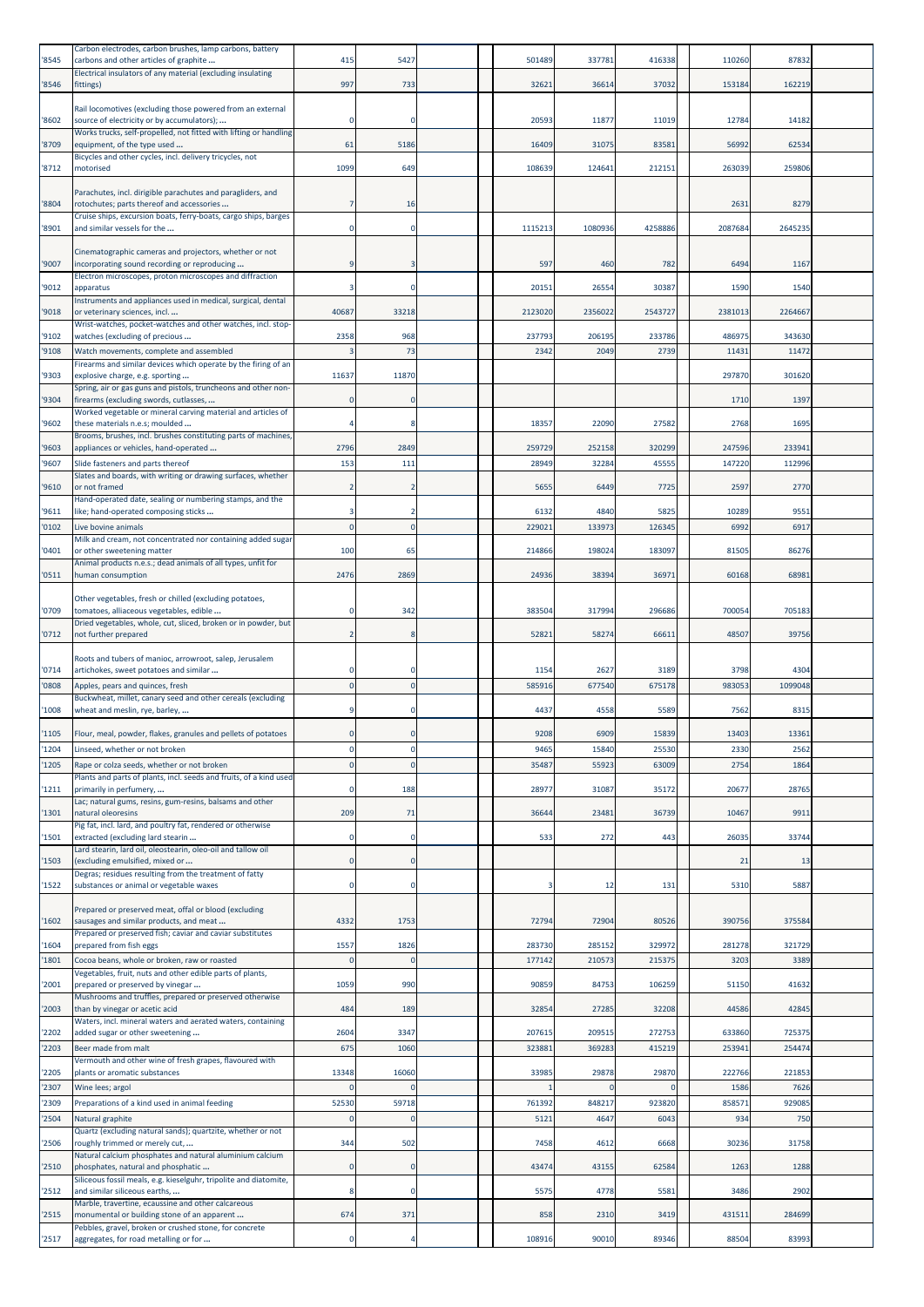| | | | | | | | | | | | |
|---|---|---|---|---|---|---|---|---|---|---|---|
| '8545 | Carbon electrodes, carbon brushes, lamp carbons, battery carbons and other articles of graphite ... | 415 | 5427 | | | 501489 | 337781 | 416338 | | 110260 | 87832 |
| '8546 | Electrical insulators of any material (excluding insulating fittings) | 997 | 733 | | | 32621 | 36614 | 37032 | | 153184 | 162219 |
| '8602 | Rail locomotives (excluding those powered from an external source of electricity or by accumulators); ... | 0 | 0 | | | 20593 | 11877 | 11019 | | 12784 | 14182 |
| '8709 | Works trucks, self-propelled, not fitted with lifting or handling equipment, of the type used ... | 61 | 5186 | | | 16409 | 31075 | 83581 | | 56992 | 62534 |
| '8712 | Bicycles and other cycles, incl. delivery tricycles, not motorised | 1099 | 649 | | | 108639 | 124641 | 212151 | | 263039 | 259806 |
| '8804 | Parachutes, incl. dirigible parachutes and paragliders, and rotochutes; parts thereof and accessories ... | 7 | 16 | | | | | | | 2631 | 8279 |
| '8901 | Cruise ships, excursion boats, ferry-boats, cargo ships, barges and similar vessels for the ... | 0 | 0 | | | 1115213 | 1080936 | 4258886 | | 2087684 | 2645235 |
| '9007 | Cinematographic cameras and projectors, whether or not incorporating sound recording or reproducing ... | 9 | 3 | | | 597 | 460 | 782 | | 6494 | 1167 |
| '9012 | Electron microscopes, proton microscopes and diffraction apparatus | 3 | 0 | | | 20151 | 26554 | 30387 | | 1590 | 1540 |
| '9018 | Instruments and appliances used in medical, surgical, dental or veterinary sciences, incl. ... | 40687 | 33218 | | | 2123020 | 2356022 | 2543727 | | 2381013 | 2264667 |
| '9102 | Wrist-watches, pocket-watches and other watches, incl. stop-watches (excluding of precious ... | 2358 | 968 | | | 237793 | 206195 | 233786 | | 486975 | 343630 |
| '9108 | Watch movements, complete and assembled | 3 | 73 | | | 2342 | 2049 | 2739 | | 11431 | 11472 |
| '9303 | Firearms and similar devices which operate by the firing of an explosive charge, e.g. sporting ... | 11637 | 11870 | | | | | | | 297870 | 301620 |
| '9304 | Spring, air or gas guns and pistols, truncheons and other non-firearms (excluding swords, cutlasses, ... | 0 | 0 | | | | | | | 1710 | 1397 |
| '9602 | Worked vegetable or mineral carving material and articles of these materials n.e.s; moulded ... | 4 | 8 | | | 18357 | 22090 | 27582 | | 2768 | 1695 |
| '9603 | Brooms, brushes, incl. brushes constituting parts of machines, appliances or vehicles, hand-operated ... | 2796 | 2849 | | | 259729 | 252158 | 320299 | | 247596 | 233941 |
| '9607 | Slide fasteners and parts thereof | 153 | 111 | | | 28949 | 32284 | 45555 | | 147220 | 112996 |
| '9610 | Slates and boards, with writing or drawing surfaces, whether or not framed | 2 | 2 | | | 5655 | 6449 | 7725 | | 2597 | 2770 |
| '9611 | Hand-operated date, sealing or numbering stamps, and the like; hand-operated composing sticks ... | 3 | 2 | | | 6132 | 4840 | 5825 | | 10289 | 9551 |
| '0102 | Live bovine animals | 0 | 0 | | | 229021 | 133973 | 126345 | | 6992 | 6917 |
| '0401 | Milk and cream, not concentrated nor containing added sugar or other sweetening matter | 100 | 65 | | | 214866 | 198024 | 183097 | | 81505 | 86276 |
| '0511 | Animal products n.e.s.; dead animals of all types, unfit for human consumption | 2476 | 2869 | | | 24936 | 38394 | 36971 | | 60168 | 68981 |
| '0709 | Other vegetables, fresh or chilled (excluding potatoes, tomatoes, alliaceous vegetables, edible ... | 0 | 342 | | | 383504 | 317994 | 296686 | | 700054 | 705183 |
| '0712 | Dried vegetables, whole, cut, sliced, broken or in powder, but not further prepared | 2 | 8 | | | 52821 | 58274 | 66611 | | 48507 | 39756 |
| '0714 | Roots and tubers of manioc, arrowroot, salep, Jerusalem artichokes, sweet potatoes and similar ... | 0 | 0 | | | 1154 | 2627 | 3189 | | 3798 | 4304 |
| '0808 | Apples, pears and quinces, fresh | 0 | 0 | | | 585916 | 677540 | 675178 | | 983053 | 1099048 |
| '1008 | Buckwheat, millet, canary seed and other cereals (excluding wheat and meslin, rye, barley, ... | 9 | 0 | | | 4437 | 4558 | 5589 | | 7562 | 8315 |
| '1105 | Flour, meal, powder, flakes, granules and pellets of potatoes | 0 | 0 | | | 9208 | 6909 | 15839 | | 13403 | 13361 |
| '1204 | Linseed, whether or not broken | 0 | 0 | | | 9465 | 15840 | 25530 | | 2330 | 2562 |
| '1205 | Rape or colza seeds, whether or not broken | 0 | 0 | | | 35487 | 55923 | 63009 | | 2754 | 1864 |
| '1211 | Plants and parts of plants, incl. seeds and fruits, of a kind used primarily in perfumery, ... | 0 | 188 | | | 28977 | 31087 | 35172 | | 20677 | 28765 |
| '1301 | Lac; natural gums, resins, gum-resins, balsams and other natural oleoresins | 209 | 71 | | | 36644 | 23481 | 36739 | | 10467 | 9911 |
| '1501 | Pig fat, incl. lard, and poultry fat, rendered or otherwise extracted (excluding lard stearin ... | 0 | 0 | | | 533 | 272 | 443 | | 26035 | 33744 |
| '1503 | Lard stearin, lard oil, oleostearin, oleo-oil and tallow oil (excluding emulsified, mixed or ... | 0 | 0 | | | | | | | 21 | 13 |
| '1522 | Degras; residues resulting from the treatment of fatty substances or animal or vegetable waxes | 0 | 0 | | | 3 | 12 | 131 | | 5310 | 5887 |
| '1602 | Prepared or preserved meat, offal or blood (excluding sausages and similar products, and meat ... | 4332 | 1753 | | | 72794 | 72904 | 80526 | | 390756 | 375584 |
| '1604 | Prepared or preserved fish; caviar and caviar substitutes prepared from fish eggs | 1557 | 1826 | | | 283730 | 285152 | 329972 | | 281278 | 321729 |
| '1801 | Cocoa beans, whole or broken, raw or roasted | 0 | 0 | | | 177142 | 210573 | 215375 | | 3203 | 3389 |
| '2001 | Vegetables, fruit, nuts and other edible parts of plants, prepared or preserved by vinegar ... | 1059 | 990 | | | 90859 | 84753 | 106259 | | 51150 | 41632 |
| '2003 | Mushrooms and truffles, prepared or preserved otherwise than by vinegar or acetic acid | 484 | 189 | | | 32854 | 27285 | 32208 | | 44586 | 42845 |
| '2202 | Waters, incl. mineral waters and aerated waters, containing added sugar or other sweetening ... | 2604 | 3347 | | | 207615 | 209515 | 272753 | | 633860 | 725375 |
| '2203 | Beer made from malt | 675 | 1060 | | | 323881 | 369283 | 415219 | | 253941 | 254474 |
| '2205 | Vermouth and other wine of fresh grapes, flavoured with plants or aromatic substances | 13348 | 16060 | | | 33985 | 29878 | 29870 | | 222766 | 221853 |
| '2307 | Wine lees; argol | 0 | 0 | | | 1 | 0 | 0 | | 1586 | 7626 |
| '2309 | Preparations of a kind used in animal feeding | 52530 | 59718 | | | 761392 | 848217 | 923820 | | 858571 | 929085 |
| '2504 | Natural graphite | 0 | 0 | | | 5121 | 4647 | 6043 | | 934 | 750 |
| '2506 | Quartz (excluding natural sands); quartzite, whether or not roughly trimmed or merely cut, ... | 344 | 502 | | | 7458 | 4612 | 6668 | | 30236 | 31758 |
| '2510 | Natural calcium phosphates and natural aluminium calcium phosphates, natural and phosphatic ... | 0 | 0 | | | 43474 | 43155 | 62584 | | 1263 | 1288 |
| '2512 | Siliceous fossil meals, e.g. kieselguhr, tripolite and diatomite, and similar siliceous earths, ... | 8 | 0 | | | 5575 | 4778 | 5581 | | 3486 | 2902 |
| '2515 | Marble, travertine, ecaussine and other calcareous monumental or building stone of an apparent ... | 674 | 371 | | | 858 | 2310 | 3419 | | 431511 | 284699 |
| '2517 | Pebbles, gravel, broken or crushed stone, for concrete aggregates, for road metalling or for ... | 0 | 4 | | | 108916 | 90010 | 89346 | | 88504 | 83993 |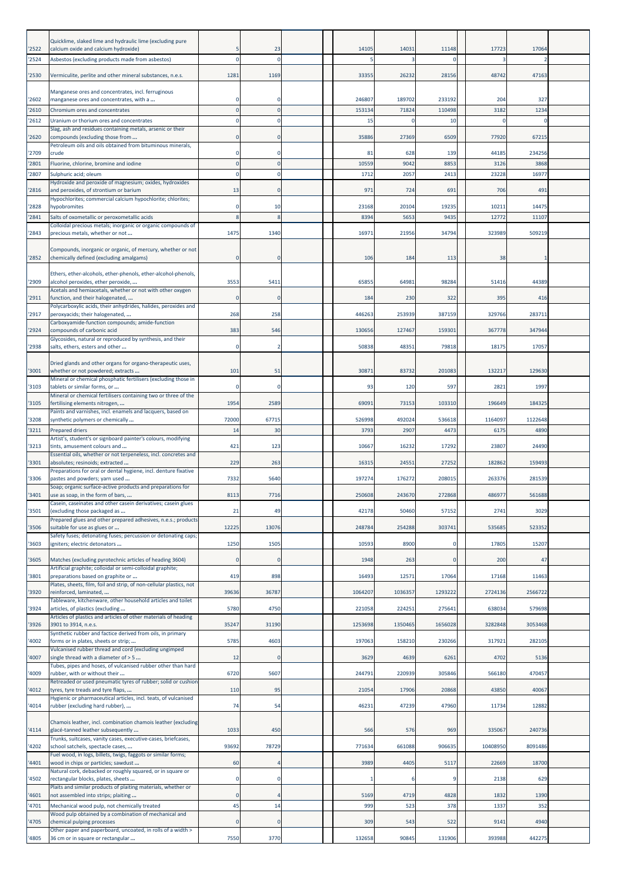| '2522 | Quicklime, slaked lime and hydraulic lime (excluding pure calcium oxide and calcium hydroxide) | 5 | 23 | | | 14105 | 14031 | 11148 | | 17723 | 17064 | |
|---|---|---|---|---|---|---|---|---|---|---|---|---|
| '2524 | Asbestos (excluding products made from asbestos) | 0 | 0 | | | 5 | 3 | 0 | | 3 | 2 | |
| '2530 | Vermiculite, perlite and other mineral substances, n.e.s. | 1281 | 1169 | | | 33355 | 26232 | 28156 | | 48742 | 47163 | |
| '2602 | Manganese ores and concentrates, incl. ferruginous manganese ores and concentrates, with a ... | 0 | 0 | | | 246807 | 189702 | 233192 | | 204 | 327 | |
| '2610 | Chromium ores and concentrates | 0 | 0 | | | 153134 | 71824 | 110498 | | 3182 | 1234 | |
| '2612 | Uranium or thorium ores and concentrates | 0 | 0 | | | 15 | 0 | 10 | | 0 | 0 | |
| '2620 | Slag, ash and residues containing metals, arsenic or their compounds (excluding those from ... | 0 | 0 | | | 35886 | 27369 | 6509 | | 77920 | 67215 | |
| '2709 | Petroleum oils and oils obtained from bituminous minerals, crude | 0 | 0 | | | 81 | 628 | 139 | | 44185 | 234256 | |
| '2801 | Fluorine, chlorine, bromine and iodine | 0 | 0 | | | 10559 | 9042 | 8853 | | 3126 | 3868 | |
| '2807 | Sulphuric acid; oleum | 0 | 0 | | | 1712 | 2057 | 2413 | | 23228 | 16977 | |
| '2816 | Hydroxide and peroxide of magnesium; oxides, hydroxides and peroxides, of strontium or barium | 13 | 0 | | | 971 | 724 | 691 | | 706 | 491 | |
| '2828 | Hypochlorites; commercial calcium hypochlorite; chlorites; hypobromites | 0 | 10 | | | 23168 | 20104 | 19235 | | 10211 | 14475 | |
| '2841 | Salts of oxometallic or peroxometallic acids | 8 | 8 | | | 8394 | 5653 | 9435 | | 12772 | 11107 | |
| '2843 | Colloidal precious metals; inorganic or organic compounds of precious metals, whether or not ... | 1475 | 1340 | | | 16971 | 21956 | 34794 | | 323989 | 509219 | |
| '2852 | Compounds, inorganic or organic, of mercury, whether or not chemically defined (excluding amalgams) | 0 | 0 | | | 106 | 184 | 113 | | 38 | 1 | |
| '2909 | Ethers, ether-alcohols, ether-phenols, ether-alcohol-phenols, alcohol peroxides, ether peroxide, ... | 3553 | 5411 | | | 65855 | 64981 | 98284 | | 51416 | 44389 | |
| '2911 | Acetals and hemiacetals, whether or not with other oxygen function, and their halogenated, ... | 0 | 0 | | | 184 | 230 | 322 | | 395 | 416 | |
| '2917 | Polycarboxylic acids, their anhydrides, halides, peroxides and peroxyacids; their halogenated, ... | 268 | 258 | | | 446263 | 253939 | 387159 | | 329766 | 283711 | |
| '2924 | Carboxyamide-function compounds; amide-function compounds of carbonic acid | 383 | 546 | | | 130656 | 127467 | 159301 | | 367778 | 347944 | |
| '2938 | Glycosides, natural or reproduced by synthesis, and their salts, ethers, esters and other ... | 0 | 2 | | | 50838 | 48351 | 79818 | | 18175 | 17057 | |
| '3001 | Dried glands and other organs for organo-therapeutic uses, whether or not powdered; extracts ... | 101 | 51 | | | 30871 | 83732 | 201083 | | 132217 | 129630 | |
| '3103 | Mineral or chemical phosphatic fertilisers (excluding those in tablets or similar forms, or ... | 0 | 0 | | | 93 | 120 | 597 | | 2821 | 1997 | |
| '3105 | Mineral or chemical fertilisers containing two or three of the fertilising elements nitrogen, ... | 1954 | 2589 | | | 69091 | 73153 | 103310 | | 196649 | 184325 | |
| '3208 | Paints and varnishes, incl. enamels and lacquers, based on synthetic polymers or chemically ... | 72000 | 67715 | | | 526998 | 492024 | 536618 | | 1164097 | 1122648 | |
| '3211 | Prepared driers | 14 | 30 | | | 3793 | 2907 | 4473 | | 6175 | 4890 | |
| '3213 | Artist's, student's or signboard painter's colours, modifying tints, amusement colours and ... | 421 | 123 | | | 10667 | 16232 | 17292 | | 23807 | 24490 | |
| '3301 | Essential oils, whether or not terpeneless, incl. concretes and absolutes; resinoids; extracted ... | 229 | 263 | | | 16315 | 24551 | 27252 | | 182862 | 159493 | |
| '3306 | Preparations for oral or dental hygiene, incl. denture fixative pastes and powders; yarn used ... | 7332 | 5640 | | | 197274 | 176272 | 208015 | | 263376 | 281539 | |
| '3401 | Soap; organic surface-active products and preparations for use as soap, in the form of bars, ... | 8113 | 7716 | | | 250608 | 243670 | 272868 | | 486977 | 561688 | |
| '3501 | Casein, caseinates and other casein derivatives; casein glues (excluding those packaged as ... | 21 | 49 | | | 42178 | 50460 | 57152 | | 2741 | 3029 | |
| '3506 | Prepared glues and other prepared adhesives, n.e.s.; products suitable for use as glues or ... | 12225 | 13076 | | | 248784 | 254288 | 303741 | | 535685 | 523352 | |
| '3603 | Safety fuses; detonating fuses; percussion or detonating caps; igniters; electric detonators ... | 1250 | 1505 | | | 10593 | 8900 | 0 | | 17805 | 15207 | |
| '3605 | Matches (excluding pyrotechnic articles of heading 3604) | 0 | 0 | | | 1948 | 263 | 0 | | 200 | 47 | |
| '3801 | Artificial graphite; colloidal or semi-colloidal graphite; preparations based on graphite or ... | 419 | 898 | | | 16493 | 12571 | 17064 | | 17168 | 11463 | |
| '3920 | Plates, sheets, film, foil and strip, of non-cellular plastics, not reinforced, laminated, ... | 39636 | 36787 | | | 1064207 | 1036357 | 1293222 | | 2724136 | 2566722 | |
| '3924 | Tableware, kitchenware, other household articles and toilet articles, of plastics (excluding ... | 5780 | 4750 | | | 221058 | 224251 | 275641 | | 638034 | 579698 | |
| '3926 | Articles of plastics and articles of other materials of heading 3901 to 3914, n.e.s. | 35247 | 31190 | | | 1253698 | 1350465 | 1656028 | | 3282848 | 3053468 | |
| '4002 | Synthetic rubber and factice derived from oils, in primary forms or in plates, sheets or strip; ... | 5785 | 4603 | | | 197063 | 158210 | 230266 | | 317921 | 282105 | |
| '4007 | Vulcanised rubber thread and cord (excluding ungimped single thread with a diameter of > 5 ... | 12 | 0 | | | 3629 | 4639 | 6261 | | 4702 | 5136 | |
| '4009 | Tubes, pipes and hoses, of vulcanised rubber other than hard rubber, with or without their ... | 6720 | 5607 | | | 244791 | 220939 | 305846 | | 566180 | 470457 | |
| '4012 | Retreaded or used pneumatic tyres of rubber; solid or cushion tyres, tyre treads and tyre flaps, ... | 110 | 95 | | | 21054 | 17906 | 20868 | | 43850 | 40067 | |
| '4014 | Hygienic or pharmaceutical articles, incl. teats, of vulcanised rubber (excluding hard rubber), ... | 74 | 54 | | | 46231 | 47239 | 47960 | | 11734 | 12882 | |
| '4114 | Chamois leather, incl. combination chamois leather (excluding glacé-tanned leather subsequently ... | 1033 | 450 | | | 566 | 576 | 969 | | 335067 | 240736 | |
| '4202 | Trunks, suitcases, vanity cases, executive-cases, briefcases, school satchels, spectacle cases, ... | 93692 | 78729 | | | 771634 | 661088 | 906635 | | 10408950 | 8091486 | |
| '4401 | Fuel wood, in logs, billets, twigs, faggots or similar forms; wood in chips or particles; sawdust ... | 60 | 4 | | | 3989 | 4405 | 5117 | | 22669 | 18700 | |
| '4502 | Natural cork, debacked or roughly squared, or in square or rectangular blocks, plates, sheets ... | 0 | 0 | | | 1 | 6 | 9 | | 2138 | 629 | |
| '4601 | Plaits and similar products of plaiting materials, whether or not assembled into strips; plaiting ... | 0 | 4 | | | 5169 | 4719 | 4828 | | 1832 | 1390 | |
| '4701 | Mechanical wood pulp, not chemically treated | 45 | 14 | | | 999 | 523 | 378 | | 1337 | 352 | |
| '4705 | Wood pulp obtained by a combination of mechanical and chemical pulping processes | 0 | 0 | | | 309 | 543 | 522 | | 9141 | 4940 | |
| '4805 | Other paper and paperboard, uncoated, in rolls of a width > 36 cm or in square or rectangular ... | 7550 | 3770 | | | 132658 | 90845 | 131906 | | 393988 | 442275 | |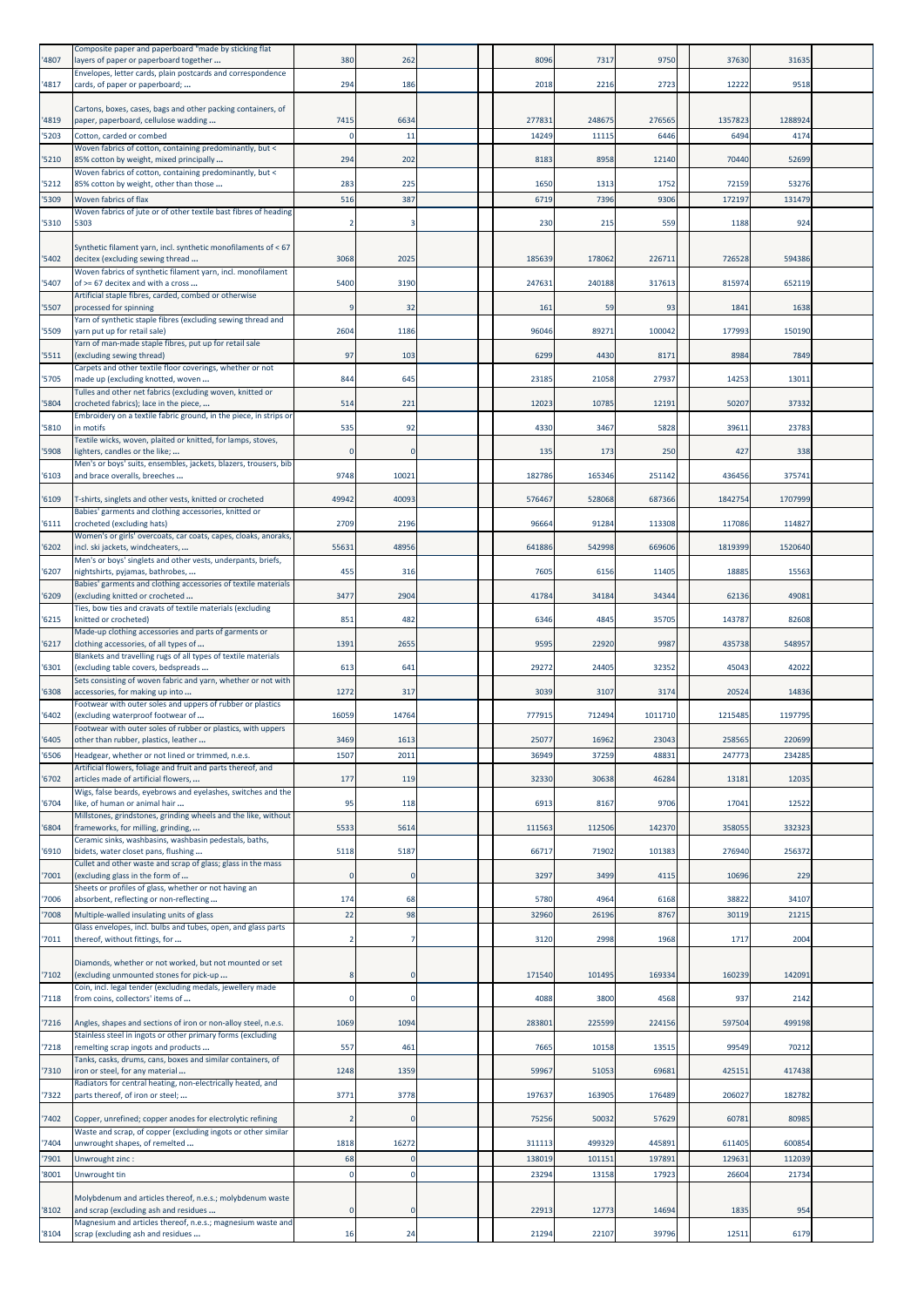| '4807 | Composite paper and paperboard "made by sticking flat layers of paper or paperboard together ... | 380 | 262 | | | 8096 | 7317 | 9750 | | 37630 | 31635 | |
|---|---|---|---|---|---|---|---|---|---|---|---|---|
| '4817 | Envelopes, letter cards, plain postcards and correspondence cards, of paper or paperboard; ... | 294 | 186 | | | 2018 | 2216 | 2723 | | 12222 | 9518 | |
| '4819 | Cartons, boxes, cases, bags and other packing containers, of paper, paperboard, cellulose wadding ... | 7415 | 6634 | | | 277831 | 248675 | 276565 | | 1357823 | 1288924 | |
| '5203 | Cotton, carded or combed | 0 | 11 | | | 14249 | 11115 | 6446 | | 6494 | 4174 | |
| '5210 | Woven fabrics of cotton, containing predominantly, but < 85% cotton by weight, mixed principally ... | 294 | 202 | | | 8183 | 8958 | 12140 | | 70440 | 52699 | |
| '5212 | Woven fabrics of cotton, containing predominantly, but < 85% cotton by weight, other than those ... | 283 | 225 | | | 1650 | 1313 | 1752 | | 72159 | 53276 | |
| '5309 | Woven fabrics of flax | 516 | 387 | | | 6719 | 7396 | 9306 | | 172197 | 131479 | |
| '5310 | Woven fabrics of jute or of other textile bast fibres of heading 5303 | 2 | 3 | | | 230 | 215 | 559 | | 1188 | 924 | |
| '5402 | Synthetic filament yarn, incl. synthetic monofilaments of < 67 decitex (excluding sewing thread ... | 3068 | 2025 | | | 185639 | 178062 | 226711 | | 726528 | 594386 | |
| '5407 | Woven fabrics of synthetic filament yarn, incl. monofilament of >= 67 decitex and with a cross ... | 5400 | 3190 | | | 247631 | 240188 | 317613 | | 815974 | 652119 | |
| '5507 | Artificial staple fibres, carded, combed or otherwise processed for spinning | 9 | 32 | | | 161 | 59 | 93 | | 1841 | 1638 | |
| '5509 | Yarn of synthetic staple fibres (excluding sewing thread and yarn put up for retail sale) | 2604 | 1186 | | | 96046 | 89271 | 100042 | | 177993 | 150190 | |
| '5511 | Yarn of man-made staple fibres, put up for retail sale (excluding sewing thread) | 97 | 103 | | | 6299 | 4430 | 8171 | | 8984 | 7849 | |
| '5705 | Carpets and other textile floor coverings, whether or not made up (excluding knotted, woven ... | 844 | 645 | | | 23185 | 21058 | 27937 | | 14253 | 13011 | |
| '5804 | Tulles and other net fabrics (excluding woven, knitted or crocheted fabrics); lace in the piece, ... | 514 | 221 | | | 12023 | 10785 | 12191 | | 50207 | 37332 | |
| '5810 | Embroidery on a textile fabric ground, in the piece, in strips or in motifs | 535 | 92 | | | 4330 | 3467 | 5828 | | 39611 | 23783 | |
| '5908 | Textile wicks, woven, plaited or knitted, for lamps, stoves, lighters, candles or the like; ... | 0 | 0 | | | 135 | 173 | 250 | | 427 | 338 | |
| '6103 | Men's or boys' suits, ensembles, jackets, blazers, trousers, bib and brace overalls, breeches ... | 9748 | 10021 | | | 182786 | 165346 | 251142 | | 436456 | 375741 | |
| '6109 | T-shirts, singlets and other vests, knitted or crocheted | 49942 | 40093 | | | 576467 | 528068 | 687366 | | 1842754 | 1707999 | |
| '6111 | Babies' garments and clothing accessories, knitted or crocheted (excluding hats) | 2709 | 2196 | | | 96664 | 91284 | 113308 | | 117086 | 114827 | |
| '6202 | Women's or girls' overcoats, car coats, capes, cloaks, anoraks, incl. ski jackets, windcheaters, ... | 55631 | 48956 | | | 641886 | 542998 | 669606 | | 1819399 | 1520640 | |
| '6207 | Men's or boys' singlets and other vests, underpants, briefs, nightshirts, pyjamas, bathrobes, ... | 455 | 316 | | | 7605 | 6156 | 11405 | | 18885 | 15563 | |
| '6209 | Babies' garments and clothing accessories of textile materials (excluding knitted or crocheted ... | 3477 | 2904 | | | 41784 | 34184 | 34344 | | 62136 | 49081 | |
| '6215 | Ties, bow ties and cravats of textile materials (excluding knitted or crocheted) | 851 | 482 | | | 6346 | 4845 | 35705 | | 143787 | 82608 | |
| '6217 | Made-up clothing accessories and parts of garments or clothing accessories, of all types of ... | 1391 | 2655 | | | 9595 | 22920 | 9987 | | 435738 | 548957 | |
| '6301 | Blankets and travelling rugs of all types of textile materials (excluding table covers, bedspreads ... | 613 | 641 | | | 29272 | 24405 | 32352 | | 45043 | 42022 | |
| '6308 | Sets consisting of woven fabric and yarn, whether or not with accessories, for making up into ... | 1272 | 317 | | | 3039 | 3107 | 3174 | | 20524 | 14836 | |
| '6402 | Footwear with outer soles and uppers of rubber or plastics (excluding waterproof footwear of ... | 16059 | 14764 | | | 777915 | 712494 | 1011710 | | 1215485 | 1197795 | |
| '6405 | Footwear with outer soles of rubber or plastics, with uppers other than rubber, plastics, leather ... | 3469 | 1613 | | | 25077 | 16962 | 23043 | | 258565 | 220699 | |
| '6506 | Headgear, whether or not lined or trimmed, n.e.s. | 1507 | 2011 | | | 36949 | 37259 | 48831 | | 247773 | 234285 | |
| '6702 | Artificial flowers, foliage and fruit and parts thereof, and articles made of artificial flowers, ... | 177 | 119 | | | 32330 | 30638 | 46284 | | 13181 | 12035 | |
| '6704 | Wigs, false beards, eyebrows and eyelashes, switches and the like, of human or animal hair ... | 95 | 118 | | | 6913 | 8167 | 9706 | | 17041 | 12522 | |
| '6804 | Millstones, grindstones, grinding wheels and the like, without frameworks, for milling, grinding, ... | 5533 | 5614 | | | 111563 | 112506 | 142370 | | 358055 | 332323 | |
| '6910 | Ceramic sinks, washbasins, washbasin pedestals, baths, bidets, water closet pans, flushing ... | 5118 | 5187 | | | 66717 | 71902 | 101383 | | 276940 | 256372 | |
| '7001 | Cullet and other waste and scrap of glass; glass in the mass (excluding glass in the form of ... | 0 | 0 | | | 3297 | 3499 | 4115 | | 10696 | 229 | |
| '7006 | Sheets or profiles of glass, whether or not having an absorbent, reflecting or non-reflecting ... | 174 | 68 | | | 5780 | 4964 | 6168 | | 38822 | 34107 | |
| '7008 | Multiple-walled insulating units of glass | 22 | 98 | | | 32960 | 26196 | 8767 | | 30119 | 21215 | |
| '7011 | Glass envelopes, incl. bulbs and tubes, open, and glass parts thereof, without fittings, for ... | 2 | 7 | | | 3120 | 2998 | 1968 | | 1717 | 2004 | |
| '7102 | Diamonds, whether or not worked, but not mounted or set (excluding unmounted stones for pick-up ... | 8 | 0 | | | 171540 | 101495 | 169334 | | 160239 | 142091 | |
| '7118 | Coin, incl. legal tender (excluding medals, jewellery made from coins, collectors' items of ... | 0 | 0 | | | 4088 | 3800 | 4568 | | 937 | 2142 | |
| '7216 | Angles, shapes and sections of iron or non-alloy steel, n.e.s. | 1069 | 1094 | | | 283801 | 225599 | 224156 | | 597504 | 499198 | |
| '7218 | Stainless steel in ingots or other primary forms (excluding remelting scrap ingots and products ... | 557 | 461 | | | 7665 | 10158 | 13515 | | 99549 | 70212 | |
| '7310 | Tanks, casks, drums, cans, boxes and similar containers, of iron or steel, for any material ... | 1248 | 1359 | | | 59967 | 51053 | 69681 | | 425151 | 417438 | |
| '7322 | Radiators for central heating, non-electrically heated, and parts thereof, of iron or steel; ... | 3771 | 3778 | | | 197637 | 163905 | 176489 | | 206027 | 182782 | |
| '7402 | Copper, unrefined; copper anodes for electrolytic refining | 2 | 0 | | | 75256 | 50032 | 57629 | | 60781 | 80985 | |
| '7404 | Waste and scrap, of copper (excluding ingots or other similar unwrought shapes, of remelted ... | 1818 | 16272 | | | 311113 | 499329 | 445891 | | 611405 | 600854 | |
| '7901 | Unwrought zinc : | 68 | 0 | | | 138019 | 101151 | 197891 | | 129631 | 112039 | |
| '8001 | Unwrought tin | 0 | 0 | | | 23294 | 13158 | 17923 | | 26604 | 21734 | |
| '8102 | Molybdenum and articles thereof, n.e.s.; molybdenum waste and scrap (excluding ash and residues ... | 0 | 0 | | | 22913 | 12773 | 14694 | | 1835 | 954 | |
| '8104 | Magnesium and articles thereof, n.e.s.; magnesium waste and scrap (excluding ash and residues ... | 16 | 24 | | | 21294 | 22107 | 39796 | | 12511 | 6179 | |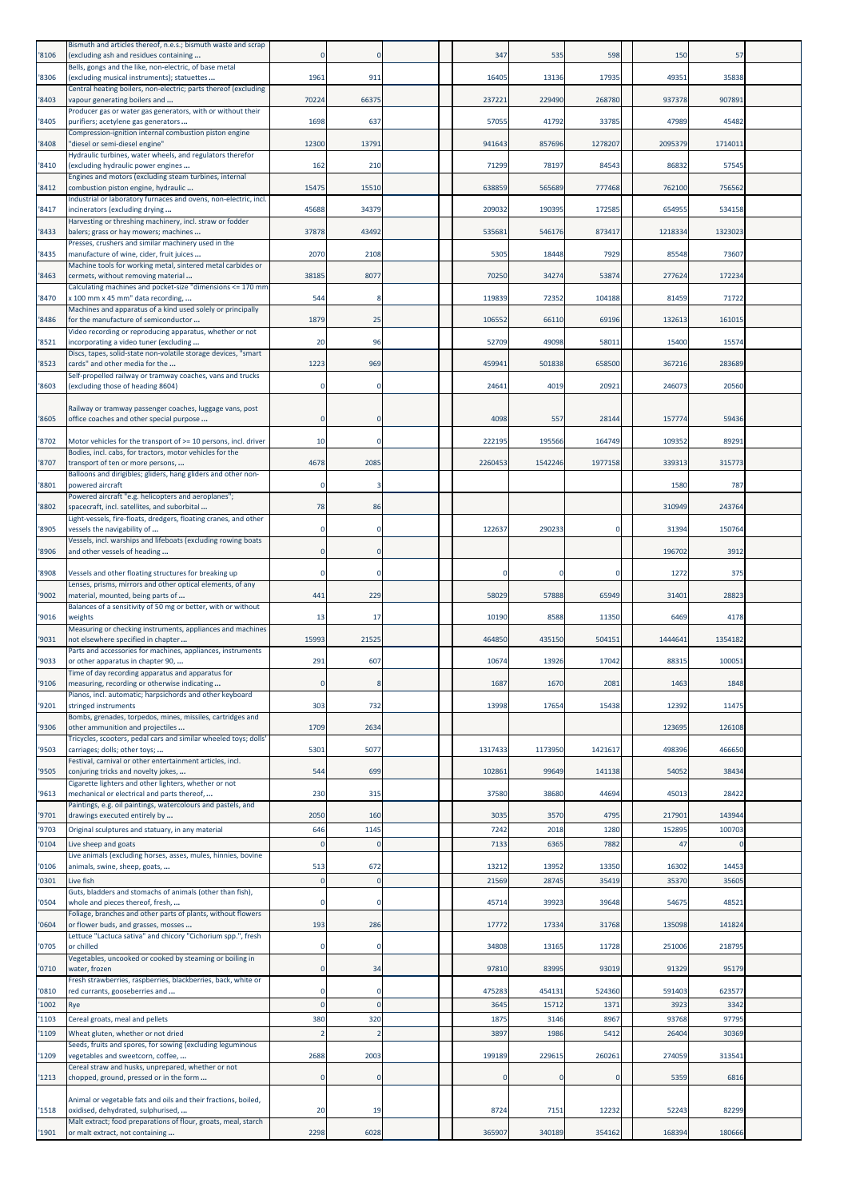| Code | Description | | | | | | | | | |
|---|---|---|---|---|---|---|---|---|---|---|
| '8106 | Bismuth and articles thereof, n.e.s.; bismuth waste and scrap (excluding ash and residues containing ... | 0 | 0 | | 347 | 535 | 598 | 150 | 57 | |
| '8306 | Bells, gongs and the like, non-electric, of base metal (excluding musical instruments); statuettes ... | 1961 | 911 | | 16405 | 13136 | 17935 | 49351 | 35838 | |
| '8403 | Central heating boilers, non-electric; parts thereof (excluding vapour generating boilers and ... | 70224 | 66375 | | 237221 | 229490 | 268780 | 937378 | 907891 | |
| '8405 | Producer gas or water gas generators, with or without their purifiers; acetylene gas generators ... | 1698 | 637 | | 57055 | 41792 | 33785 | 47989 | 45482 | |
| '8408 | Compression-ignition internal combustion piston engine "diesel or semi-diesel engine" | 12300 | 13791 | | 941643 | 857696 | 1278207 | 2095379 | 1714011 | |
| '8410 | Hydraulic turbines, water wheels, and regulators therefor (excluding hydraulic power engines ... | 162 | 210 | | 71299 | 78197 | 84543 | 86832 | 57545 | |
| '8412 | Engines and motors (excluding steam turbines, internal combustion piston engine, hydraulic ... | 15475 | 15510 | | 638859 | 565689 | 777468 | 762100 | 756562 | |
| '8417 | Industrial or laboratory furnaces and ovens, non-electric, incl. incinerators (excluding drying ... | 45688 | 34379 | | 209032 | 190395 | 172585 | 654955 | 534158 | |
| '8433 | Harvesting or threshing machinery, incl. straw or fodder balers; grass or hay mowers; machines ... | 37878 | 43492 | | 535681 | 546176 | 873417 | 1218334 | 1323023 | |
| '8435 | Presses, crushers and similar machinery used in the manufacture of wine, cider, fruit juices ... | 2070 | 2108 | | 5305 | 18448 | 7929 | 85548 | 73607 | |
| '8463 | Machine tools for working metal, sintered metal carbides or cermets, without removing material ... | 38185 | 8077 | | 70250 | 34274 | 53874 | 277624 | 172234 | |
| '8470 | Calculating machines and pocket-size "dimensions <= 170 mm x 100 mm x 45 mm" data recording, ... | 544 | 8 | | 119839 | 72352 | 104188 | 81459 | 71722 | |
| '8486 | Machines and apparatus of a kind used solely or principally for the manufacture of semiconductor ... | 1879 | 25 | | 106552 | 66110 | 69196 | 132613 | 161015 | |
| '8521 | Video recording or reproducing apparatus, whether or not incorporating a video tuner (excluding ... | 20 | 96 | | 52709 | 49098 | 58011 | 15400 | 15574 | |
| '8523 | Discs, tapes, solid-state non-volatile storage devices, "smart cards" and other media for the ... | 1223 | 969 | | 459941 | 501838 | 658500 | 367216 | 283689 | |
| '8603 | Self-propelled railway or tramway coaches, vans and trucks (excluding those of heading 8604) | 0 | 0 | | 24641 | 4019 | 20921 | 246073 | 20560 | |
| '8605 | Railway or tramway passenger coaches, luggage vans, post office coaches and other special purpose ... | 0 | 0 | | 4098 | 557 | 28144 | 157774 | 59436 | |
| '8702 | Motor vehicles for the transport of >= 10 persons, incl. driver | 10 | 0 | | 222195 | 195566 | 164749 | 109352 | 89291 | |
| '8707 | Bodies, incl. cabs, for tractors, motor vehicles for the transport of ten or more persons, ... | 4678 | 2085 | | 2260453 | 1542246 | 1977158 | 339313 | 315773 | |
| '8801 | Balloons and dirigibles; gliders, hang gliders and other non-powered aircraft | 0 | 3 | | | | | 1580 | 787 | |
| '8802 | Powered aircraft "e.g. helicopters and aeroplanes"; spacecraft, incl. satellites, and suborbital ... | 78 | 86 | | | | | 310949 | 243764 | |
| '8905 | Light-vessels, fire-floats, dredgers, floating cranes, and other vessels the navigability of ... | 0 | 0 | | 122637 | 290233 | 0 | 31394 | 150764 | |
| '8906 | Vessels, incl. warships and lifeboats (excluding rowing boats and other vessels of heading ... | 0 | 0 | | | | | 196702 | 3912 | |
| '8908 | Vessels and other floating structures for breaking up | 0 | 0 | | 0 | 0 | 0 | 1272 | 375 | |
| '9002 | Lenses, prisms, mirrors and other optical elements, of any material, mounted, being parts of ... | 441 | 229 | | 58029 | 57888 | 65949 | 31401 | 28823 | |
| '9016 | Balances of a sensitivity of 50 mg or better, with or without weights | 13 | 17 | | 10190 | 8588 | 11350 | 6469 | 4178 | |
| '9031 | Measuring or checking instruments, appliances and machines not elsewhere specified in chapter ... | 15993 | 21525 | | 464850 | 435150 | 504151 | 1444641 | 1354182 | |
| '9033 | Parts and accessories for machines, appliances, instruments or other apparatus in chapter 90, ... | 291 | 607 | | 10674 | 13926 | 17042 | 88315 | 100051 | |
| '9106 | Time of day recording apparatus and apparatus for measuring, recording or otherwise indicating ... | 0 | 8 | | 1687 | 1670 | 2081 | 1463 | 1848 | |
| '9201 | Pianos, incl. automatic; harpsichords and other keyboard stringed instruments | 303 | 732 | | 13998 | 17654 | 15438 | 12392 | 11475 | |
| '9306 | Bombs, grenades, torpedos, mines, missiles, cartridges and other ammunition and projectiles ... | 1709 | 2634 | | | | | 123695 | 126108 | |
| '9503 | Tricycles, scooters, pedal cars and similar wheeled toys; dolls' carriages; dolls; other toys; ... | 5301 | 5077 | | 1317433 | 1173950 | 1421617 | 498396 | 466650 | |
| '9505 | Festival, carnival or other entertainment articles, incl. conjuring tricks and novelty jokes, ... | 544 | 699 | | 102861 | 99649 | 141138 | 54052 | 38434 | |
| '9613 | Cigarette lighters and other lighters, whether or not mechanical or electrical and parts thereof, ... | 230 | 315 | | 37580 | 38680 | 44694 | 45013 | 28422 | |
| '9701 | Paintings, e.g. oil paintings, watercolours and pastels, and drawings executed entirely by ... | 2050 | 160 | | 3035 | 3570 | 4795 | 217901 | 143944 | |
| '9703 | Original sculptures and statuary, in any material | 646 | 1145 | | 7242 | 2018 | 1280 | 152895 | 100703 | |
| '0104 | Live sheep and goats | 0 | 0 | | 7133 | 6365 | 7882 | 47 | 0 | |
| '0106 | Live animals (excluding horses, asses, mules, hinnies, bovine animals, swine, sheep, goats, ... | 513 | 672 | | 13212 | 13952 | 13350 | 16302 | 14453 | |
| '0301 | Live fish | 0 | 0 | | 21569 | 28745 | 35419 | 35370 | 35605 | |
| '0504 | Guts, bladders and stomachs of animals (other than fish), whole and pieces thereof, fresh, ... | 0 | 0 | | 45714 | 39923 | 39648 | 54675 | 48521 | |
| '0604 | Foliage, branches and other parts of plants, without flowers or flower buds, and grasses, mosses ... | 193 | 286 | | 17772 | 17334 | 31768 | 135098 | 141824 | |
| '0705 | Lettuce "Lactuca sativa" and chicory "Cichorium spp.", fresh or chilled | 0 | 0 | | 34808 | 13165 | 11728 | 251006 | 218795 | |
| '0710 | Vegetables, uncooked or cooked by steaming or boiling in water, frozen | 0 | 34 | | 97810 | 83995 | 93019 | 91329 | 95179 | |
| '0810 | Fresh strawberries, raspberries, blackberries, back, white or red currants, gooseberries and ... | 0 | 0 | | 475283 | 454131 | 524360 | 591403 | 623577 | |
| '1002 | Rye | 0 | 0 | | 3645 | 15712 | 1371 | 3923 | 3342 | |
| '1103 | Cereal groats, meal and pellets | 380 | 320 | | 1875 | 3146 | 8967 | 93768 | 97795 | |
| '1109 | Wheat gluten, whether or not dried | 2 | 2 | | 3897 | 1986 | 5412 | 26404 | 30369 | |
| '1209 | Seeds, fruits and spores, for sowing (excluding leguminous vegetables and sweetcorn, coffee, ... | 2688 | 2003 | | 199189 | 229615 | 260261 | 274059 | 313541 | |
| '1213 | Cereal straw and husks, unprepared, whether or not chopped, ground, pressed or in the form ... | 0 | 0 | | 0 | 0 | 0 | 5359 | 6816 | |
| '1518 | Animal or vegetable fats and oils and their fractions, boiled, oxidised, dehydrated, sulphurised, ... | 20 | 19 | | 8724 | 7151 | 12232 | 52243 | 82299 | |
| '1901 | Malt extract; food preparations of flour, groats, meal, starch or malt extract, not containing ... | 2298 | 6028 | | 365907 | 340189 | 354162 | 168394 | 180666 | |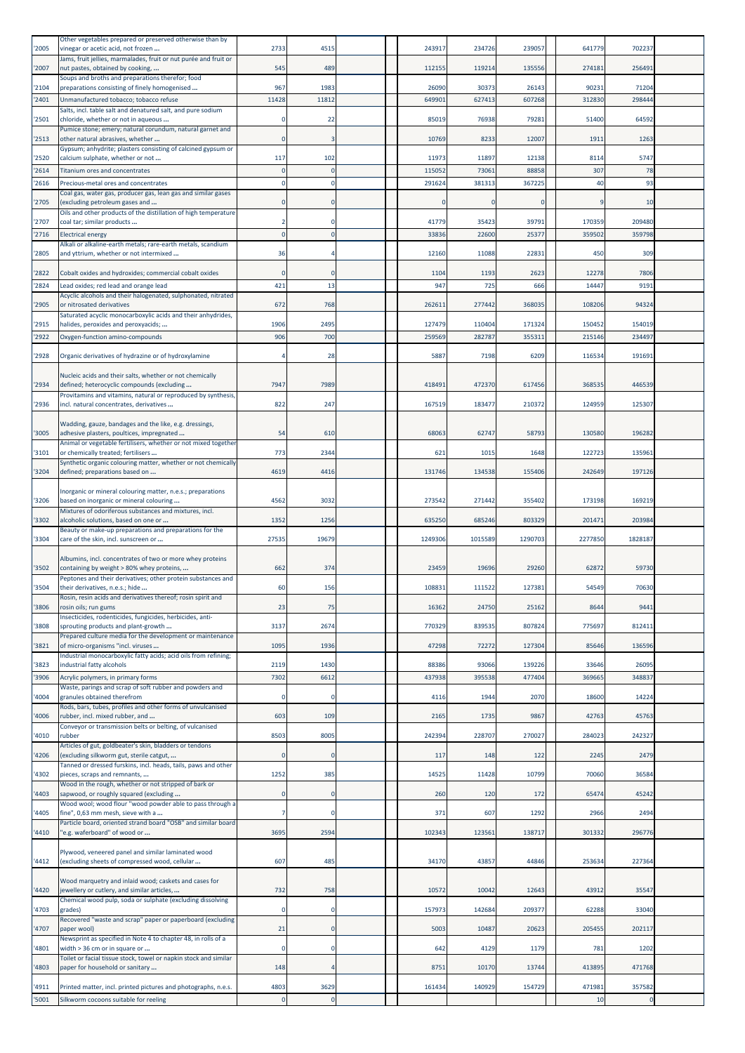| | | | | | | | | | | | | |
|---|---|---|---|---|---|---|---|---|---|---|---|---|
| '2005 | Other vegetables prepared or preserved otherwise than by vinegar or acetic acid, not frozen ... | 2733 | 4515 | | | 243917 | 234726 | 239057 | | 641779 | 702237 | |
| '2007 | Jams, fruit jellies, marmalades, fruit or nut purée and fruit or nut pastes, obtained by cooking, ... | 545 | 489 | | | 112155 | 119214 | 135556 | | 274181 | 256491 | |
| '2104 | Soups and broths and preparations therefor; food preparations consisting of finely homogenised ... | 967 | 1983 | | | 26090 | 30373 | 26143 | | 90231 | 71204 | |
| '2401 | Unmanufactured tobacco; tobacco refuse | 11428 | 11812 | | | 649901 | 627413 | 607268 | | 312830 | 298444 | |
| '2501 | Salts, incl. table salt and denatured salt, and pure sodium chloride, whether or not in aqueous ... | 0 | 22 | | | 85019 | 76938 | 79281 | | 51400 | 64592 | |
| '2513 | Pumice stone; emery; natural corundum, natural garnet and other natural abrasives, whether ... | 0 | 3 | | | 10769 | 8233 | 12007 | | 1911 | 1263 | |
| '2520 | Gypsum; anhydrite; plasters consisting of calcined gypsum or calcium sulphate, whether or not ... | 117 | 102 | | | 11973 | 11897 | 12138 | | 8114 | 5747 | |
| '2614 | Titanium ores and concentrates | 0 | 0 | | | 115052 | 73061 | 88858 | | 307 | 78 | |
| '2616 | Precious-metal ores and concentrates | 0 | 0 | | | 291624 | 381313 | 367225 | | 40 | 93 | |
| '2705 | Coal gas, water gas, producer gas, lean gas and similar gases (excluding petroleum gases and ... | 0 | 0 | | | 0 | 0 | 0 | | 9 | 10 | |
| '2707 | Oils and other products of the distillation of high temperature coal tar; similar products ... | 2 | 0 | | | 41779 | 35423 | 39791 | | 170359 | 209480 | |
| '2716 | Electrical energy | 0 | 0 | | | 33836 | 22600 | 25377 | | 359502 | 359798 | |
| '2805 | Alkali or alkaline-earth metals; rare-earth metals, scandium and yttrium, whether or not intermixed ... | 36 | 4 | | | 12160 | 11088 | 22831 | | 450 | 309 | |
| '2822 | Cobalt oxides and hydroxides; commercial cobalt oxides | 0 | 0 | | | 1104 | 1193 | 2623 | | 12278 | 7806 | |
| '2824 | Lead oxides; red lead and orange lead | 421 | 13 | | | 947 | 725 | 666 | | 14447 | 9191 | |
| '2905 | Acyclic alcohols and their halogenated, sulphonated, nitrated or nitrosated derivatives | 672 | 768 | | | 262611 | 277442 | 368035 | | 108206 | 94324 | |
| '2915 | Saturated acyclic monocarboxylic acids and their anhydrides, halides, peroxides and peroxyacids; ... | 1906 | 2495 | | | 127479 | 110404 | 171324 | | 150452 | 154019 | |
| '2922 | Oxygen-function amino-compounds | 906 | 700 | | | 259569 | 282787 | 355311 | | 215146 | 234497 | |
| '2928 | Organic derivatives of hydrazine or of hydroxylamine | 4 | 28 | | | 5887 | 7198 | 6209 | | 116534 | 191691 | |
| '2934 | Nucleic acids and their salts, whether or not chemically defined; heterocyclic compounds (excluding ... | 7947 | 7989 | | | 418491 | 472370 | 617456 | | 368535 | 446539 | |
| '2936 | Provitamins and vitamins, natural or reproduced by synthesis, incl. natural concentrates, derivatives ... | 822 | 247 | | | 167519 | 183477 | 210372 | | 124959 | 125307 | |
| '3005 | Wadding, gauze, bandages and the like, e.g. dressings, adhesive plasters, poultices, impregnated ... | 54 | 610 | | | 68063 | 62747 | 58793 | | 130580 | 196282 | |
| '3101 | Animal or vegetable fertilisers, whether or not mixed together or chemically treated; fertilisers ... | 773 | 2344 | | | 621 | 1015 | 1648 | | 122723 | 135961 | |
| '3204 | Synthetic organic colouring matter, whether or not chemically defined; preparations based on ... | 4619 | 4416 | | | 131746 | 134538 | 155406 | | 242649 | 197126 | |
| '3206 | Inorganic or mineral colouring matter, n.e.s.; preparations based on inorganic or mineral colouring ... | 4562 | 3032 | | | 273542 | 271442 | 355402 | | 173198 | 169219 | |
| '3302 | Mixtures of odoriferous substances and mixtures, incl. alcoholic solutions, based on one or ... | 1352 | 1256 | | | 635250 | 685246 | 803329 | | 201471 | 203984 | |
| '3304 | Beauty or make-up preparations and preparations for the care of the skin, incl. sunscreen or ... | 27535 | 19679 | | | 1249306 | 1015589 | 1290703 | | 2277850 | 1828187 | |
| '3502 | Albumins, incl. concentrates of two or more whey proteins containing by weight > 80% whey proteins, ... | 662 | 374 | | | 23459 | 19696 | 29260 | | 62872 | 59730 | |
| '3504 | Peptones and their derivatives; other protein substances and their derivatives, n.e.s.; hide ... | 60 | 156 | | | 108831 | 111522 | 127381 | | 54549 | 70630 | |
| '3806 | Rosin, resin acids and derivatives thereof; rosin spirit and rosin oils; run gums | 23 | 75 | | | 16362 | 24750 | 25162 | | 8644 | 9441 | |
| '3808 | Insecticides, rodenticides, fungicides, herbicides, anti-sprouting products and plant-growth ... | 3137 | 2674 | | | 770329 | 839535 | 807824 | | 775697 | 812411 | |
| '3821 | Prepared culture media for the development or maintenance of micro-organisms "incl. viruses ... | 1095 | 1936 | | | 47298 | 72272 | 127304 | | 85646 | 136596 | |
| '3823 | Industrial monocarboxylic fatty acids; acid oils from refining; industrial fatty alcohols | 2119 | 1430 | | | 88386 | 93066 | 139226 | | 33646 | 26095 | |
| '3906 | Acrylic polymers, in primary forms | 7302 | 6612 | | | 437938 | 395538 | 477404 | | 369665 | 348837 | |
| '4004 | Waste, parings and scrap of soft rubber and powders and granules obtained therefrom | 0 | 0 | | | 4116 | 1944 | 2070 | | 18600 | 14224 | |
| '4006 | Rods, bars, tubes, profiles and other forms of unvulcanised rubber, incl. mixed rubber, and ... | 603 | 109 | | | 2165 | 1735 | 9867 | | 42763 | 45763 | |
| '4010 | Conveyor or transmission belts or belting, of vulcanised rubber | 8503 | 8005 | | | 242394 | 228707 | 270027 | | 284023 | 242327 | |
| '4206 | Articles of gut, goldbeater's skin, bladders or tendons (excluding silkworm gut, sterile catgut, ... | 0 | 0 | | | 117 | 148 | 122 | | 2245 | 2479 | |
| '4302 | Tanned or dressed furskins, incl. heads, tails, paws and other pieces, scraps and remnants, ... | 1252 | 385 | | | 14525 | 11428 | 10799 | | 70060 | 36584 | |
| '4403 | Wood in the rough, whether or not stripped of bark or sapwood, or roughly squared (excluding ... | 0 | 0 | | | 260 | 120 | 172 | | 65474 | 45242 | |
| '4405 | Wood wool; wood flour "wood powder able to pass through a fine", 0,63 mm mesh, sieve with a ... | 7 | 0 | | | 371 | 607 | 1292 | | 2966 | 2494 | |
| '4410 | Particle board, oriented strand board "OSB" and similar board "e.g. waferboard" of wood or ... | 3695 | 2594 | | | 102343 | 123561 | 138717 | | 301332 | 296776 | |
| '4412 | Plywood, veneered panel and similar laminated wood (excluding sheets of compressed wood, cellular ... | 607 | 485 | | | 34170 | 43857 | 44846 | | 253634 | 227364 | |
| '4420 | Wood marquetry and inlaid wood; caskets and cases for jewellery or cutlery, and similar articles, ... | 732 | 758 | | | 10572 | 10042 | 12643 | | 43912 | 35547 | |
| '4703 | Chemical wood pulp, soda or sulphate (excluding dissolving grades) | 0 | 0 | | | 157973 | 142684 | 209377 | | 62288 | 33040 | |
| '4707 | Recovered "waste and scrap" paper or paperboard (excluding paper wool) | 21 | 0 | | | 5003 | 10487 | 20623 | | 205455 | 202117 | |
| '4801 | Newsprint as specified in Note 4 to chapter 48, in rolls of a width > 36 cm or in square or ... | 0 | 0 | | | 642 | 4129 | 1179 | | 781 | 1202 | |
| '4803 | Toilet or facial tissue stock, towel or napkin stock and similar paper for household or sanitary ... | 148 | 4 | | | 8751 | 10170 | 13744 | | 413895 | 471768 | |
| '4911 | Printed matter, incl. printed pictures and photographs, n.e.s. | 4803 | 3629 | | | 161434 | 140929 | 154729 | | 471981 | 357582 | |
| '5001 | Silkworm cocoons suitable for reeling | 0 | 0 | | | | | | | 10 | 0 | |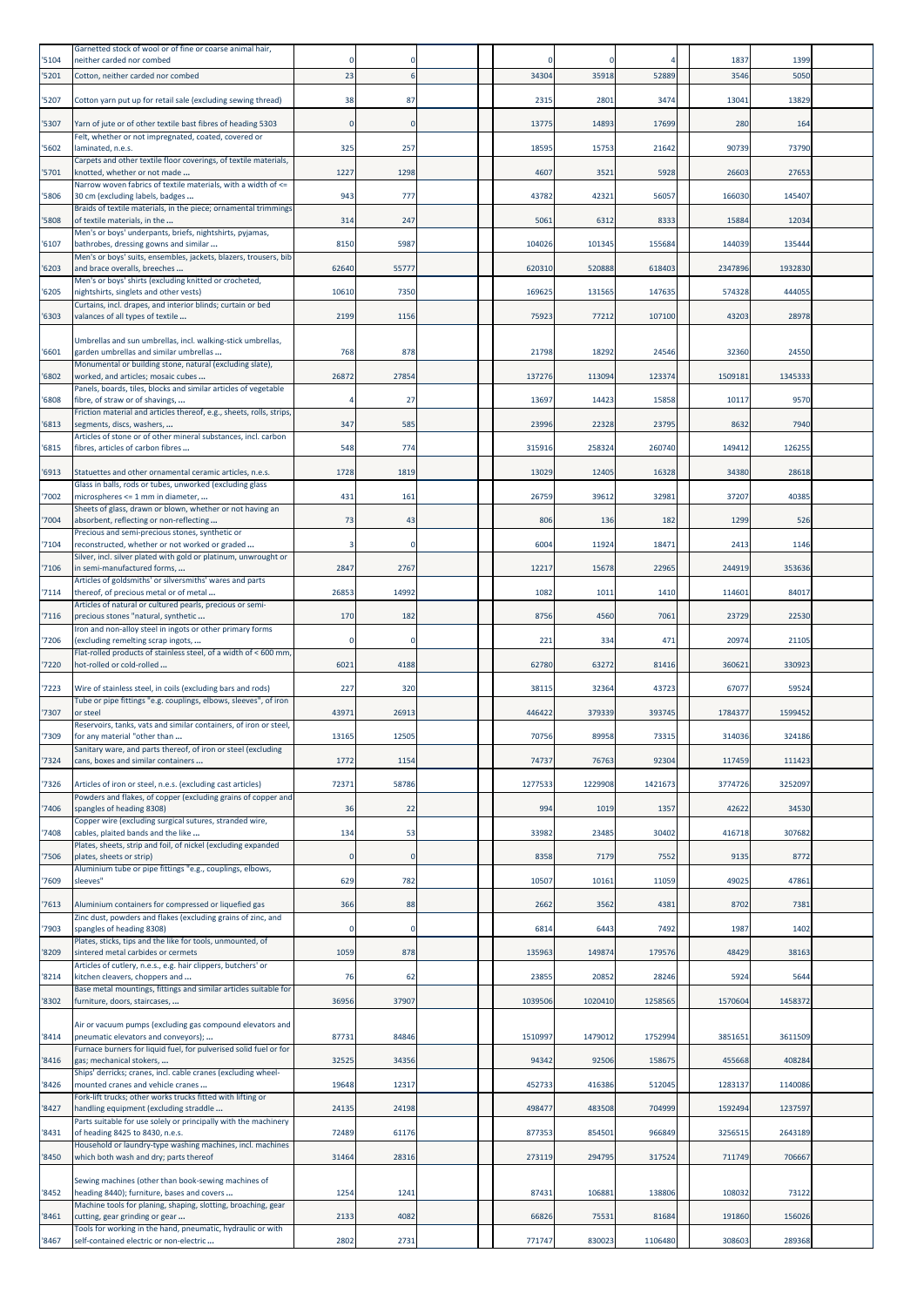| | | | | | | | | | | | | |
|---|---|---|---|---|---|---|---|---|---|---|---|---|
| '5104 | Garnetted stock of wool or of fine or coarse animal hair, neither carded nor combed | 0 | 0 | | | 0 | 0 | 4 | | 1837 | 1399 | |
| '5201 | Cotton, neither carded nor combed | 23 | 6 | | | 34304 | 35918 | 52889 | | 3546 | 5050 | |
| '5207 | Cotton yarn put up for retail sale (excluding sewing thread) | 38 | 87 | | | 2315 | 2801 | 3474 | | 13041 | 13829 | |
| '5307 | Yarn of jute or of other textile bast fibres of heading 5303 | 0 | 0 | | | 13775 | 14893 | 17699 | | 280 | 164 | |
| '5602 | Felt, whether or not impregnated, coated, covered or laminated, n.e.s. | 325 | 257 | | | 18595 | 15753 | 21642 | | 90739 | 73790 | |
| '5701 | Carpets and other textile floor coverings, of textile materials, knotted, whether or not made ... | 1227 | 1298 | | | 4607 | 3521 | 5928 | | 26603 | 27653 | |
| '5806 | Narrow woven fabrics of textile materials, with a width of <= 30 cm (excluding labels, badges ... | 943 | 777 | | | 43782 | 42321 | 56057 | | 166030 | 145407 | |
| '5808 | Braids of textile materials, in the piece; ornamental trimmings of textile materials, in the ... | 314 | 247 | | | 5061 | 6312 | 8333 | | 15884 | 12034 | |
| '6107 | Men's or boys' underpants, briefs, nightshirts, pyjamas, bathrobes, dressing gowns and similar ... | 8150 | 5987 | | | 104026 | 101345 | 155684 | | 144039 | 135444 | |
| '6203 | Men's or boys' suits, ensembles, jackets, blazers, trousers, bib and brace overalls, breeches ... | 62640 | 55777 | | | 620310 | 520888 | 618403 | | 2347896 | 1932830 | |
| '6205 | Men's or boys' shirts (excluding knitted or crocheted, nightshirts, singlets and other vests) | 10610 | 7350 | | | 169625 | 131565 | 147635 | | 574328 | 444055 | |
| '6303 | Curtains, incl. drapes, and interior blinds; curtain or bed valances of all types of textile ... | 2199 | 1156 | | | 75923 | 77212 | 107100 | | 43203 | 28978 | |
| '6601 | Umbrellas and sun umbrellas, incl. walking-stick umbrellas, garden umbrellas and similar umbrellas ... | 768 | 878 | | | 21798 | 18292 | 24546 | | 32360 | 24550 | |
| '6802 | Monumental or building stone, natural (excluding slate), worked, and articles; mosaic cubes ... | 26872 | 27854 | | | 137276 | 113094 | 123374 | | 1509181 | 1345333 | |
| '6808 | Panels, boards, tiles, blocks and similar articles of vegetable fibre, of straw or of shavings, ... | 4 | 27 | | | 13697 | 14423 | 15858 | | 10117 | 9570 | |
| '6813 | Friction material and articles thereof, e.g., sheets, rolls, strips, segments, discs, washers, ... | 347 | 585 | | | 23996 | 22328 | 23795 | | 8632 | 7940 | |
| '6815 | Articles of stone or of other mineral substances, incl. carbon fibres, articles of carbon fibres ... | 548 | 774 | | | 315916 | 258324 | 260740 | | 149412 | 126255 | |
| '6913 | Statuettes and other ornamental ceramic articles, n.e.s. | 1728 | 1819 | | | 13029 | 12405 | 16328 | | 34380 | 28618 | |
| '7002 | Glass in balls, rods or tubes, unworked (excluding glass microspheres <= 1 mm in diameter, ... | 431 | 161 | | | 26759 | 39612 | 32981 | | 37207 | 40385 | |
| '7004 | Sheets of glass, drawn or blown, whether or not having an absorbent, reflecting or non-reflecting ... | 73 | 43 | | | 806 | 136 | 182 | | 1299 | 526 | |
| '7104 | Precious and semi-precious stones, synthetic or reconstructed, whether or not worked or graded ... | 3 | 0 | | | 6004 | 11924 | 18471 | | 2413 | 1146 | |
| '7106 | Silver, incl. silver plated with gold or platinum, unwrought or in semi-manufactured forms, ... | 2847 | 2767 | | | 12217 | 15678 | 22965 | | 244919 | 353636 | |
| '7114 | Articles of goldsmiths' or silversmiths' wares and parts thereof, of precious metal or of metal ... | 26853 | 14992 | | | 1082 | 1011 | 1410 | | 114601 | 84017 | |
| '7116 | Articles of natural or cultured pearls, precious or semi-precious stones "natural, synthetic ... | 170 | 182 | | | 8756 | 4560 | 7061 | | 23729 | 22530 | |
| '7206 | Iron and non-alloy steel in ingots or other primary forms (excluding remelting scrap ingots, ... | 0 | 0 | | | 221 | 334 | 471 | | 20974 | 21105 | |
| '7220 | Flat-rolled products of stainless steel, of a width of < 600 mm, hot-rolled or cold-rolled ... | 6021 | 4188 | | | 62780 | 63272 | 81416 | | 360621 | 330923 | |
| '7223 | Wire of stainless steel, in coils (excluding bars and rods) | 227 | 320 | | | 38115 | 32364 | 43723 | | 67077 | 59524 | |
| '7307 | Tube or pipe fittings "e.g. couplings, elbows, sleeves", of iron or steel | 43971 | 26913 | | | 446422 | 379339 | 393745 | | 1784377 | 1599452 | |
| '7309 | Reservoirs, tanks, vats and similar containers, of iron or steel, for any material "other than ... | 13165 | 12505 | | | 70756 | 89958 | 73315 | | 314036 | 324186 | |
| '7324 | Sanitary ware, and parts thereof, of iron or steel (excluding cans, boxes and similar containers ... | 1772 | 1154 | | | 74737 | 76763 | 92304 | | 117459 | 111423 | |
| '7326 | Articles of iron or steel, n.e.s. (excluding cast articles) | 72371 | 58786 | | | 1277533 | 1229908 | 1421673 | | 3774726 | 3252097 | |
| '7406 | Powders and flakes, of copper (excluding grains of copper and spangles of heading 8308) | 36 | 22 | | | 994 | 1019 | 1357 | | 42622 | 34530 | |
| '7408 | Copper wire (excluding surgical sutures, stranded wire, cables, plaited bands and the like ... | 134 | 53 | | | 33982 | 23485 | 30402 | | 416718 | 307682 | |
| '7506 | Plates, sheets, strip and foil, of nickel (excluding expanded plates, sheets or strip) | 0 | 0 | | | 8358 | 7179 | 7552 | | 9135 | 8772 | |
| '7609 | Aluminium tube or pipe fittings "e.g., couplings, elbows, sleeves" | 629 | 782 | | | 10507 | 10161 | 11059 | | 49025 | 47861 | |
| '7613 | Aluminium containers for compressed or liquefied gas | 366 | 88 | | | 2662 | 3562 | 4381 | | 8702 | 7381 | |
| '7903 | Zinc dust, powders and flakes (excluding grains of zinc, and spangles of heading 8308) | 0 | 0 | | | 6814 | 6443 | 7492 | | 1987 | 1402 | |
| '8209 | Plates, sticks, tips and the like for tools, unmounted, of sintered metal carbides or cermets | 1059 | 878 | | | 135963 | 149874 | 179576 | | 48429 | 38163 | |
| '8214 | Articles of cutlery, n.e.s., e.g. hair clippers, butchers' or kitchen cleavers, choppers and ... | 76 | 62 | | | 23855 | 20852 | 28246 | | 5924 | 5644 | |
| '8302 | Base metal mountings, fittings and similar articles suitable for furniture, doors, staircases, ... | 36956 | 37907 | | | 1039506 | 1020410 | 1258565 | | 1570604 | 1458372 | |
| '8414 | Air or vacuum pumps (excluding gas compound elevators and pneumatic elevators and conveyors); ... | 87731 | 84846 | | | 1510997 | 1479012 | 1752994 | | 3851651 | 3611509 | |
| '8416 | Furnace burners for liquid fuel, for pulverised solid fuel or for gas; mechanical stokers, ... | 32525 | 34356 | | | 94342 | 92506 | 158675 | | 455668 | 408284 | |
| '8426 | Ships' derricks; cranes, incl. cable cranes (excluding wheel-mounted cranes and vehicle cranes ... | 19648 | 12317 | | | 452733 | 416386 | 512045 | | 1283137 | 1140086 | |
| '8427 | Fork-lift trucks; other works trucks fitted with lifting or handling equipment (excluding straddle ... | 24135 | 24198 | | | 498477 | 483508 | 704999 | | 1592494 | 1237597 | |
| '8431 | Parts suitable for use solely or principally with the machinery of heading 8425 to 8430, n.e.s. | 72489 | 61176 | | | 877353 | 854501 | 966849 | | 3256515 | 2643189 | |
| '8450 | Household or laundry-type washing machines, incl. machines which both wash and dry; parts thereof | 31464 | 28316 | | | 273119 | 294795 | 317524 | | 711749 | 706667 | |
| '8452 | Sewing machines (other than book-sewing machines of heading 8440); furniture, bases and covers ... | 1254 | 1241 | | | 87431 | 106881 | 138806 | | 108032 | 73122 | |
| '8461 | Machine tools for planing, shaping, slotting, broaching, gear cutting, gear grinding or gear ... | 2133 | 4082 | | | 66826 | 75531 | 81684 | | 191860 | 156026 | |
| '8467 | Tools for working in the hand, pneumatic, hydraulic or with self-contained electric or non-electric ... | 2802 | 2731 | | | 771747 | 830023 | 1106480 | | 308603 | 289368 | |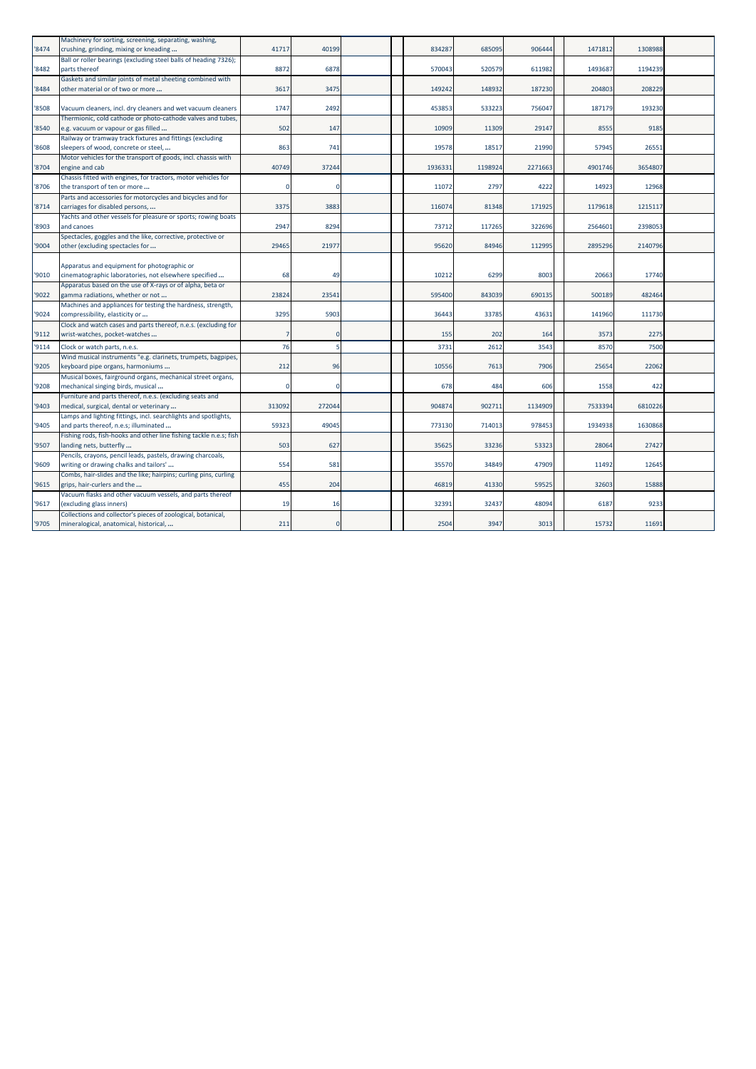| | | | | | | | | | | | | | |
|---|---|---|---|---|---|---|---|---|---|---|---|---|---|
| '8474 | Machinery for sorting, screening, separating, washing, crushing, grinding, mixing or kneading ... | 41717 | 40199 | | | 834287 | 685095 | 906444 | | 1471812 | 1308988 | |
| '8482 | Ball or roller bearings (excluding steel balls of heading 7326); parts thereof | 8872 | 6878 | | | 570043 | 520579 | 611982 | | 1493687 | 1194239 | |
| '8484 | Gaskets and similar joints of metal sheeting combined with other material or of two or more ... | 3617 | 3475 | | | 149242 | 148932 | 187230 | | 204803 | 208229 | |
| '8508 | Vacuum cleaners, incl. dry cleaners and wet vacuum cleaners | 1747 | 2492 | | | 453853 | 533223 | 756047 | | 187179 | 193230 | |
| '8540 | Thermionic, cold cathode or photo-cathode valves and tubes, e.g. vacuum or vapour or gas filled ... | 502 | 147 | | | 10909 | 11309 | 29147 | | 8555 | 9185 | |
| '8608 | Railway or tramway track fixtures and fittings (excluding sleepers of wood, concrete or steel, ... | 863 | 741 | | | 19578 | 18517 | 21990 | | 57945 | 26551 | |
| '8704 | Motor vehicles for the transport of goods, incl. chassis with engine and cab | 40749 | 37244 | | | 1936331 | 1198924 | 2271663 | | 4901746 | 3654807 | |
| '8706 | Chassis fitted with engines, for tractors, motor vehicles for the transport of ten or more ... | 0 | 0 | | | 11072 | 2797 | 4222 | | 14923 | 12968 | |
| '8714 | Parts and accessories for motorcycles and bicycles and for carriages for disabled persons, ... | 3375 | 3883 | | | 116074 | 81348 | 171925 | | 1179618 | 1215117 | |
| '8903 | Yachts and other vessels for pleasure or sports; rowing boats and canoes | 2947 | 8294 | | | 73712 | 117265 | 322696 | | 2564601 | 2398053 | |
| '9004 | Spectacles, goggles and the like, corrective, protective or other (excluding spectacles for ... | 29465 | 21977 | | | 95620 | 84946 | 112995 | | 2895296 | 2140796 | |
| '9010 | Apparatus and equipment for photographic or cinematographic laboratories, not elsewhere specified ... | 68 | 49 | | | 10212 | 6299 | 8003 | | 20663 | 17740 | |
| '9022 | Apparatus based on the use of X-rays or of alpha, beta or gamma radiations, whether or not ... | 23824 | 23541 | | | 595400 | 843039 | 690135 | | 500189 | 482464 | |
| '9024 | Machines and appliances for testing the hardness, strength, compressibility, elasticity or ... | 3295 | 5903 | | | 36443 | 33785 | 43631 | | 141960 | 111730 | |
| '9112 | Clock and watch cases and parts thereof, n.e.s. (excluding for wrist-watches, pocket-watches ... | 7 | 0 | | | 155 | 202 | 164 | | 3573 | 2275 | |
| '9114 | Clock or watch parts, n.e.s. | 76 | 5 | | | 3731 | 2612 | 3543 | | 8570 | 7500 | |
| '9205 | Wind musical instruments "e.g. clarinets, trumpets, bagpipes, keyboard pipe organs, harmoniums ... | 212 | 96 | | | 10556 | 7613 | 7906 | | 25654 | 22062 | |
| '9208 | Musical boxes, fairground organs, mechanical street organs, mechanical singing birds, musical ... | 0 | 0 | | | 678 | 484 | 606 | | 1558 | 422 | |
| '9403 | Furniture and parts thereof, n.e.s. (excluding seats and medical, surgical, dental or veterinary ... | 313092 | 272044 | | | 904874 | 902711 | 1134909 | | 7533394 | 6810226 | |
| '9405 | Lamps and lighting fittings, incl. searchlights and spotlights, and parts thereof, n.e.s; illuminated ... | 59323 | 49045 | | | 773130 | 714013 | 978453 | | 1934938 | 1630868 | |
| '9507 | Fishing rods, fish-hooks and other line fishing tackle n.e.s; fish landing nets, butterfly ... | 503 | 627 | | | 35625 | 33236 | 53323 | | 28064 | 27427 | |
| '9609 | Pencils, crayons, pencil leads, pastels, drawing charcoals, writing or drawing chalks and tailors' ... | 554 | 581 | | | 35570 | 34849 | 47909 | | 11492 | 12645 | |
| '9615 | Combs, hair-slides and the like; hairpins; curling pins, curling grips, hair-curlers and the ... | 455 | 204 | | | 46819 | 41330 | 59525 | | 32603 | 15888 | |
| '9617 | Vacuum flasks and other vacuum vessels, and parts thereof (excluding glass inners) | 19 | 16 | | | 32391 | 32437 | 48094 | | 6187 | 9233 | |
| '9705 | Collections and collector's pieces of zoological, botanical, mineralogical, anatomical, historical, ... | 211 | 0 | | | 2504 | 3947 | 3013 | | 15732 | 11691 | |